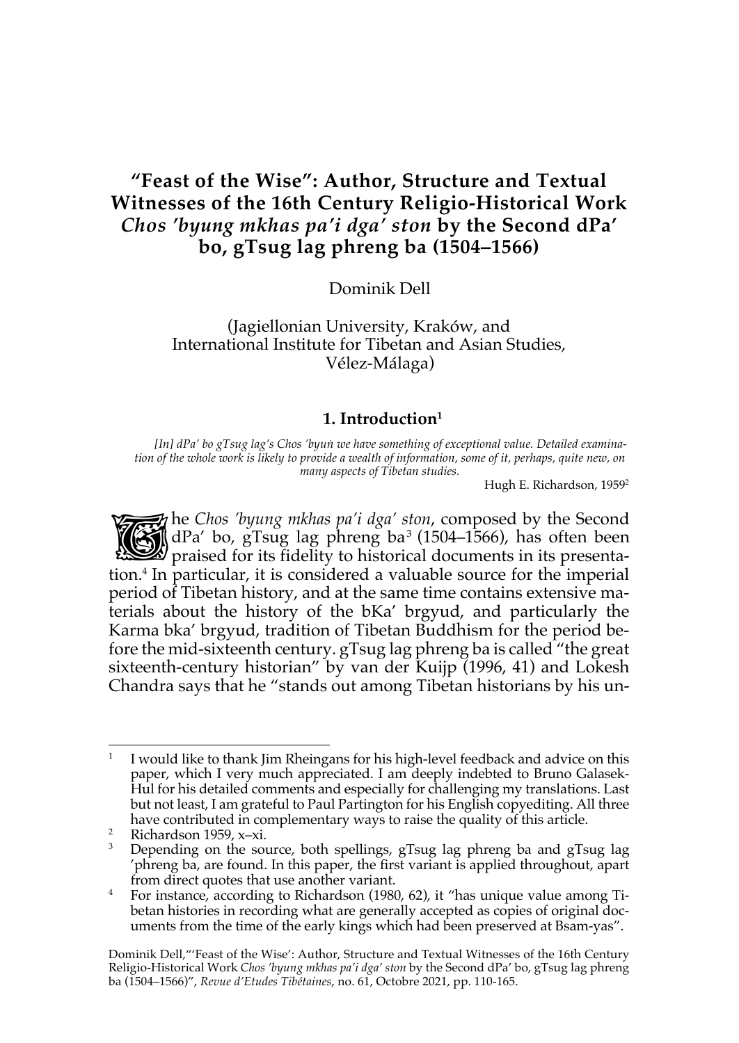# "Feast of the Wise": Author, Structure and Textual Witnesses of the 16th Century Religio-Historical Work *Chos 'byung mkhas pa'i dga' ston* by the Second dPa' bo, gTsug lag phreng ba (1504–1566)

Dominik Dell

(Jagiellonian University, Kraków, and International Institute for Tibetan and Asian Studies, Vélez-Málaga)

## 1. Introduction[1]

*[In] dPa' bo gTsug lag's Chos 'byuṅ we have something of exceptional value. Detailed examination of the whole work is likely to provide a wealth of information, some of it, perhaps, quite new, on many aspects of Tibetan studies.*

Hugh E. Richardson, 1959[2]

The *Chos 'byung mkhas pa'i dga' ston*, composed by the Second dPa' bo, gTsug lag phreng ba[3] (1504–1566), has often been praised for its fidelity to historical documents in its presentation.[4] In particular, it is considered a valuable source for the imperial period of Tibetan history, and at the same time contains extensive materials about the history of the bKa' brgyud, and particularly the Karma bka' brgyud, tradition of Tibetan Buddhism for the period before the mid-sixteenth century. gTsug lag phreng ba is called "the great sixteenth-century historian" by van der Kuijp (1996, 41) and Lokesh Chandra says that he "stands out among Tibetan historians by his un-

---

[1] I would like to thank Jim Rheingans for his high-level feedback and advice on this paper, which I very much appreciated. I am deeply indebted to Bruno Galasek-Hul for his detailed comments and especially for challenging my translations. Last but not least, I am grateful to Paul Partington for his English copyediting. All three have contributed in complementary ways to raise the quality of this article.

[2] Richardson 1959, x–xi.

[3] Depending on the source, both spellings, gTsug lag phreng ba and gTsug lag 'phreng ba, are found. In this paper, the first variant is applied throughout, apart from direct quotes that use another variant.

[4] For instance, according to Richardson (1980, 62), it "has unique value among Tibetan histories in recording what are generally accepted as copies of original documents from the time of the early kings which had been preserved at Bsam-yas".

Dominik Dell,"'Feast of the Wise': Author, Structure and Textual Witnesses of the 16th Century Religio-Historical Work *Chos 'byung mkhas pa'i dga' ston* by the Second dPa' bo, gTsug lag phreng ba (1504–1566)", *Revue d'Etudes Tibétaines*, no. 61, Octobre 2021, pp. 110-165.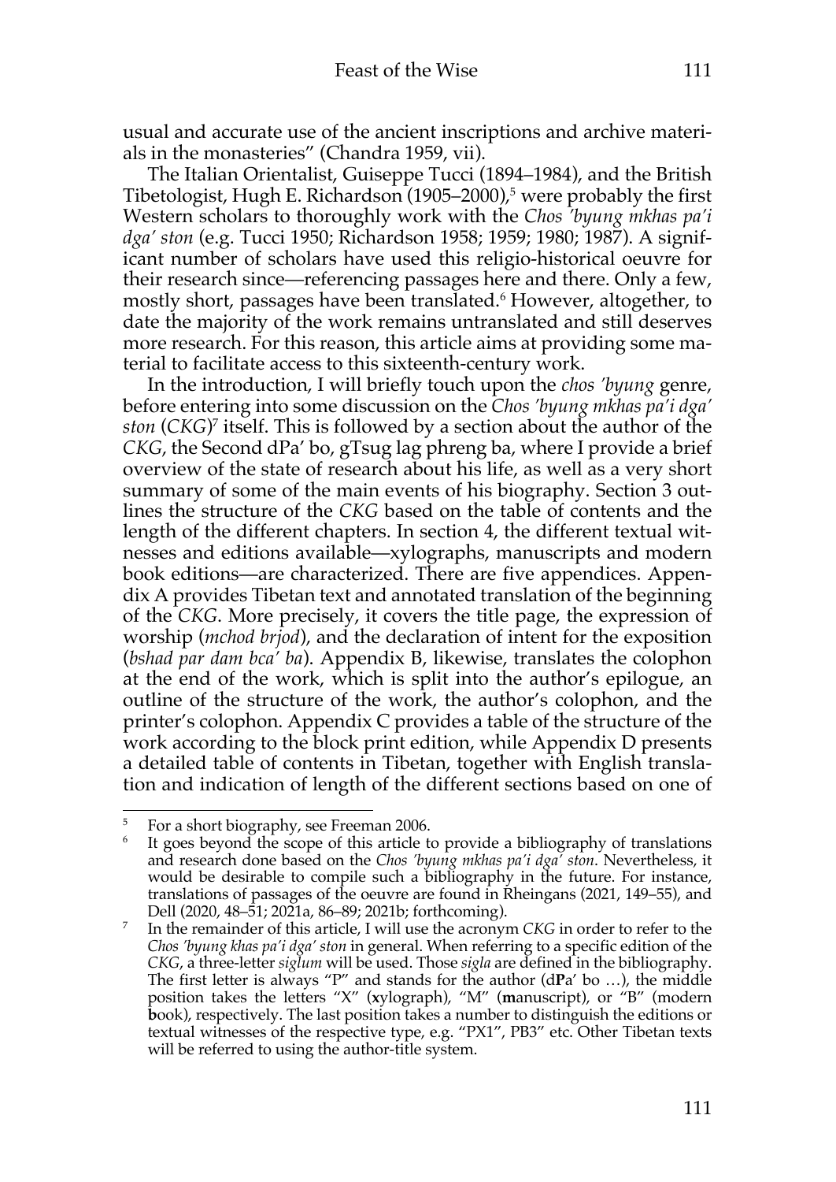usual and accurate use of the ancient inscriptions and archive materials in the monasteries" (Chandra 1959, vii).

The Italian Orientalist, Guiseppe Tucci (1894–1984), and the British Tibetologist, Hugh E. Richardson (1905–2000),[5] were probably the first Western scholars to thoroughly work with the *Chos 'byung mkhas pa'i dga' ston* (e.g. Tucci 1950; Richardson 1958; 1959; 1980; 1987). A significant number of scholars have used this religio-historical oeuvre for their research since—referencing passages here and there. Only a few, mostly short, passages have been translated.[6] However, altogether, to date the majority of the work remains untranslated and still deserves more research. For this reason, this article aims at providing some material to facilitate access to this sixteenth-century work.

In the introduction, I will briefly touch upon the *chos 'byung* genre, before entering into some discussion on the *Chos 'byung mkhas pa'i dga' ston* (*CKG*)[7] itself. This is followed by a section about the author of the *CKG*, the Second dPa' bo, gTsug lag phreng ba, where I provide a brief overview of the state of research about his life, as well as a very short summary of some of the main events of his biography. Section 3 outlines the structure of the *CKG* based on the table of contents and the length of the different chapters. In section 4, the different textual witnesses and editions available—xylographs, manuscripts and modern book editions—are characterized. There are five appendices. Appendix A provides Tibetan text and annotated translation of the beginning of the *CKG*. More precisely, it covers the title page, the expression of worship (*mchod brjod*), and the declaration of intent for the exposition (*bshad par dam bca' ba*). Appendix B, likewise, translates the colophon at the end of the work, which is split into the author's epilogue, an outline of the structure of the work, the author's colophon, and the printer's colophon. Appendix C provides a table of the structure of the work according to the block print edition, while Appendix D presents a detailed table of contents in Tibetan, together with English translation and indication of length of the different sections based on one of

---

[5] For a short biography, see Freeman 2006.

[6] It goes beyond the scope of this article to provide a bibliography of translations and research done based on the *Chos 'byung mkhas pa'i dga' ston*. Nevertheless, it would be desirable to compile such a bibliography in the future. For instance, translations of passages of the oeuvre are found in Rheingans (2021, 149–55), and Dell (2020, 48–51; 2021a, 86–89; 2021b; forthcoming).

[7] In the remainder of this article, I will use the acronym *CKG* in order to refer to the *Chos 'byung khas pa'i dga' ston* in general. When referring to a specific edition of the *CKG*, a three-letter *siglum* will be used. Those *sigla* are defined in the bibliography. The first letter is always "P" and stands for the author (d**P**a' bo …), the middle position takes the letters "X" (**x**ylograph), "M" (**m**anuscript), or "B" (modern **b**ook), respectively. The last position takes a number to distinguish the editions or textual witnesses of the respective type, e.g. "PX1", PB3" etc. Other Tibetan texts will be referred to using the author-title system.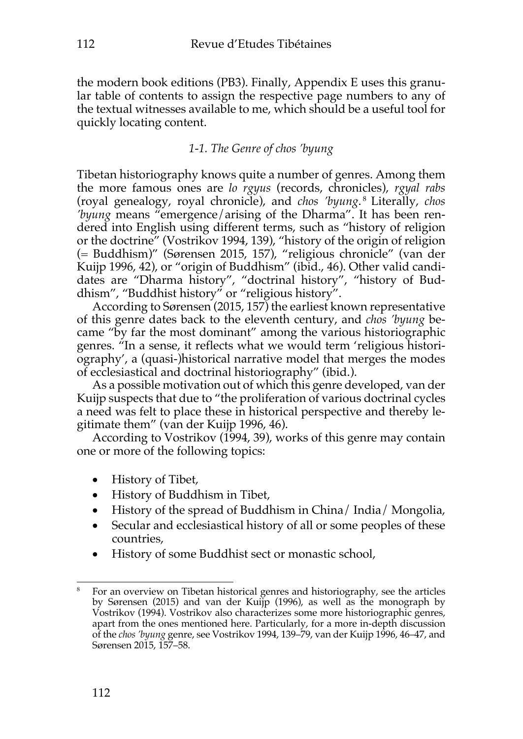the modern book editions (PB3). Finally, Appendix E uses this granular table of contents to assign the respective page numbers to any of the textual witnesses available to me, which should be a useful tool for quickly locating content.

### *1-1. The Genre of chos 'byung*

Tibetan historiography knows quite a number of genres. Among them the more famous ones are *lo rgyus* (records, chronicles), *rgyal rabs* (royal genealogy, royal chronicle), and *chos 'byung*.[8] Literally, *chos 'byung* means "emergence/arising of the Dharma". It has been rendered into English using different terms, such as "history of religion or the doctrine" (Vostrikov 1994, 139), "history of the origin of religion (= Buddhism)" (Sørensen 2015, 157), "religious chronicle" (van der Kuijp 1996, 42), or "origin of Buddhism" (ibid., 46). Other valid candidates are "Dharma history", "doctrinal history", "history of Buddhism", "Buddhist history" or "religious history".

According to Sørensen (2015, 157) the earliest known representative of this genre dates back to the eleventh century, and *chos 'byung* became "by far the most dominant" among the various historiographic genres. "In a sense, it reflects what we would term 'religious historiography', a (quasi-)historical narrative model that merges the modes of ecclesiastical and doctrinal historiography" (ibid.).

As a possible motivation out of which this genre developed, van der Kuijp suspects that due to "the proliferation of various doctrinal cycles a need was felt to place these in historical perspective and thereby legitimate them" (van der Kuijp 1996, 46).

According to Vostrikov (1994, 39), works of this genre may contain one or more of the following topics:

- History of Tibet,
- History of Buddhism in Tibet,
- History of the spread of Buddhism in China/ India/ Mongolia,
- Secular and ecclesiastical history of all or some peoples of these countries,
- History of some Buddhist sect or monastic school,

---

[8] For an overview on Tibetan historical genres and historiography, see the articles by Sørensen (2015) and van der Kuijp (1996), as well as the monograph by Vostrikov (1994). Vostrikov also characterizes some more historiographic genres, apart from the ones mentioned here. Particularly, for a more in-depth discussion of the *chos 'byung* genre, see Vostrikov 1994, 139–79, van der Kuijp 1996, 46–47, and Sørensen 2015, 157–58.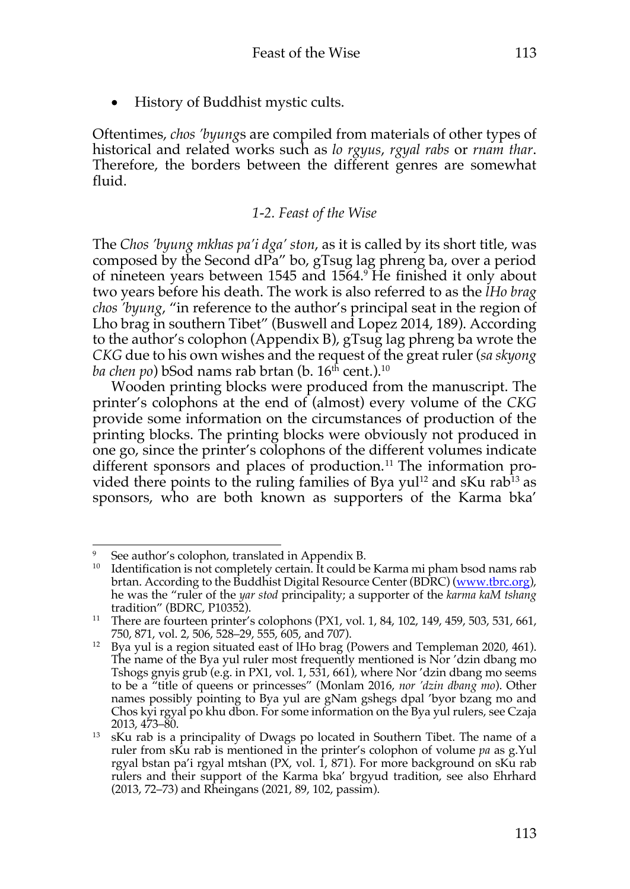- History of Buddhist mystic cults.

Oftentimes, *chos 'byung*s are compiled from materials of other types of historical and related works such as *lo rgyus*, *rgyal rabs* or *rnam thar*. Therefore, the borders between the different genres are somewhat fluid.

### *1-2. Feast of the Wise*

The *Chos 'byung mkhas pa'i dga' ston*, as it is called by its short title, was composed by the Second dPa" bo, gTsug lag phreng ba, over a period of nineteen years between 1545 and 1564.[9] He finished it only about two years before his death. The work is also referred to as the *lHo brag chos 'byung*, "in reference to the author's principal seat in the region of Lho brag in southern Tibet" (Buswell and Lopez 2014, 189). According to the author's colophon (Appendix B), gTsug lag phreng ba wrote the *CKG* due to his own wishes and the request of the great ruler (*sa skyong ba chen po*) bSod nams rab brtan (b. 16th cent.).[10]

Wooden printing blocks were produced from the manuscript. The printer's colophons at the end of (almost) every volume of the *CKG* provide some information on the circumstances of production of the printing blocks. The printing blocks were obviously not produced in one go, since the printer's colophons of the different volumes indicate different sponsors and places of production.[11] The information provided there points to the ruling families of Bya yul[12] and sKu rab[13] as sponsors, who are both known as supporters of the Karma bka'

---

[9] See author's colophon, translated in Appendix B.

[10] Identification is not completely certain. It could be Karma mi pham bsod nams rab brtan. According to the Buddhist Digital Resource Center (BDRC) (www.tbrc.org), he was the "ruler of the *yar stod* principality; a supporter of the *karma kaM tshang* tradition" (BDRC, P10352).

[11] There are fourteen printer's colophons (PX1, vol. 1, 84, 102, 149, 459, 503, 531, 661, 750, 871, vol. 2, 506, 528–29, 555, 605, and 707).

[12] Bya yul is a region situated east of lHo brag (Powers and Templeman 2020, 461). The name of the Bya yul ruler most frequently mentioned is Nor 'dzin dbang mo Tshogs gnyis grub (e.g. in PX1, vol. 1, 531, 661), where Nor 'dzin dbang mo seems to be a "title of queens or princesses" (Monlam 2016, *nor 'dzin dbang mo*). Other names possibly pointing to Bya yul are gNam gshegs dpal 'byor bzang mo and Chos kyi rgyal po khu dbon. For some information on the Bya yul rulers, see Czaja 2013, 473–80.

[13] sKu rab is a principality of Dwags po located in Southern Tibet. The name of a ruler from sKu rab is mentioned in the printer's colophon of volume *pa* as g.Yul rgyal bstan pa'i rgyal mtshan (PX, vol. 1, 871). For more background on sKu rab rulers and their support of the Karma bka' brgyud tradition, see also Ehrhard (2013, 72–73) and Rheingans (2021, 89, 102, passim).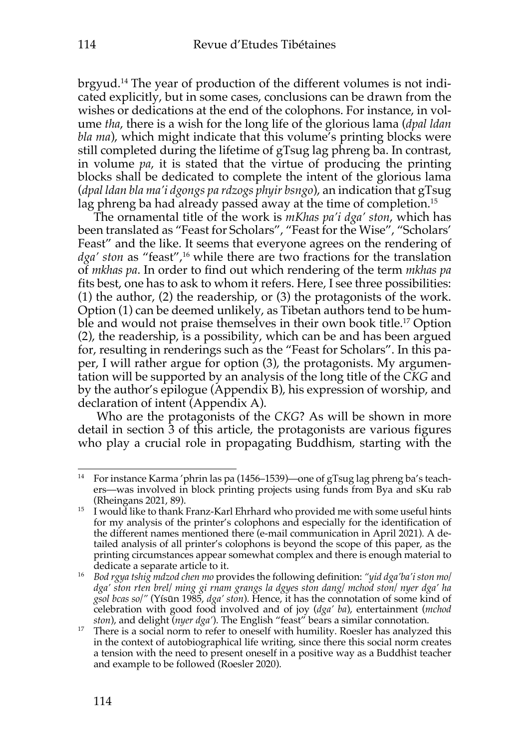brgyud.[14] The year of production of the different volumes is not indicated explicitly, but in some cases, conclusions can be drawn from the wishes or dedications at the end of the colophons. For instance, in volume *tha*, there is a wish for the long life of the glorious lama (*dpal ldan bla ma*), which might indicate that this volume's printing blocks were still completed during the lifetime of gTsug lag phreng ba. In contrast, in volume *pa*, it is stated that the virtue of producing the printing blocks shall be dedicated to complete the intent of the glorious lama (*dpal ldan bla ma'i dgongs pa rdzogs phyir bsngo*), an indication that gTsug lag phreng ba had already passed away at the time of completion.[15]

The ornamental title of the work is *mKhas pa'i dga' ston*, which has been translated as "Feast for Scholars", "Feast for the Wise", "Scholars' Feast" and the like. It seems that everyone agrees on the rendering of *dga' ston* as "feast",[16] while there are two fractions for the translation of *mkhas pa*. In order to find out which rendering of the term *mkhas pa* fits best, one has to ask to whom it refers. Here, I see three possibilities: (1) the author, (2) the readership, or (3) the protagonists of the work. Option (1) can be deemed unlikely, as Tibetan authors tend to be humble and would not praise themselves in their own book title.[17] Option (2), the readership, is a possibility, which can be and has been argued for, resulting in renderings such as the "Feast for Scholars". In this paper, I will rather argue for option (3), the protagonists. My argumentation will be supported by an analysis of the long title of the *CKG* and by the author's epilogue (Appendix B), his expression of worship, and declaration of intent (Appendix A).

Who are the protagonists of the *CKG*? As will be shown in more detail in section 3 of this article, the protagonists are various figures who play a crucial role in propagating Buddhism, starting with the

---

[14] For instance Karma 'phrin las pa (1456–1539)—one of gTsug lag phreng ba's teachers—was involved in block printing projects using funds from Bya and sKu rab (Rheingans 2021, 89).

[15] I would like to thank Franz-Karl Ehrhard who provided me with some useful hints for my analysis of the printer's colophons and especially for the identification of the different names mentioned there (e-mail communication in April 2021). A detailed analysis of all printer's colophons is beyond the scope of this paper, as the printing circumstances appear somewhat complex and there is enough material to dedicate a separate article to it.

[16] *Bod rgya tshig mdzod chen mo* provides the following definition: *"yid dga'ba'i ston mo/ dga' ston rten brel/ ming gi rnam grangs la dgyes ston dang/ mchod ston/ nyer dga' ha gsol bcas so/"* (Yísūn 1985, *dga' ston*). Hence, it has the connotation of some kind of celebration with good food involved and of joy (*dga' ba*), entertainment (*mchod ston*), and delight (*nyer dga'*). The English "feast" bears a similar connotation.

[17] There is a social norm to refer to oneself with humility. Roesler has analyzed this in the context of autobiographical life writing, since there this social norm creates a tension with the need to present oneself in a positive way as a Buddhist teacher and example to be followed (Roesler 2020).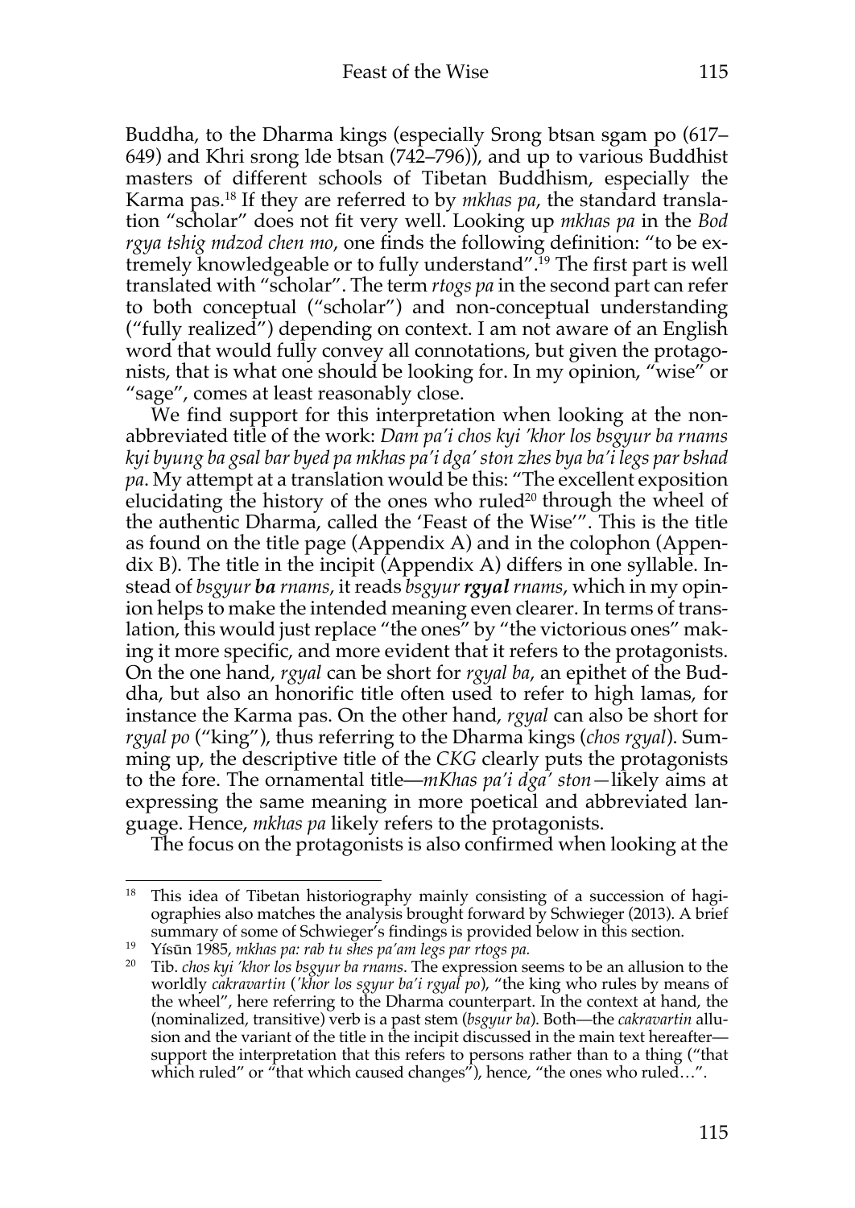Buddha, to the Dharma kings (especially Srong btsan sgam po (617–649) and Khri srong lde btsan (742–796)), and up to various Buddhist masters of different schools of Tibetan Buddhism, especially the Karma pas.[18] If they are referred to by *mkhas pa*, the standard translation "scholar" does not fit very well. Looking up *mkhas pa* in the *Bod rgya tshig mdzod chen mo*, one finds the following definition: "to be extremely knowledgeable or to fully understand".[19] The first part is well translated with "scholar". The term *rtogs pa* in the second part can refer to both conceptual ("scholar") and non-conceptual understanding ("fully realized") depending on context. I am not aware of an English word that would fully convey all connotations, but given the protagonists, that is what one should be looking for. In my opinion, "wise" or "sage", comes at least reasonably close.

We find support for this interpretation when looking at the non-abbreviated title of the work: *Dam pa'i chos kyi 'khor los bsgyur ba rnams kyi byung ba gsal bar byed pa mkhas pa'i dga' ston zhes bya ba'i legs par bshad pa*. My attempt at a translation would be this: "The excellent exposition elucidating the history of the ones who ruled[20] through the wheel of the authentic Dharma, called the 'Feast of the Wise'". This is the title as found on the title page (Appendix A) and in the colophon (Appendix B). The title in the incipit (Appendix A) differs in one syllable. Instead of *bsgyur **ba** rnams*, it reads *bsgyur **rgyal** rnams*, which in my opinion helps to make the intended meaning even clearer. In terms of translation, this would just replace "the ones" by "the victorious ones" making it more specific, and more evident that it refers to the protagonists. On the one hand, *rgyal* can be short for *rgyal ba*, an epithet of the Buddha, but also an honorific title often used to refer to high lamas, for instance the Karma pas. On the other hand, *rgyal* can also be short for *rgyal po* ("king"), thus referring to the Dharma kings (*chos rgyal*). Summing up, the descriptive title of the *CKG* clearly puts the protagonists to the fore. The ornamental title—*mKhas pa'i dga' ston*—likely aims at expressing the same meaning in more poetical and abbreviated language. Hence, *mkhas pa* likely refers to the protagonists.

The focus on the protagonists is also confirmed when looking at the

---

[18] This idea of Tibetan historiography mainly consisting of a succession of hagiographies also matches the analysis brought forward by Schwieger (2013). A brief summary of some of Schwieger's findings is provided below in this section.

[19] Yísūn 1985, *mkhas pa: rab tu shes pa'am legs par rtogs pa.*

[20] Tib. *chos kyi 'khor los bsgyur ba rnams*. The expression seems to be an allusion to the worldly *cakravartin* (*'khor los sgyur ba'i rgyal po*), "the king who rules by means of the wheel", here referring to the Dharma counterpart. In the context at hand, the (nominalized, transitive) verb is a past stem (*bsgyur ba*). Both—the *cakravartin* allusion and the variant of the title in the incipit discussed in the main text hereafter—support the interpretation that this refers to persons rather than to a thing ("that which ruled" or "that which caused changes"), hence, "the ones who ruled…".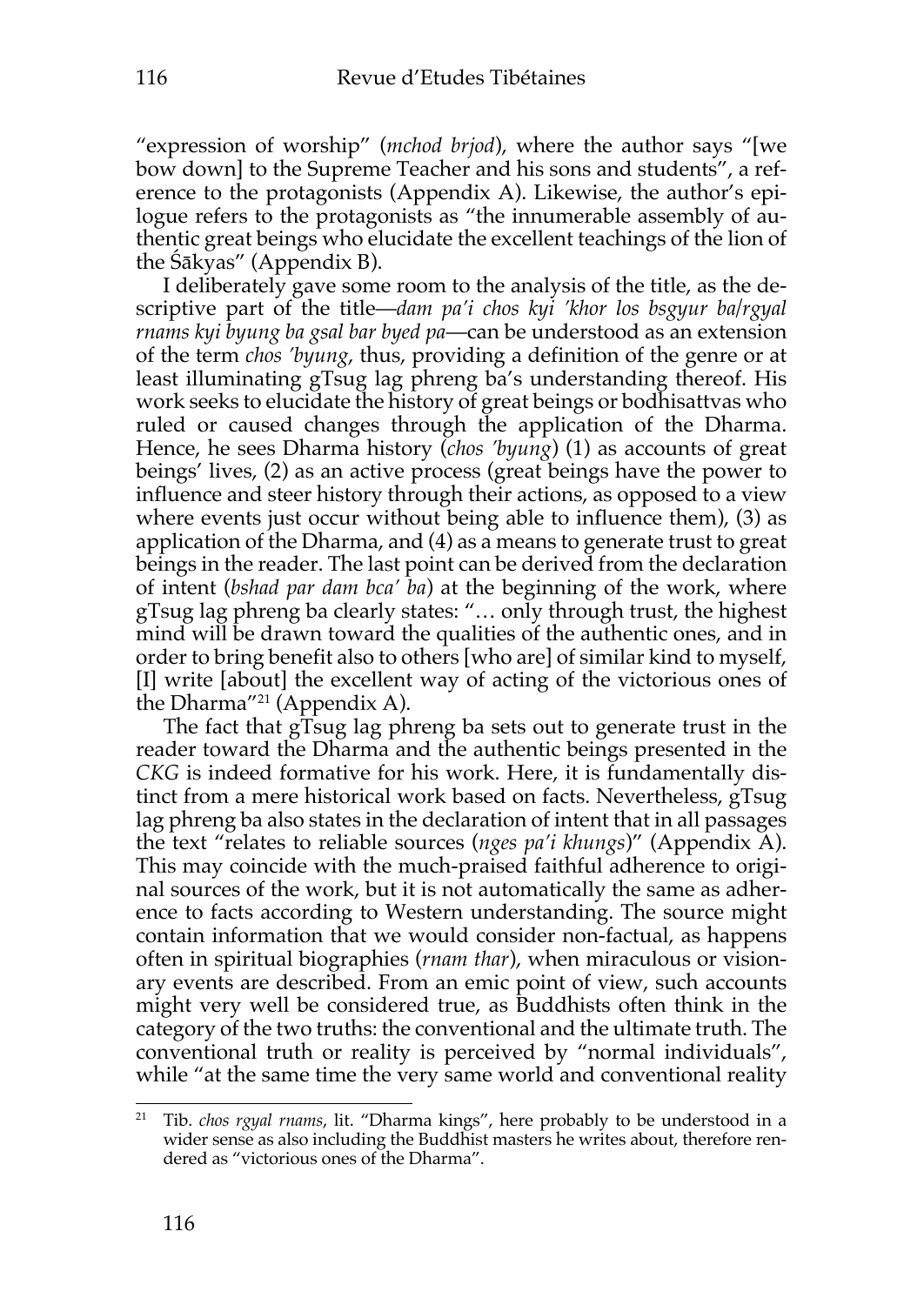"expression of worship" (*mchod brjod*), where the author says "[we bow down] to the Supreme Teacher and his sons and students", a reference to the protagonists (Appendix A). Likewise, the author's epilogue refers to the protagonists as "the innumerable assembly of authentic great beings who elucidate the excellent teachings of the lion of the Śākyas" (Appendix B).

I deliberately gave some room to the analysis of the title, as the descriptive part of the title—*dam pa'i chos kyi 'khor los bsgyur ba/rgyal rnams kyi byung ba gsal bar byed pa*—can be understood as an extension of the term *chos 'byung*, thus, providing a definition of the genre or at least illuminating gTsug lag phreng ba's understanding thereof. His work seeks to elucidate the history of great beings or bodhisattvas who ruled or caused changes through the application of the Dharma. Hence, he sees Dharma history (*chos 'byung*) (1) as accounts of great beings' lives, (2) as an active process (great beings have the power to influence and steer history through their actions, as opposed to a view where events just occur without being able to influence them), (3) as application of the Dharma, and (4) as a means to generate trust to great beings in the reader. The last point can be derived from the declaration of intent (*bshad par dam bca' ba*) at the beginning of the work, where gTsug lag phreng ba clearly states: "… only through trust, the highest mind will be drawn toward the qualities of the authentic ones, and in order to bring benefit also to others [who are] of similar kind to myself, [I] write [about] the excellent way of acting of the victorious ones of the Dharma"[21] (Appendix A).

The fact that gTsug lag phreng ba sets out to generate trust in the reader toward the Dharma and the authentic beings presented in the *CKG* is indeed formative for his work. Here, it is fundamentally distinct from a mere historical work based on facts. Nevertheless, gTsug lag phreng ba also states in the declaration of intent that in all passages the text "relates to reliable sources (*nges pa'i khungs*)" (Appendix A). This may coincide with the much-praised faithful adherence to original sources of the work, but it is not automatically the same as adherence to facts according to Western understanding. The source might contain information that we would consider non-factual, as happens often in spiritual biographies (*rnam thar*), when miraculous or visionary events are described. From an emic point of view, such accounts might very well be considered true, as Buddhists often think in the category of the two truths: the conventional and the ultimate truth. The conventional truth or reality is perceived by "normal individuals", while "at the same time the very same world and conventional reality

---

[21] Tib. *chos rgyal rnams*, lit. "Dharma kings", here probably to be understood in a wider sense as also including the Buddhist masters he writes about, therefore rendered as "victorious ones of the Dharma".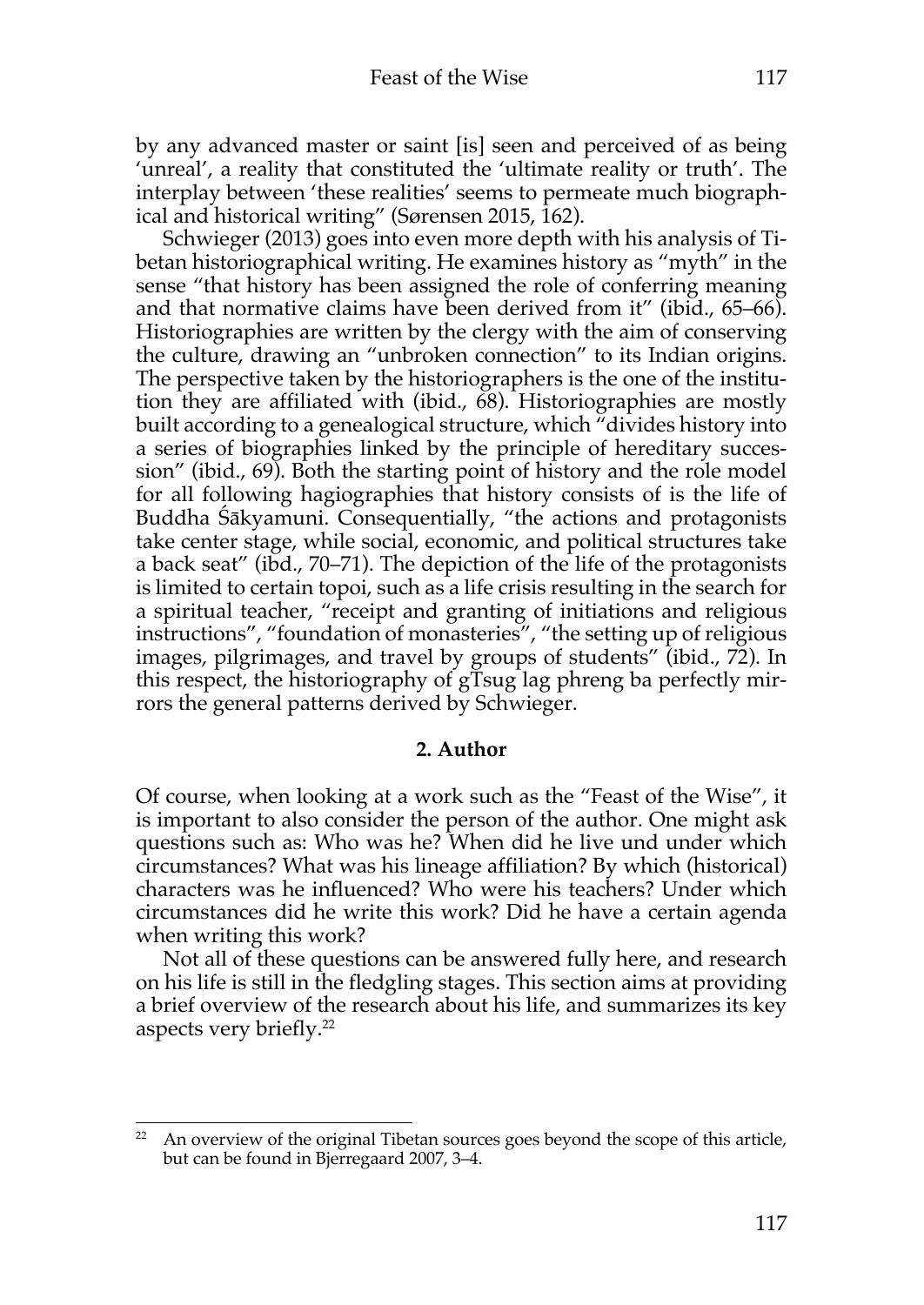by any advanced master or saint [is] seen and perceived of as being 'unreal', a reality that constituted the 'ultimate reality or truth'. The interplay between 'these realities' seems to permeate much biographical and historical writing" (Sørensen 2015, 162).

Schwieger (2013) goes into even more depth with his analysis of Tibetan historiographical writing. He examines history as "myth" in the sense "that history has been assigned the role of conferring meaning and that normative claims have been derived from it" (ibid., 65–66). Historiographies are written by the clergy with the aim of conserving the culture, drawing an "unbroken connection" to its Indian origins. The perspective taken by the historiographers is the one of the institution they are affiliated with (ibid., 68). Historiographies are mostly built according to a genealogical structure, which "divides history into a series of biographies linked by the principle of hereditary succession" (ibid., 69). Both the starting point of history and the role model for all following hagiographies that history consists of is the life of Buddha Śākyamuni. Consequentially, "the actions and protagonists take center stage, while social, economic, and political structures take a back seat" (ibd., 70–71). The depiction of the life of the protagonists is limited to certain topoi, such as a life crisis resulting in the search for a spiritual teacher, "receipt and granting of initiations and religious instructions", "foundation of monasteries", "the setting up of religious images, pilgrimages, and travel by groups of students" (ibid., 72). In this respect, the historiography of gTsug lag phreng ba perfectly mirrors the general patterns derived by Schwieger.

## 2. Author

Of course, when looking at a work such as the "Feast of the Wise", it is important to also consider the person of the author. One might ask questions such as: Who was he? When did he live und under which circumstances? What was his lineage affiliation? By which (historical) characters was he influenced? Who were his teachers? Under which circumstances did he write this work? Did he have a certain agenda when writing this work?

Not all of these questions can be answered fully here, and research on his life is still in the fledgling stages. This section aims at providing a brief overview of the research about his life, and summarizes its key aspects very briefly.[22]

[22] An overview of the original Tibetan sources goes beyond the scope of this article, but can be found in Bjerregaard 2007, 3–4.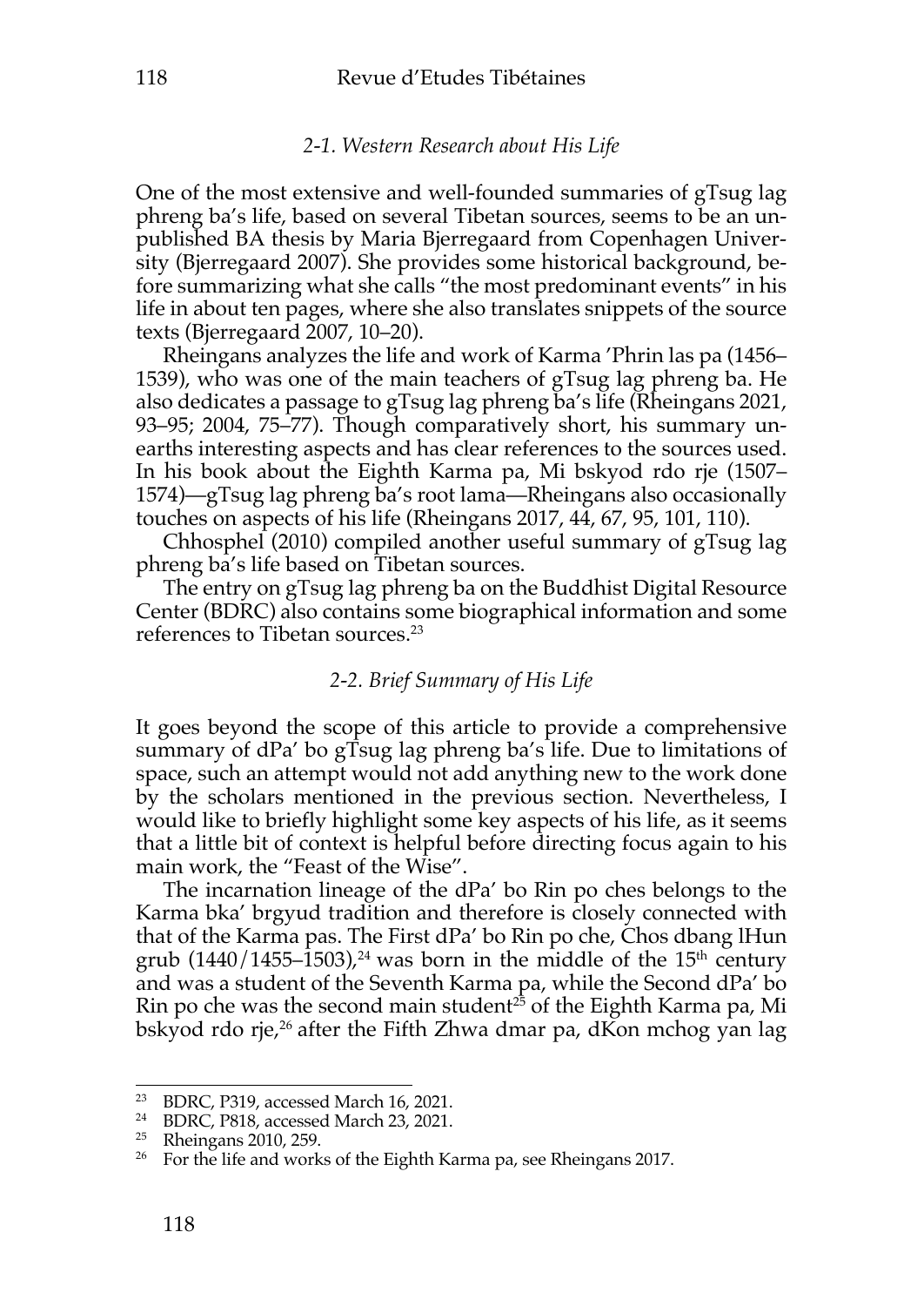### *2-1. Western Research about His Life*

One of the most extensive and well-founded summaries of gTsug lag phreng ba's life, based on several Tibetan sources, seems to be an unpublished BA thesis by Maria Bjerregaard from Copenhagen University (Bjerregaard 2007). She provides some historical background, before summarizing what she calls "the most predominant events" in his life in about ten pages, where she also translates snippets of the source texts (Bjerregaard 2007, 10–20).

Rheingans analyzes the life and work of Karma 'Phrin las pa (1456–1539), who was one of the main teachers of gTsug lag phreng ba. He also dedicates a passage to gTsug lag phreng ba's life (Rheingans 2021, 93–95; 2004, 75–77). Though comparatively short, his summary unearths interesting aspects and has clear references to the sources used. In his book about the Eighth Karma pa, Mi bskyod rdo rje (1507–1574)—gTsug lag phreng ba's root lama—Rheingans also occasionally touches on aspects of his life (Rheingans 2017, 44, 67, 95, 101, 110).

Chhosphel (2010) compiled another useful summary of gTsug lag phreng ba's life based on Tibetan sources.

The entry on gTsug lag phreng ba on the Buddhist Digital Resource Center (BDRC) also contains some biographical information and some references to Tibetan sources.[23]

### *2-2. Brief Summary of His Life*

It goes beyond the scope of this article to provide a comprehensive summary of dPa' bo gTsug lag phreng ba's life. Due to limitations of space, such an attempt would not add anything new to the work done by the scholars mentioned in the previous section. Nevertheless, I would like to briefly highlight some key aspects of his life, as it seems that a little bit of context is helpful before directing focus again to his main work, the "Feast of the Wise".

The incarnation lineage of the dPa' bo Rin po ches belongs to the Karma bka' brgyud tradition and therefore is closely connected with that of the Karma pas. The First dPa' bo Rin po che, Chos dbang lHun grub (1440/1455–1503),[24] was born in the middle of the 15th century and was a student of the Seventh Karma pa, while the Second dPa' bo Rin po che was the second main student[25] of the Eighth Karma pa, Mi bskyod rdo rje,[26] after the Fifth Zhwa dmar pa, dKon mchog yan lag

---

[23] BDRC, P319, accessed March 16, 2021.

[24] BDRC, P818, accessed March 23, 2021.

[25] Rheingans 2010, 259.

[26] For the life and works of the Eighth Karma pa, see Rheingans 2017.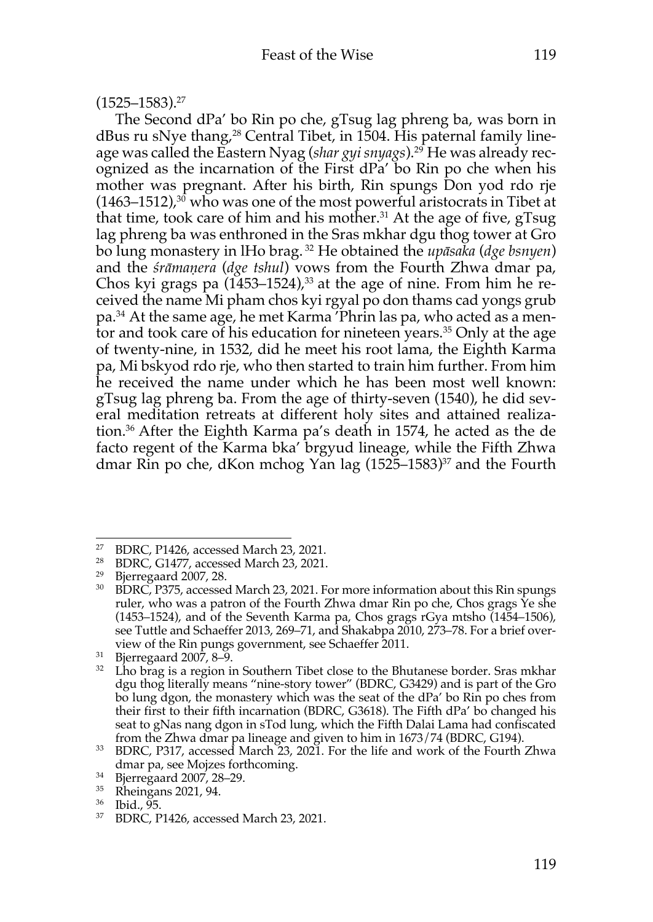(1525–1583).[27]

The Second dPa' bo Rin po che, gTsug lag phreng ba, was born in dBus ru sNye thang,[28] Central Tibet, in 1504. His paternal family lineage was called the Eastern Nyag (*shar gyi snyags*).[29] He was already recognized as the incarnation of the First dPa' bo Rin po che when his mother was pregnant. After his birth, Rin spungs Don yod rdo rje (1463–1512),[30] who was one of the most powerful aristocrats in Tibet at that time, took care of him and his mother.[31] At the age of five, gTsug lag phreng ba was enthroned in the Sras mkhar dgu thog tower at Gro bo lung monastery in lHo brag.[32] He obtained the *upāsaka* (*dge bsnyen*) and the *śrāmaṇera* (*dge tshul*) vows from the Fourth Zhwa dmar pa, Chos kyi grags pa (1453–1524),[33] at the age of nine. From him he received the name Mi pham chos kyi rgyal po don thams cad yongs grub pa.[34] At the same age, he met Karma 'Phrin las pa, who acted as a mentor and took care of his education for nineteen years.[35] Only at the age of twenty-nine, in 1532, did he meet his root lama, the Eighth Karma pa, Mi bskyod rdo rje, who then started to train him further. From him he received the name under which he has been most well known: gTsug lag phreng ba. From the age of thirty-seven (1540), he did several meditation retreats at different holy sites and attained realization.[36] After the Eighth Karma pa's death in 1574, he acted as the de facto regent of the Karma bka' brgyud lineage, while the Fifth Zhwa dmar Rin po che, dKon mchog Yan lag (1525–1583)[37] and the Fourth

---

[27] BDRC, P1426, accessed March 23, 2021.

[28] BDRC, G1477, accessed March 23, 2021.

[29] Bjerregaard 2007, 28.

[30] BDRC, P375, accessed March 23, 2021. For more information about this Rin spungs ruler, who was a patron of the Fourth Zhwa dmar Rin po che, Chos grags Ye she (1453–1524), and of the Seventh Karma pa, Chos grags rGya mtsho (1454–1506), see Tuttle and Schaeffer 2013, 269–71, and Shakabpa 2010, 273–78. For a brief overview of the Rin pungs government, see Schaeffer 2011.

[31] Bjerregaard 2007, 8–9.

[32] Lho brag is a region in Southern Tibet close to the Bhutanese border. Sras mkhar dgu thog literally means "nine-story tower" (BDRC, G3429) and is part of the Gro bo lung dgon, the monastery which was the seat of the dPa' bo Rin po ches from their first to their fifth incarnation (BDRC, G3618). The Fifth dPa' bo changed his seat to gNas nang dgon in sTod lung, which the Fifth Dalai Lama had confiscated from the Zhwa dmar pa lineage and given to him in 1673/74 (BDRC, G194).

[33] BDRC, P317, accessed March 23, 2021. For the life and work of the Fourth Zhwa dmar pa, see Mojzes forthcoming.

[34] Bjerregaard 2007, 28–29.

[35] Rheingans 2021, 94.

[36] Ibid., 95.

[37] BDRC, P1426, accessed March 23, 2021.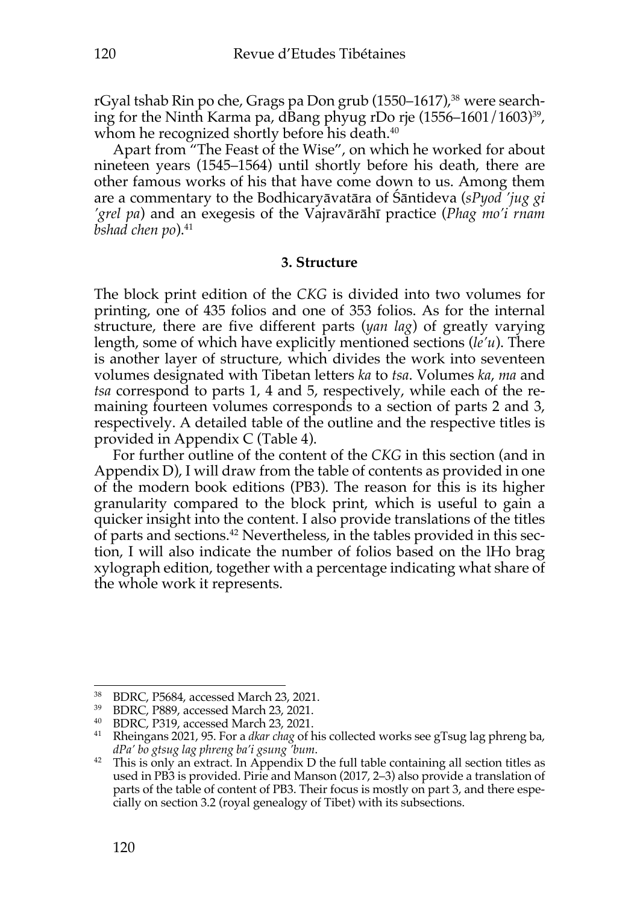rGyal tshab Rin po che, Grags pa Don grub (1550–1617),[38] were searching for the Ninth Karma pa, dBang phyug rDo rje (1556–1601/1603)[39], whom he recognized shortly before his death.[40]

Apart from "The Feast of the Wise", on which he worked for about nineteen years (1545–1564) until shortly before his death, there are other famous works of his that have come down to us. Among them are a commentary to the Bodhicaryāvatāra of Śāntideva (*sPyod 'jug gi 'grel pa*) and an exegesis of the Vajravārāhī practice (*Phag mo'i rnam bshad chen po*).[41]

## 3. Structure

The block print edition of the *CKG* is divided into two volumes for printing, one of 435 folios and one of 353 folios. As for the internal structure, there are five different parts (*yan lag*) of greatly varying length, some of which have explicitly mentioned sections (*le'u*). There is another layer of structure, which divides the work into seventeen volumes designated with Tibetan letters *ka* to *tsa*. Volumes *ka*, *ma* and *tsa* correspond to parts 1, 4 and 5, respectively, while each of the remaining fourteen volumes corresponds to a section of parts 2 and 3, respectively. A detailed table of the outline and the respective titles is provided in Appendix C (Table 4).

For further outline of the content of the *CKG* in this section (and in Appendix D), I will draw from the table of contents as provided in one of the modern book editions (PB3). The reason for this is its higher granularity compared to the block print, which is useful to gain a quicker insight into the content. I also provide translations of the titles of parts and sections.[42] Nevertheless, in the tables provided in this section, I will also indicate the number of folios based on the lHo brag xylograph edition, together with a percentage indicating what share of the whole work it represents.

---

[38] BDRC, P5684, accessed March 23, 2021.

[39] BDRC, P889, accessed March 23, 2021.

[40] BDRC, P319, accessed March 23, 2021.

[41] Rheingans 2021, 95. For a *dkar chag* of his collected works see gTsug lag phreng ba, *dPa' bo gtsug lag phreng ba'i gsung 'bum*.

[42] This is only an extract. In Appendix D the full table containing all section titles as used in PB3 is provided. Pirie and Manson (2017, 2–3) also provide a translation of parts of the table of content of PB3. Their focus is mostly on part 3, and there especially on section 3.2 (royal genealogy of Tibet) with its subsections.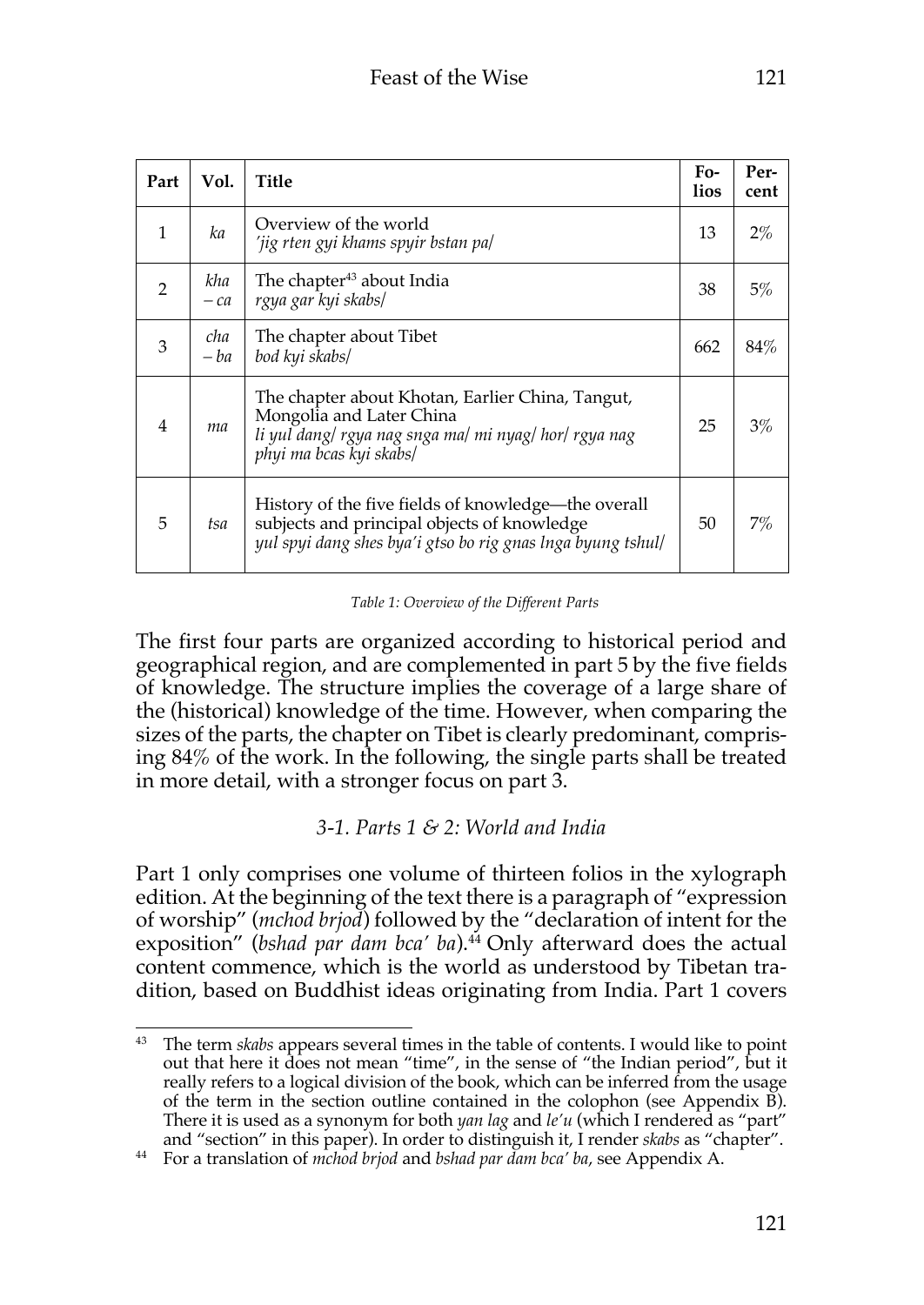| Part | Vol. | Title | Folios | Percent |
|---|---|---|---|---|
| 1 | *ka* | Overview of the world<br>*'jig rten gyi khams spyir bstan pa/* | 13 | 2% |
| 2 | *kha – ca* | The chapter[43] about India<br>*rgya gar kyi skabs/* | 38 | 5% |
| 3 | *cha – ba* | The chapter about Tibet<br>*bod kyi skabs/* | 662 | 84% |
| 4 | *ma* | The chapter about Khotan, Earlier China, Tangut, Mongolia and Later China<br>*li yul dang/ rgya nag snga ma/ mi nyag/ hor/ rgya nag phyi ma bcas kyi skabs/* | 25 | 3% |
| 5 | *tsa* | History of the five fields of knowledge—the overall subjects and principal objects of knowledge<br>*yul spyi dang shes bya'i gtso bo rig gnas lnga byung tshul/* | 50 | 7% |

*Table 1: Overview of the Different Parts*

The first four parts are organized according to historical period and geographical region, and are complemented in part 5 by the five fields of knowledge. The structure implies the coverage of a large share of the (historical) knowledge of the time. However, when comparing the sizes of the parts, the chapter on Tibet is clearly predominant, comprising 84% of the work. In the following, the single parts shall be treated in more detail, with a stronger focus on part 3.

### *3-1. Parts 1 & 2: World and India*

Part 1 only comprises one volume of thirteen folios in the xylograph edition. At the beginning of the text there is a paragraph of "expression of worship" (*mchod brjod*) followed by the "declaration of intent for the exposition" (*bshad par dam bca' ba*).[44] Only afterward does the actual content commence, which is the world as understood by Tibetan tradition, based on Buddhist ideas originating from India. Part 1 covers

---

[43] The term *skabs* appears several times in the table of contents. I would like to point out that here it does not mean "time", in the sense of "the Indian period", but it really refers to a logical division of the book, which can be inferred from the usage of the term in the section outline contained in the colophon (see Appendix B). There it is used as a synonym for both *yan lag* and *le'u* (which I rendered as "part" and "section" in this paper). In order to distinguish it, I render *skabs* as "chapter".

[44] For a translation of *mchod brjod* and *bshad par dam bca' ba*, see Appendix A.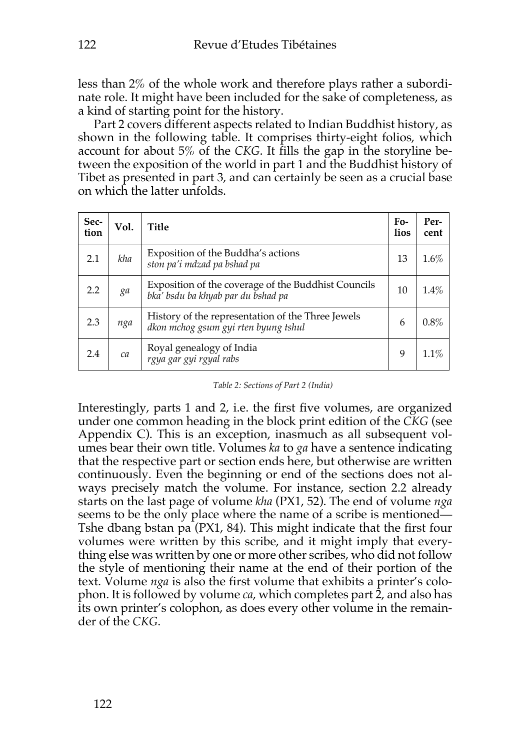less than 2% of the whole work and therefore plays rather a subordinate role. It might have been included for the sake of completeness, as a kind of starting point for the history.

Part 2 covers different aspects related to Indian Buddhist history, as shown in the following table. It comprises thirty-eight folios, which account for about 5% of the *CKG*. It fills the gap in the storyline between the exposition of the world in part 1 and the Buddhist history of Tibet as presented in part 3, and can certainly be seen as a crucial base on which the latter unfolds.

| Section | Vol. | Title | Folios | Percent |
|---|---|---|---|---|
| 2.1 | *kha* | Exposition of the Buddha's actions<br>*ston pa'i mdzad pa bshad pa* | 13 | 1.6% |
| 2.2 | *ga* | Exposition of the coverage of the Buddhist Councils<br>*bka' bsdu ba khyab par du bshad pa* | 10 | 1.4% |
| 2.3 | *nga* | History of the representation of the Three Jewels<br>*dkon mchog gsum gyi rten byung tshul* | 6 | 0.8% |
| 2.4 | *ca* | Royal genealogy of India<br>*rgya gar gyi rgyal rabs* | 9 | 1.1% |

*Table 2: Sections of Part 2 (India)*

Interestingly, parts 1 and 2, i.e. the first five volumes, are organized under one common heading in the block print edition of the *CKG* (see Appendix C). This is an exception, inasmuch as all subsequent volumes bear their own title. Volumes *ka* to *ga* have a sentence indicating that the respective part or section ends here, but otherwise are written continuously. Even the beginning or end of the sections does not always precisely match the volume. For instance, section 2.2 already starts on the last page of volume *kha* (PX1, 52). The end of volume *nga* seems to be the only place where the name of a scribe is mentioned—Tshe dbang bstan pa (PX1, 84). This might indicate that the first four volumes were written by this scribe, and it might imply that everything else was written by one or more other scribes, who did not follow the style of mentioning their name at the end of their portion of the text. Volume *nga* is also the first volume that exhibits a printer's colophon. It is followed by volume *ca*, which completes part 2, and also has its own printer's colophon, as does every other volume in the remainder of the *CKG*.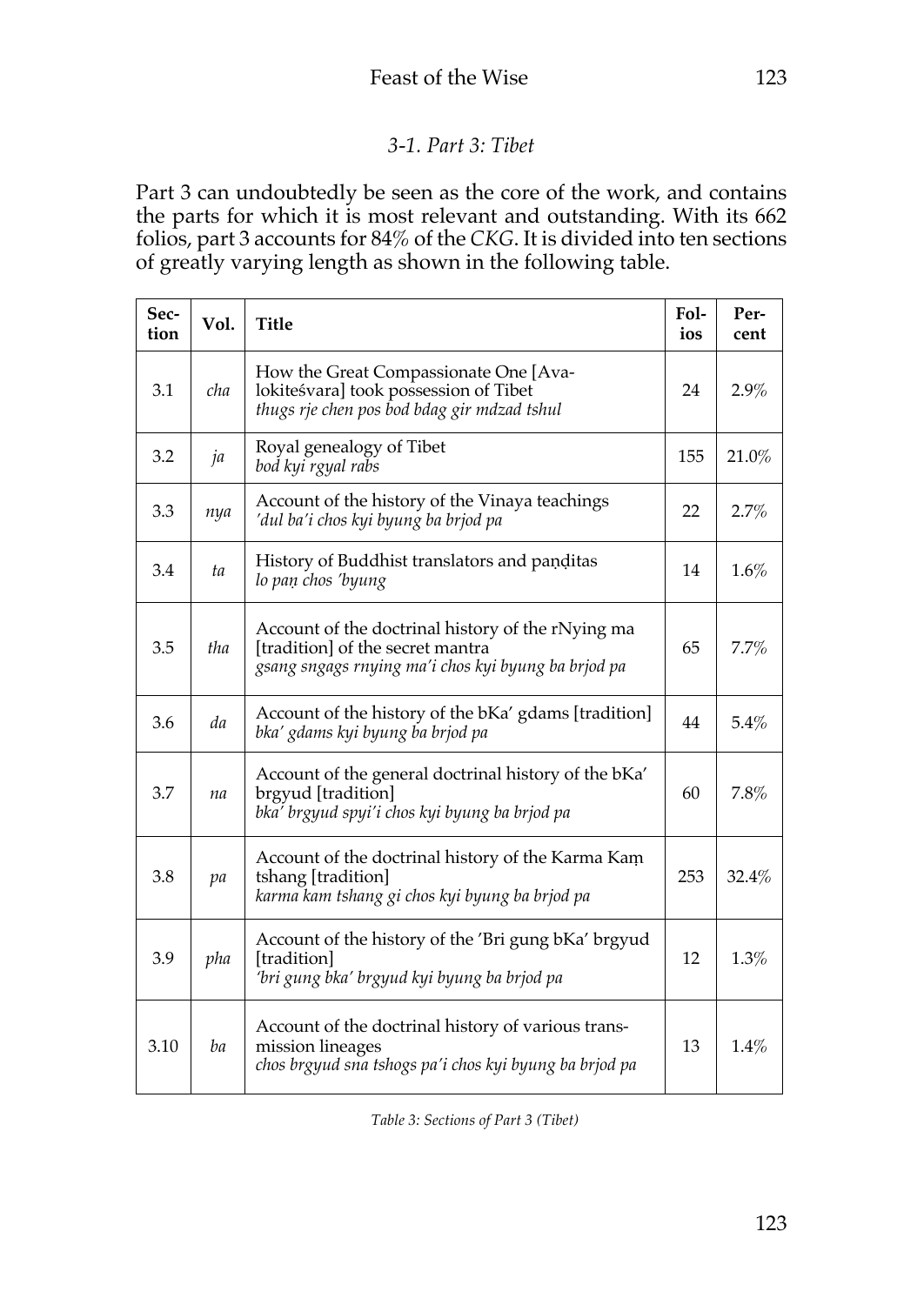### 3-1. Part 3: Tibet

Part 3 can undoubtedly be seen as the core of the work, and contains the parts for which it is most relevant and outstanding. With its 662 folios, part 3 accounts for 84% of the *CKG*. It is divided into ten sections of greatly varying length as shown in the following table.

| Section | Vol. | Title | Folios | Percent |
|---|---|---|---|---|
| 3.1 | *cha* | How the Great Compassionate One [Avalokiteśvara] took possession of Tibet<br>*thugs rje chen pos bod bdag gir mdzad tshul* | 24 | 2.9% |
| 3.2 | *ja* | Royal genealogy of Tibet<br>*bod kyi rgyal rabs* | 155 | 21.0% |
| 3.3 | *nya* | Account of the history of the Vinaya teachings<br>*'dul ba'i chos kyi byung ba brjod pa* | 22 | 2.7% |
| 3.4 | *ta* | History of Buddhist translators and paṇḍitas<br>*lo paṇ chos 'byung* | 14 | 1.6% |
| 3.5 | *tha* | Account of the doctrinal history of the rNying ma [tradition] of the secret mantra<br>*gsang sngags rnying ma'i chos kyi byung ba brjod pa* | 65 | 7.7% |
| 3.6 | *da* | Account of the history of the bKa' gdams [tradition]<br>*bka' gdams kyi byung ba brjod pa* | 44 | 5.4% |
| 3.7 | *na* | Account of the general doctrinal history of the bKa' brgyud [tradition]<br>*bka' brgyud spyi'i chos kyi byung ba brjod pa* | 60 | 7.8% |
| 3.8 | *pa* | Account of the doctrinal history of the Karma Kaṃ tshang [tradition]<br>*karma kam tshang gi chos kyi byung ba brjod pa* | 253 | 32.4% |
| 3.9 | *pha* | Account of the history of the 'Bri gung bKa' brgyud [tradition]<br>*'bri gung bka' brgyud kyi byung ba brjod pa* | 12 | 1.3% |
| 3.10 | *ba* | Account of the doctrinal history of various transmission lineages<br>*chos brgyud sna tshogs pa'i chos kyi byung ba brjod pa* | 13 | 1.4% |

*Table 3: Sections of Part 3 (Tibet)*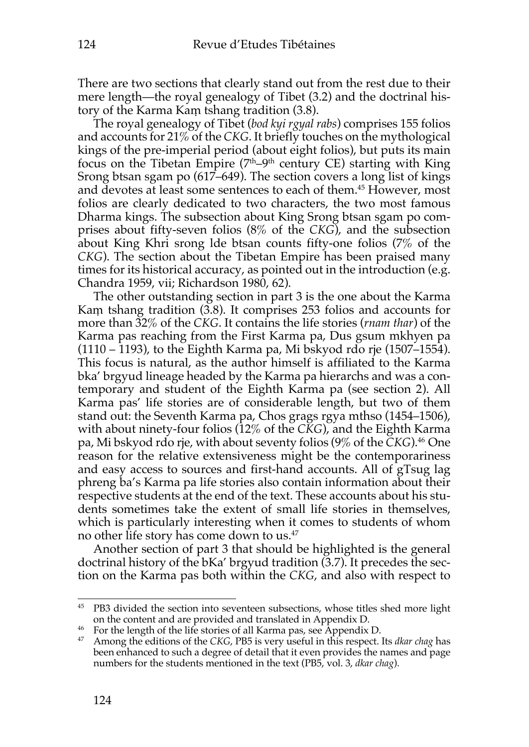There are two sections that clearly stand out from the rest due to their mere length—the royal genealogy of Tibet (3.2) and the doctrinal history of the Karma Kaṃ tshang tradition (3.8).

The royal genealogy of Tibet (*bod kyi rgyal rabs*) comprises 155 folios and accounts for 21% of the *CKG*. It briefly touches on the mythological kings of the pre-imperial period (about eight folios), but puts its main focus on the Tibetan Empire (7th–9th century CE) starting with King Srong btsan sgam po (617–649). The section covers a long list of kings and devotes at least some sentences to each of them.[45] However, most folios are clearly dedicated to two characters, the two most famous Dharma kings. The subsection about King Srong btsan sgam po comprises about fifty-seven folios (8% of the *CKG*), and the subsection about King Khri srong lde btsan counts fifty-one folios (7% of the *CKG*). The section about the Tibetan Empire has been praised many times for its historical accuracy, as pointed out in the introduction (e.g. Chandra 1959, vii; Richardson 1980, 62).

The other outstanding section in part 3 is the one about the Karma Kaṃ tshang tradition (3.8). It comprises 253 folios and accounts for more than 32% of the *CKG*. It contains the life stories (*rnam thar*) of the Karma pas reaching from the First Karma pa, Dus gsum mkhyen pa (1110 – 1193), to the Eighth Karma pa, Mi bskyod rdo rje (1507–1554). This focus is natural, as the author himself is affiliated to the Karma bka' brgyud lineage headed by the Karma pa hierarchs and was a contemporary and student of the Eighth Karma pa (see section 2). All Karma pas' life stories are of considerable length, but two of them stand out: the Seventh Karma pa, Chos grags rgya mthso (1454–1506), with about ninety-four folios (12% of the *CKG*), and the Eighth Karma pa, Mi bskyod rdo rje, with about seventy folios (9% of the *CKG*).[46] One reason for the relative extensiveness might be the contemporariness and easy access to sources and first-hand accounts. All of gTsug lag phreng ba's Karma pa life stories also contain information about their respective students at the end of the text. These accounts about his students sometimes take the extent of small life stories in themselves, which is particularly interesting when it comes to students of whom no other life story has come down to us.[47]

Another section of part 3 that should be highlighted is the general doctrinal history of the bKa' brgyud tradition (3.7). It precedes the section on the Karma pas both within the *CKG*, and also with respect to

---

[45] PB3 divided the section into seventeen subsections, whose titles shed more light on the content and are provided and translated in Appendix D.

[46] For the length of the life stories of all Karma pas, see Appendix D.

[47] Among the editions of the *CKG*, PB5 is very useful in this respect. Its *dkar chag* has been enhanced to such a degree of detail that it even provides the names and page numbers for the students mentioned in the text (PB5, vol. 3, *dkar chag*).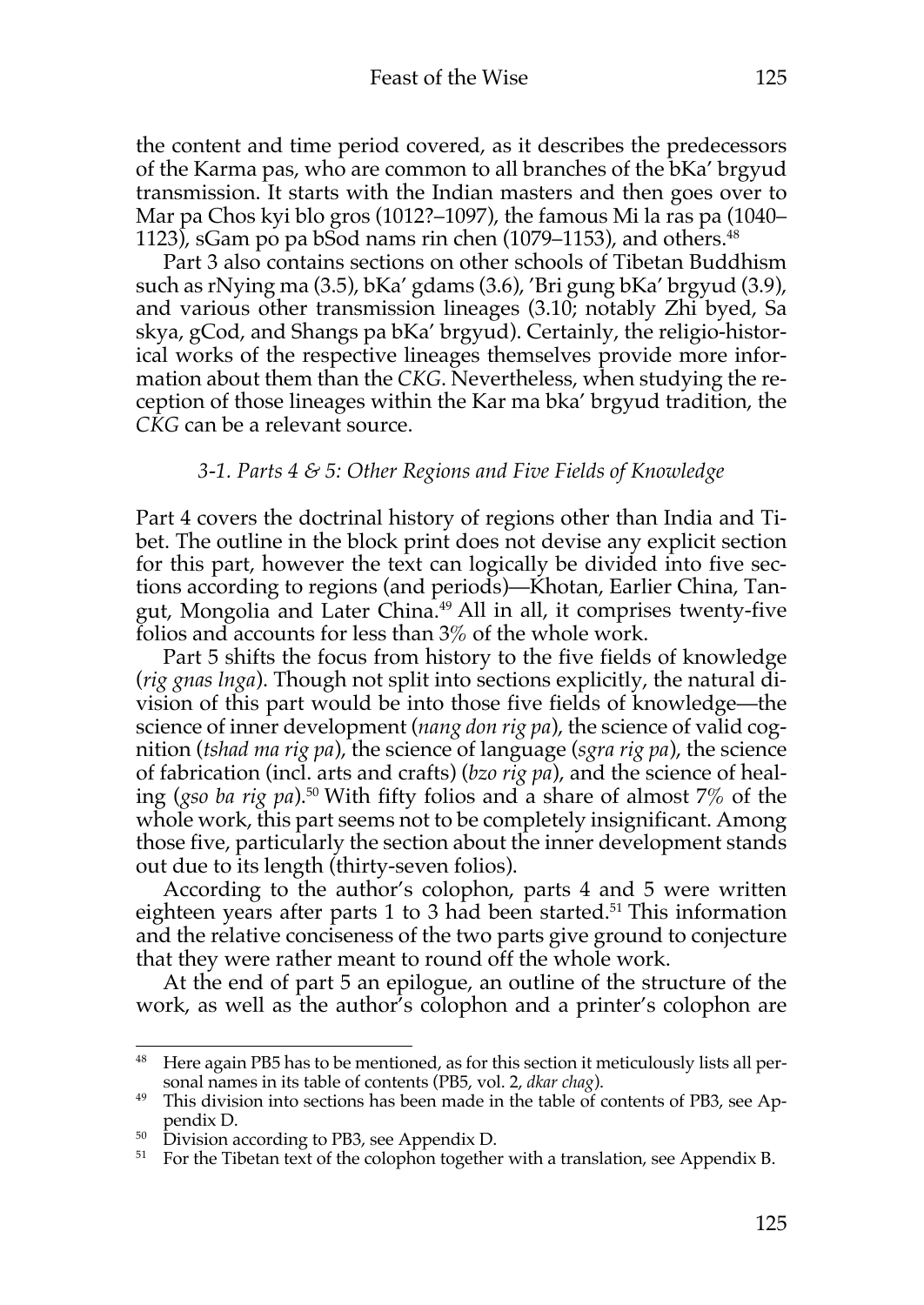the content and time period covered, as it describes the predecessors of the Karma pas, who are common to all branches of the bKa' brgyud transmission. It starts with the Indian masters and then goes over to Mar pa Chos kyi blo gros (1012?–1097), the famous Mi la ras pa (1040–1123), sGam po pa bSod nams rin chen (1079–1153), and others.[48]

Part 3 also contains sections on other schools of Tibetan Buddhism such as rNying ma (3.5), bKa' gdams (3.6), 'Bri gung bKa' brgyud (3.9), and various other transmission lineages (3.10; notably Zhi byed, Sa skya, gCod, and Shangs pa bKa' brgyud). Certainly, the religio-historical works of the respective lineages themselves provide more information about them than the *CKG*. Nevertheless, when studying the reception of those lineages within the Kar ma bka' brgyud tradition, the *CKG* can be a relevant source.

### *3-1. Parts 4 & 5: Other Regions and Five Fields of Knowledge*

Part 4 covers the doctrinal history of regions other than India and Tibet. The outline in the block print does not devise any explicit section for this part, however the text can logically be divided into five sections according to regions (and periods)—Khotan, Earlier China, Tangut, Mongolia and Later China.[49] All in all, it comprises twenty-five folios and accounts for less than 3% of the whole work.

Part 5 shifts the focus from history to the five fields of knowledge (*rig gnas lnga*). Though not split into sections explicitly, the natural division of this part would be into those five fields of knowledge—the science of inner development (*nang don rig pa*), the science of valid cognition (*tshad ma rig pa*), the science of language (*sgra rig pa*), the science of fabrication (incl. arts and crafts) (*bzo rig pa*), and the science of healing (*gso ba rig pa*).[50] With fifty folios and a share of almost 7% of the whole work, this part seems not to be completely insignificant. Among those five, particularly the section about the inner development stands out due to its length (thirty-seven folios).

According to the author's colophon, parts 4 and 5 were written eighteen years after parts 1 to 3 had been started.[51] This information and the relative conciseness of the two parts give ground to conjecture that they were rather meant to round off the whole work.

At the end of part 5 an epilogue, an outline of the structure of the work, as well as the author's colophon and a printer's colophon are

---

[48] Here again PB5 has to be mentioned, as for this section it meticulously lists all personal names in its table of contents (PB5, vol. 2, *dkar chag*).

[49] This division into sections has been made in the table of contents of PB3, see Appendix D.

[50] Division according to PB3, see Appendix D.

[51] For the Tibetan text of the colophon together with a translation, see Appendix B.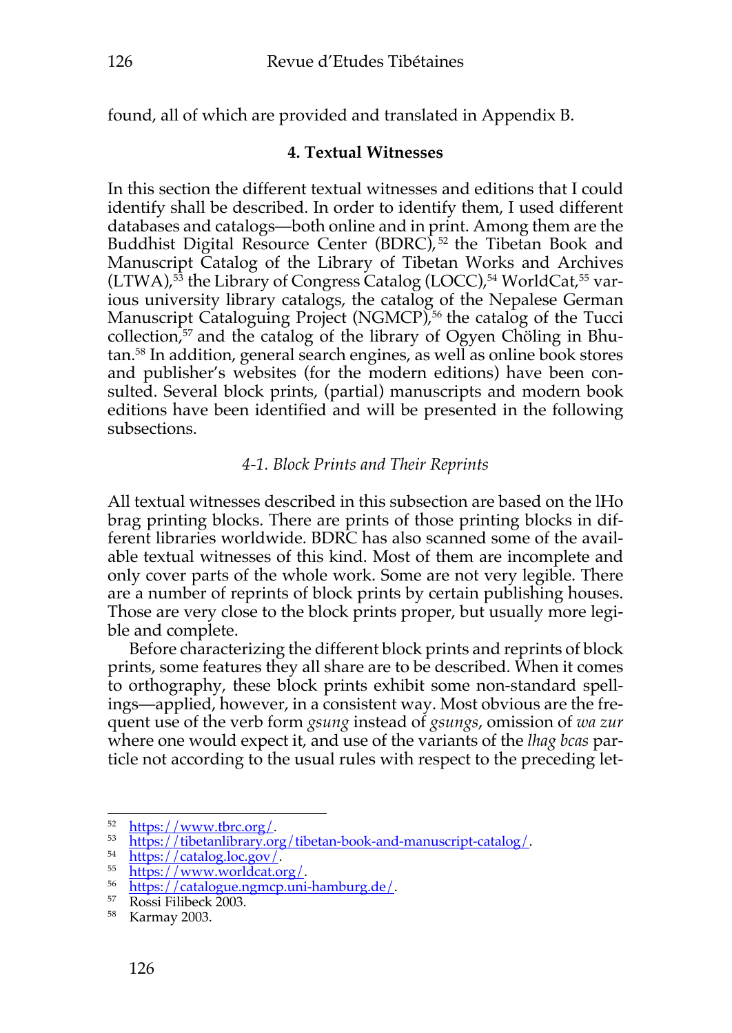found, all of which are provided and translated in Appendix B.

## 4. Textual Witnesses

In this section the different textual witnesses and editions that I could identify shall be described. In order to identify them, I used different databases and catalogs—both online and in print. Among them are the Buddhist Digital Resource Center (BDRC),[52] the Tibetan Book and Manuscript Catalog of the Library of Tibetan Works and Archives (LTWA),[53] the Library of Congress Catalog (LOCC),[54] WorldCat,[55] various university library catalogs, the catalog of the Nepalese German Manuscript Cataloguing Project (NGMCP),[56] the catalog of the Tucci collection,[57] and the catalog of the library of Ogyen Chöling in Bhutan.[58] In addition, general search engines, as well as online book stores and publisher's websites (for the modern editions) have been consulted. Several block prints, (partial) manuscripts and modern book editions have been identified and will be presented in the following subsections.

### *4-1. Block Prints and Their Reprints*

All textual witnesses described in this subsection are based on the lHo brag printing blocks. There are prints of those printing blocks in different libraries worldwide. BDRC has also scanned some of the available textual witnesses of this kind. Most of them are incomplete and only cover parts of the whole work. Some are not very legible. There are a number of reprints of block prints by certain publishing houses. Those are very close to the block prints proper, but usually more legible and complete.

Before characterizing the different block prints and reprints of block prints, some features they all share are to be described. When it comes to orthography, these block prints exhibit some non-standard spellings—applied, however, in a consistent way. Most obvious are the frequent use of the verb form *gsung* instead of *gsungs*, omission of *wa zur* where one would expect it, and use of the variants of the *lhag bcas* particle not according to the usual rules with respect to the preceding let-

---

[52] https://www.tbrc.org/.

[53] https://tibetanlibrary.org/tibetan-book-and-manuscript-catalog/.

[54] https://catalog.loc.gov/.

[55] https://www.worldcat.org/.

[56] https://catalogue.ngmcp.uni-hamburg.de/.

[57] Rossi Filibeck 2003.

[58] Karmay 2003.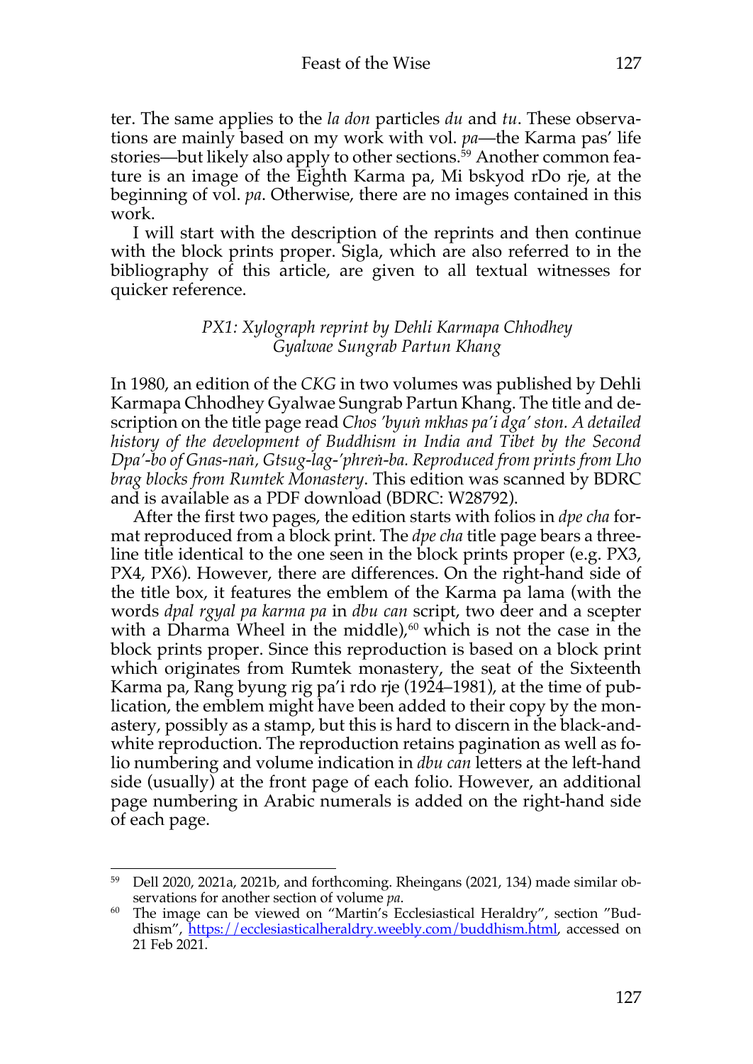ter. The same applies to the *la don* particles *du* and *tu*. These observations are mainly based on my work with vol. *pa*—the Karma pas' life stories—but likely also apply to other sections.[59] Another common feature is an image of the Eighth Karma pa, Mi bskyod rDo rje, at the beginning of vol. *pa*. Otherwise, there are no images contained in this work.

I will start with the description of the reprints and then continue with the block prints proper. Sigla, which are also referred to in the bibliography of this article, are given to all textual witnesses for quicker reference.

### *PX1: Xylograph reprint by Dehli Karmapa Chhodhey Gyalwae Sungrab Partun Khang*

In 1980, an edition of the *CKG* in two volumes was published by Dehli Karmapa Chhodhey Gyalwae Sungrab Partun Khang. The title and description on the title page read *Chos 'byuṅ mkhas pa'i dga' ston. A detailed history of the development of Buddhism in India and Tibet by the Second Dpa'-bo of Gnas-naṅ, Gtsug-lag-'phreṅ-ba. Reproduced from prints from Lho brag blocks from Rumtek Monastery*. This edition was scanned by BDRC and is available as a PDF download (BDRC: W28792).

After the first two pages, the edition starts with folios in *dpe cha* format reproduced from a block print. The *dpe cha* title page bears a three-line title identical to the one seen in the block prints proper (e.g. PX3, PX4, PX6). However, there are differences. On the right-hand side of the title box, it features the emblem of the Karma pa lama (with the words *dpal rgyal pa karma pa* in *dbu can* script, two deer and a scepter with a Dharma Wheel in the middle),[60] which is not the case in the block prints proper. Since this reproduction is based on a block print which originates from Rumtek monastery, the seat of the Sixteenth Karma pa, Rang byung rig pa'i rdo rje (1924–1981), at the time of publication, the emblem might have been added to their copy by the monastery, possibly as a stamp, but this is hard to discern in the black-and-white reproduction. The reproduction retains pagination as well as folio numbering and volume indication in *dbu can* letters at the left-hand side (usually) at the front page of each folio. However, an additional page numbering in Arabic numerals is added on the right-hand side of each page.

---

[59] Dell 2020, 2021a, 2021b, and forthcoming. Rheingans (2021, 134) made similar observations for another section of volume *pa*.

[60] The image can be viewed on "Martin's Ecclesiastical Heraldry", section "Buddhism", https://ecclesiasticalheraldry.weebly.com/buddhism.html, accessed on 21 Feb 2021.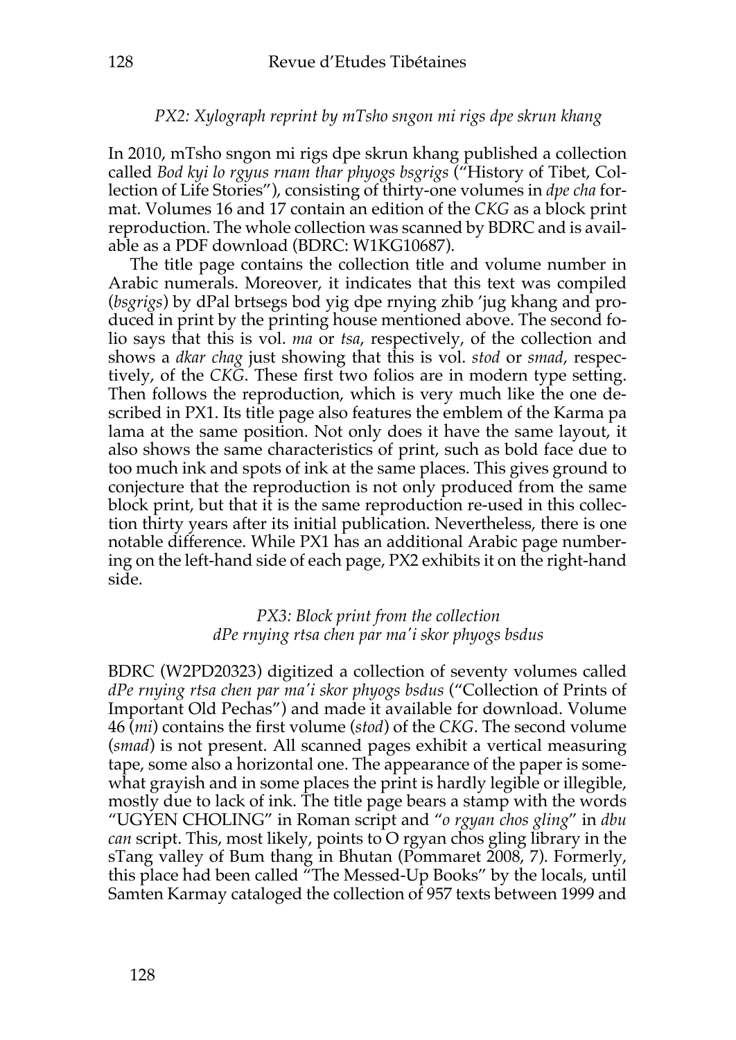*PX2: Xylograph reprint by mTsho sngon mi rigs dpe skrun khang*

In 2010, mTsho sngon mi rigs dpe skrun khang published a collection called *Bod kyi lo rgyus rnam thar phyogs bsgrigs* ("History of Tibet, Collection of Life Stories"), consisting of thirty-one volumes in *dpe cha* format. Volumes 16 and 17 contain an edition of the *CKG* as a block print reproduction. The whole collection was scanned by BDRC and is available as a PDF download (BDRC: W1KG10687).

The title page contains the collection title and volume number in Arabic numerals. Moreover, it indicates that this text was compiled (*bsgrigs*) by dPal brtsegs bod yig dpe rnying zhib 'jug khang and produced in print by the printing house mentioned above. The second folio says that this is vol. *ma* or *tsa*, respectively, of the collection and shows a *dkar chag* just showing that this is vol. *stod* or *smad*, respectively, of the *CKG*. These first two folios are in modern type setting. Then follows the reproduction, which is very much like the one described in PX1. Its title page also features the emblem of the Karma pa lama at the same position. Not only does it have the same layout, it also shows the same characteristics of print, such as bold face due to too much ink and spots of ink at the same places. This gives ground to conjecture that the reproduction is not only produced from the same block print, but that it is the same reproduction re-used in this collection thirty years after its initial publication. Nevertheless, there is one notable difference. While PX1 has an additional Arabic page numbering on the left-hand side of each page, PX2 exhibits it on the right-hand side.

*PX3: Block print from the collection dPe rnying rtsa chen par ma'i skor phyogs bsdus*

BDRC (W2PD20323) digitized a collection of seventy volumes called *dPe rnying rtsa chen par ma'i skor phyogs bsdus* ("Collection of Prints of Important Old Pechas") and made it available for download. Volume 46 (*mi*) contains the first volume (*stod*) of the *CKG*. The second volume (*smad*) is not present. All scanned pages exhibit a vertical measuring tape, some also a horizontal one. The appearance of the paper is somewhat grayish and in some places the print is hardly legible or illegible, mostly due to lack of ink. The title page bears a stamp with the words "UGYEN CHOLING" in Roman script and "*o rgyan chos gling*" in *dbu can* script. This, most likely, points to O rgyan chos gling library in the sTang valley of Bum thang in Bhutan (Pommaret 2008, 7). Formerly, this place had been called "The Messed-Up Books" by the locals, until Samten Karmay cataloged the collection of 957 texts between 1999 and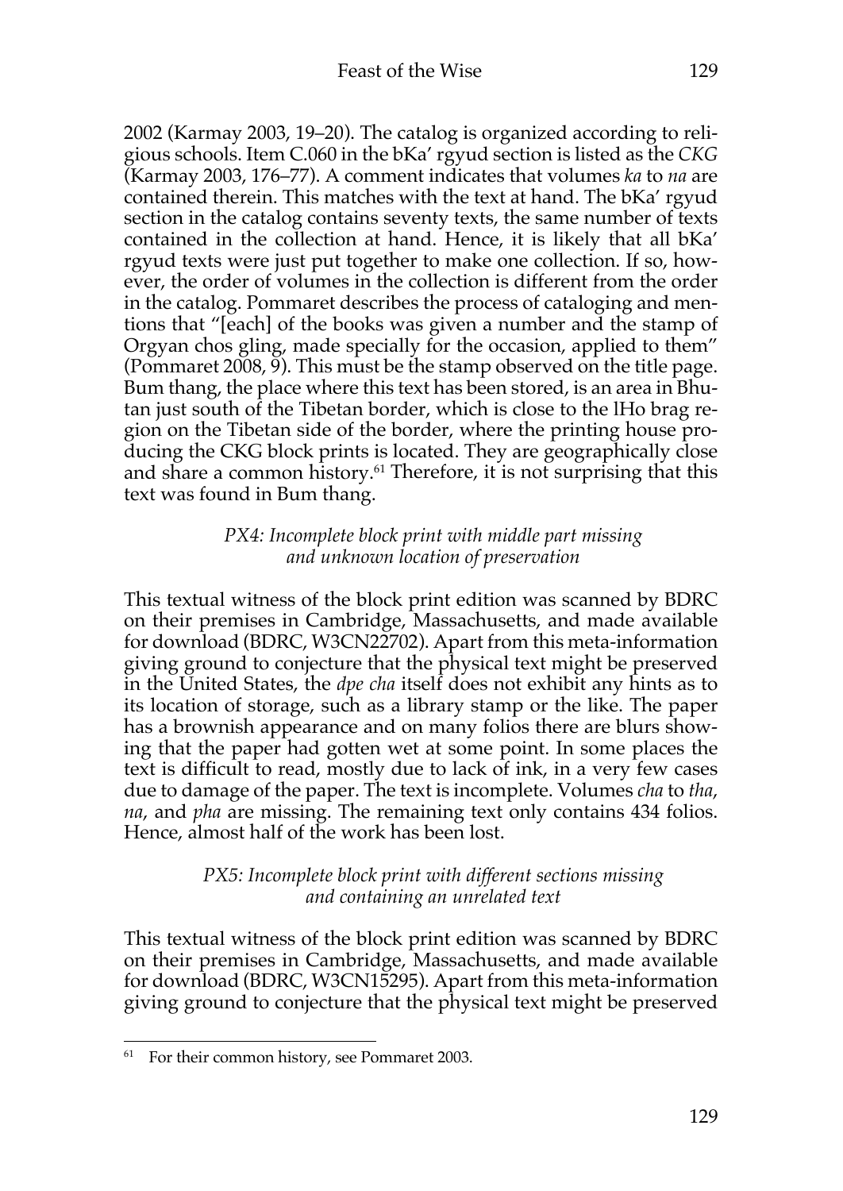2002 (Karmay 2003, 19–20). The catalog is organized according to religious schools. Item C.060 in the bKa' rgyud section is listed as the *CKG* (Karmay 2003, 176–77). A comment indicates that volumes *ka* to *na* are contained therein. This matches with the text at hand. The bKa' rgyud section in the catalog contains seventy texts, the same number of texts contained in the collection at hand. Hence, it is likely that all bKa' rgyud texts were just put together to make one collection. If so, however, the order of volumes in the collection is different from the order in the catalog. Pommaret describes the process of cataloging and mentions that "[each] of the books was given a number and the stamp of Orgyan chos gling, made specially for the occasion, applied to them" (Pommaret 2008, 9). This must be the stamp observed on the title page. Bum thang, the place where this text has been stored, is an area in Bhutan just south of the Tibetan border, which is close to the lHo brag region on the Tibetan side of the border, where the printing house producing the CKG block prints is located. They are geographically close and share a common history.[61] Therefore, it is not surprising that this text was found in Bum thang.

*PX4: Incomplete block print with middle part missing and unknown location of preservation*

This textual witness of the block print edition was scanned by BDRC on their premises in Cambridge, Massachusetts, and made available for download (BDRC, W3CN22702). Apart from this meta-information giving ground to conjecture that the physical text might be preserved in the United States, the *dpe cha* itself does not exhibit any hints as to its location of storage, such as a library stamp or the like. The paper has a brownish appearance and on many folios there are blurs showing that the paper had gotten wet at some point. In some places the text is difficult to read, mostly due to lack of ink, in a very few cases due to damage of the paper. The text is incomplete. Volumes *cha* to *tha*, *na*, and *pha* are missing. The remaining text only contains 434 folios. Hence, almost half of the work has been lost.

*PX5: Incomplete block print with different sections missing and containing an unrelated text*

This textual witness of the block print edition was scanned by BDRC on their premises in Cambridge, Massachusetts, and made available for download (BDRC, W3CN15295). Apart from this meta-information giving ground to conjecture that the physical text might be preserved

---

[61] For their common history, see Pommaret 2003.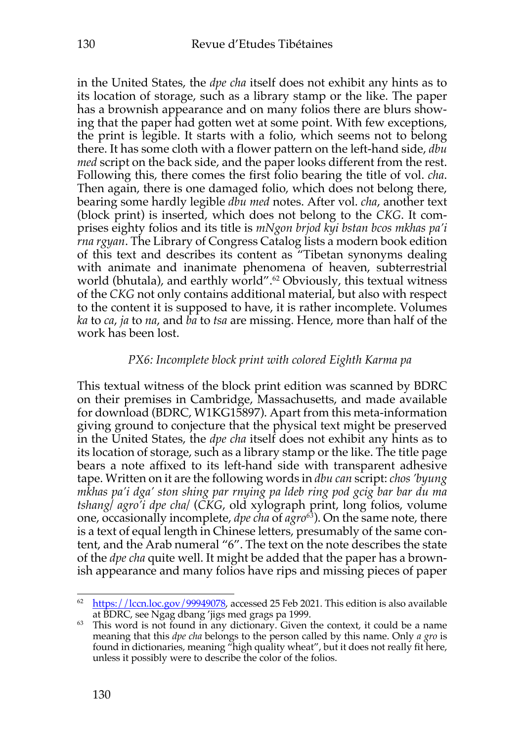in the United States, the *dpe cha* itself does not exhibit any hints as to its location of storage, such as a library stamp or the like. The paper has a brownish appearance and on many folios there are blurs showing that the paper had gotten wet at some point. With few exceptions, the print is legible. It starts with a folio, which seems not to belong there. It has some cloth with a flower pattern on the left-hand side, *dbu med* script on the back side, and the paper looks different from the rest. Following this, there comes the first folio bearing the title of vol. *cha*. Then again, there is one damaged folio, which does not belong there, bearing some hardly legible *dbu med* notes. After vol. *cha*, another text (block print) is inserted, which does not belong to the *CKG*. It comprises eighty folios and its title is *mNgon brjod kyi bstan bcos mkhas pa'i rna rgyan*. The Library of Congress Catalog lists a modern book edition of this text and describes its content as "Tibetan synonyms dealing with animate and inanimate phenomena of heaven, subterrestrial world (bhutala), and earthly world".[62] Obviously, this textual witness of the *CKG* not only contains additional material, but also with respect to the content it is supposed to have, it is rather incomplete. Volumes *ka* to *ca*, *ja* to *na*, and *ba* to *tsa* are missing. Hence, more than half of the work has been lost.

*PX6: Incomplete block print with colored Eighth Karma pa*

This textual witness of the block print edition was scanned by BDRC on their premises in Cambridge, Massachusetts, and made available for download (BDRC, W1KG15897). Apart from this meta-information giving ground to conjecture that the physical text might be preserved in the United States, the *dpe cha* itself does not exhibit any hints as to its location of storage, such as a library stamp or the like. The title page bears a note affixed to its left-hand side with transparent adhesive tape. Written on it are the following words in *dbu can* script: *chos 'byung mkhas pa'i dga' ston shing par rnying pa ldeb ring pod gcig bar bar du ma tshang/ agro'i dpe cha/* (*CKG*, old xylograph print, long folios, volume one, occasionally incomplete, *dpe cha* of *agro*[63]). On the same note, there is a text of equal length in Chinese letters, presumably of the same content, and the Arab numeral "6". The text on the note describes the state of the *dpe cha* quite well. It might be added that the paper has a brownish appearance and many folios have rips and missing pieces of paper

---

[62] https://lccn.loc.gov/99949078, accessed 25 Feb 2021. This edition is also available at BDRC, see Ngag dbang 'jigs med grags pa 1999.

[63] This word is not found in any dictionary. Given the context, it could be a name meaning that this *dpe cha* belongs to the person called by this name. Only *a gro* is found in dictionaries, meaning "high quality wheat", but it does not really fit here, unless it possibly were to describe the color of the folios.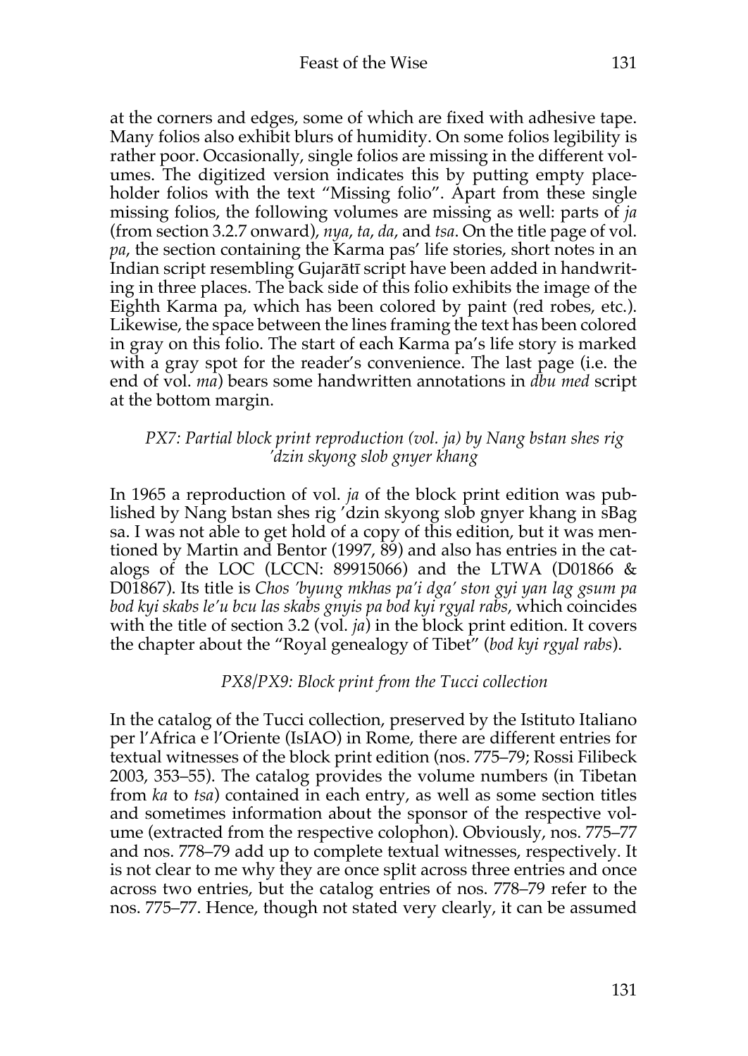at the corners and edges, some of which are fixed with adhesive tape. Many folios also exhibit blurs of humidity. On some folios legibility is rather poor. Occasionally, single folios are missing in the different volumes. The digitized version indicates this by putting empty placeholder folios with the text "Missing folio". Apart from these single missing folios, the following volumes are missing as well: parts of *ja* (from section 3.2.7 onward), *nya*, *ta*, *da*, and *tsa*. On the title page of vol. *pa*, the section containing the Karma pas' life stories, short notes in an Indian script resembling Gujarātī script have been added in handwriting in three places. The back side of this folio exhibits the image of the Eighth Karma pa, which has been colored by paint (red robes, etc.). Likewise, the space between the lines framing the text has been colored in gray on this folio. The start of each Karma pa's life story is marked with a gray spot for the reader's convenience. The last page (i.e. the end of vol. *ma*) bears some handwritten annotations in *dbu med* script at the bottom margin.

*PX7: Partial block print reproduction (vol. ja) by Nang bstan shes rig 'dzin skyong slob gnyer khang*

In 1965 a reproduction of vol. *ja* of the block print edition was published by Nang bstan shes rig 'dzin skyong slob gnyer khang in sBag sa. I was not able to get hold of a copy of this edition, but it was mentioned by Martin and Bentor (1997, 89) and also has entries in the catalogs of the LOC (LCCN: 89915066) and the LTWA (D01866 & D01867). Its title is *Chos 'byung mkhas pa'i dga' ston gyi yan lag gsum pa bod kyi skabs le'u bcu las skabs gnyis pa bod kyi rgyal rabs*, which coincides with the title of section 3.2 (vol. *ja*) in the block print edition. It covers the chapter about the "Royal genealogy of Tibet" (*bod kyi rgyal rabs*).

*PX8/PX9: Block print from the Tucci collection*

In the catalog of the Tucci collection, preserved by the Istituto Italiano per l'Africa e l'Oriente (IsIAO) in Rome, there are different entries for textual witnesses of the block print edition (nos. 775–79; Rossi Filibeck 2003, 353–55). The catalog provides the volume numbers (in Tibetan from *ka* to *tsa*) contained in each entry, as well as some section titles and sometimes information about the sponsor of the respective volume (extracted from the respective colophon). Obviously, nos. 775–77 and nos. 778–79 add up to complete textual witnesses, respectively. It is not clear to me why they are once split across three entries and once across two entries, but the catalog entries of nos. 778–79 refer to the nos. 775–77. Hence, though not stated very clearly, it can be assumed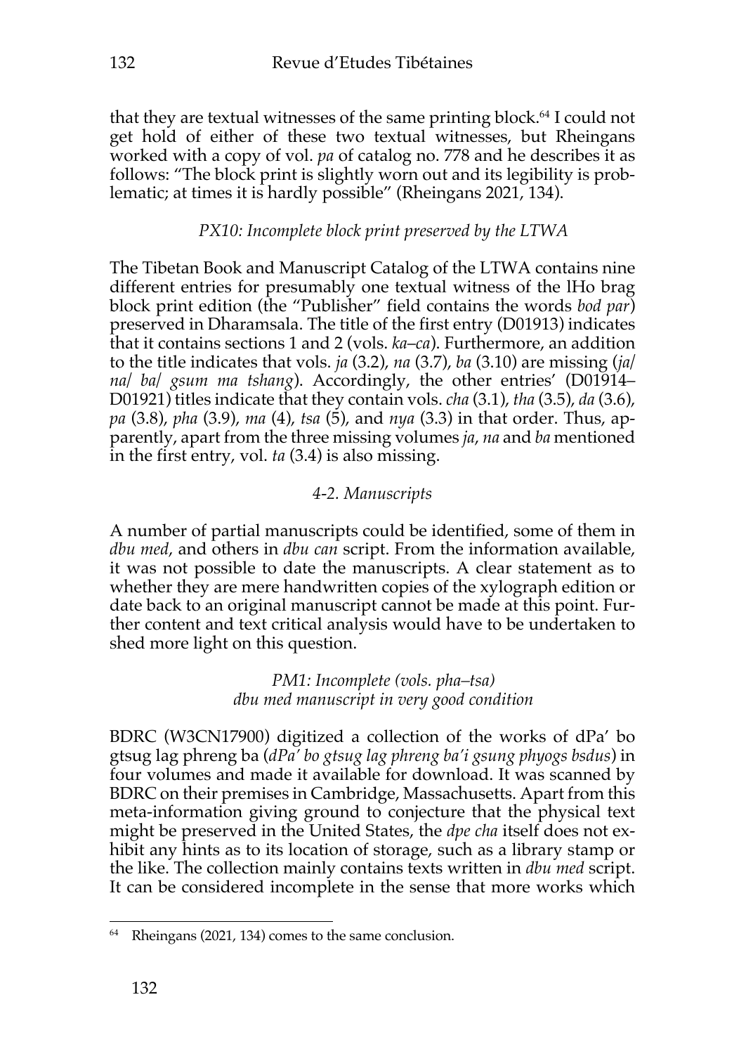that they are textual witnesses of the same printing block.[64] I could not get hold of either of these two textual witnesses, but Rheingans worked with a copy of vol. *pa* of catalog no. 778 and he describes it as follows: "The block print is slightly worn out and its legibility is problematic; at times it is hardly possible" (Rheingans 2021, 134).

### *PX10: Incomplete block print preserved by the LTWA*

The Tibetan Book and Manuscript Catalog of the LTWA contains nine different entries for presumably one textual witness of the lHo brag block print edition (the "Publisher" field contains the words *bod par*) preserved in Dharamsala. The title of the first entry (D01913) indicates that it contains sections 1 and 2 (vols. *ka–ca*). Furthermore, an addition to the title indicates that vols. *ja* (3.2), *na* (3.7), *ba* (3.10) are missing (*ja/ na/ ba/ gsum ma tshang*). Accordingly, the other entries' (D01914–D01921) titles indicate that they contain vols. *cha* (3.1), *tha* (3.5), *da* (3.6), *pa* (3.8), *pha* (3.9), *ma* (4), *tsa* (5), and *nya* (3.3) in that order. Thus, apparently, apart from the three missing volumes *ja*, *na* and *ba* mentioned in the first entry, vol. *ta* (3.4) is also missing.

## *4-2. Manuscripts*

A number of partial manuscripts could be identified, some of them in *dbu med*, and others in *dbu can* script. From the information available, it was not possible to date the manuscripts. A clear statement as to whether they are mere handwritten copies of the xylograph edition or date back to an original manuscript cannot be made at this point. Further content and text critical analysis would have to be undertaken to shed more light on this question.

### *PM1: Incomplete (vols. pha–tsa) dbu med manuscript in very good condition*

BDRC (W3CN17900) digitized a collection of the works of dPa' bo gtsug lag phreng ba (*dPa' bo gtsug lag phreng ba'i gsung phyogs bsdus*) in four volumes and made it available for download. It was scanned by BDRC on their premises in Cambridge, Massachusetts. Apart from this meta-information giving ground to conjecture that the physical text might be preserved in the United States, the *dpe cha* itself does not exhibit any hints as to its location of storage, such as a library stamp or the like. The collection mainly contains texts written in *dbu med* script. It can be considered incomplete in the sense that more works which

[64] Rheingans (2021, 134) comes to the same conclusion.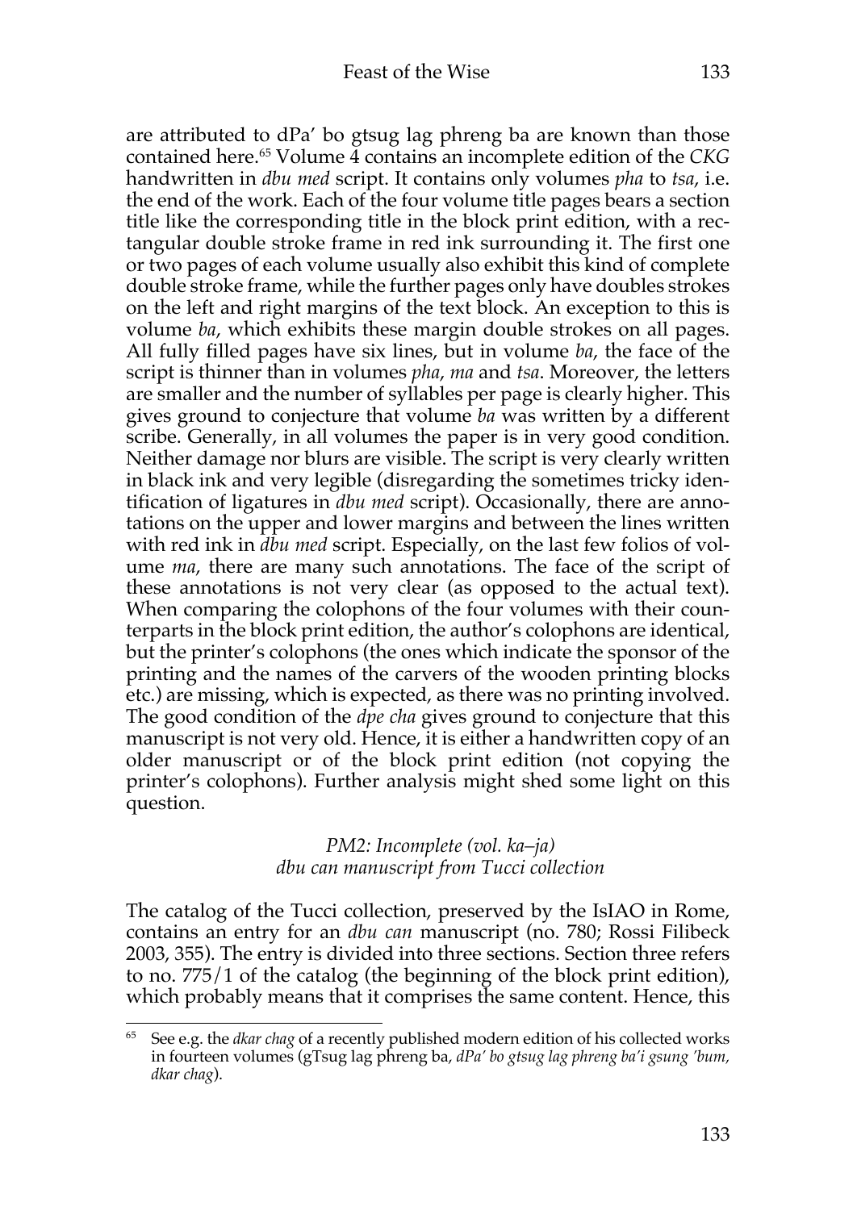are attributed to dPa' bo gtsug lag phreng ba are known than those contained here.[65] Volume 4 contains an incomplete edition of the *CKG* handwritten in *dbu med* script. It contains only volumes *pha* to *tsa*, i.e. the end of the work. Each of the four volume title pages bears a section title like the corresponding title in the block print edition, with a rectangular double stroke frame in red ink surrounding it. The first one or two pages of each volume usually also exhibit this kind of complete double stroke frame, while the further pages only have doubles strokes on the left and right margins of the text block. An exception to this is volume *ba*, which exhibits these margin double strokes on all pages. All fully filled pages have six lines, but in volume *ba*, the face of the script is thinner than in volumes *pha*, *ma* and *tsa*. Moreover, the letters are smaller and the number of syllables per page is clearly higher. This gives ground to conjecture that volume *ba* was written by a different scribe. Generally, in all volumes the paper is in very good condition. Neither damage nor blurs are visible. The script is very clearly written in black ink and very legible (disregarding the sometimes tricky identification of ligatures in *dbu med* script). Occasionally, there are annotations on the upper and lower margins and between the lines written with red ink in *dbu med* script. Especially, on the last few folios of volume *ma*, there are many such annotations. The face of the script of these annotations is not very clear (as opposed to the actual text). When comparing the colophons of the four volumes with their counterparts in the block print edition, the author's colophons are identical, but the printer's colophons (the ones which indicate the sponsor of the printing and the names of the carvers of the wooden printing blocks etc.) are missing, which is expected, as there was no printing involved. The good condition of the *dpe cha* gives ground to conjecture that this manuscript is not very old. Hence, it is either a handwritten copy of an older manuscript or of the block print edition (not copying the printer's colophons). Further analysis might shed some light on this question.

*PM2: Incomplete (vol. ka–ja)*
*dbu can manuscript from Tucci collection*

The catalog of the Tucci collection, preserved by the IsIAO in Rome, contains an entry for an *dbu can* manuscript (no. 780; Rossi Filibeck 2003, 355). The entry is divided into three sections. Section three refers to no. 775/1 of the catalog (the beginning of the block print edition), which probably means that it comprises the same content. Hence, this

[65] See e.g. the *dkar chag* of a recently published modern edition of his collected works in fourteen volumes (gTsug lag phreng ba, *dPa' bo gtsug lag phreng ba'i gsung 'bum, dkar chag*).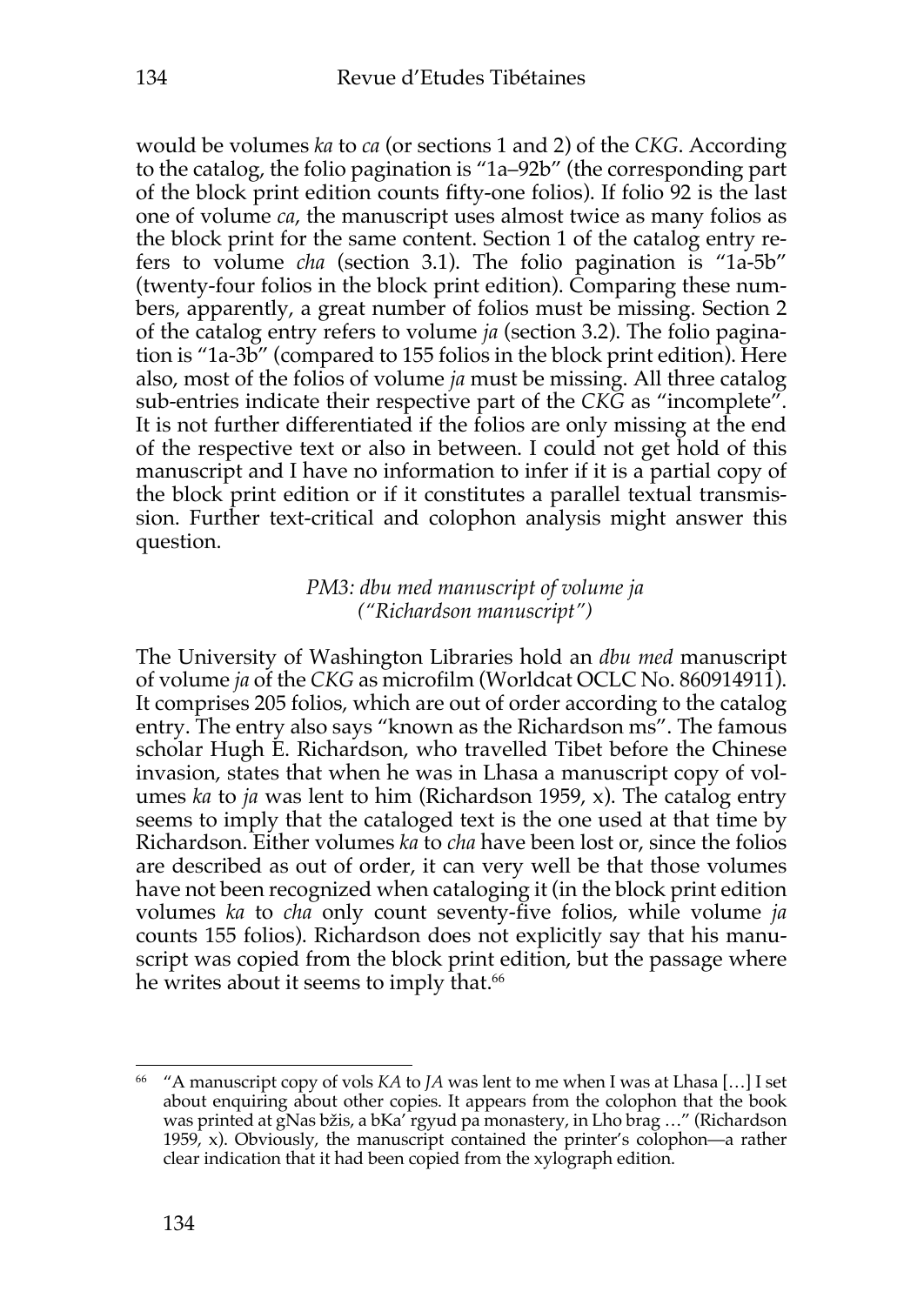would be volumes *ka* to *ca* (or sections 1 and 2) of the *CKG*. According to the catalog, the folio pagination is "1a–92b" (the corresponding part of the block print edition counts fifty-one folios). If folio 92 is the last one of volume *ca*, the manuscript uses almost twice as many folios as the block print for the same content. Section 1 of the catalog entry refers to volume *cha* (section 3.1). The folio pagination is "1a-5b" (twenty-four folios in the block print edition). Comparing these numbers, apparently, a great number of folios must be missing. Section 2 of the catalog entry refers to volume *ja* (section 3.2). The folio pagination is "1a-3b" (compared to 155 folios in the block print edition). Here also, most of the folios of volume *ja* must be missing. All three catalog sub-entries indicate their respective part of the *CKG* as "incomplete". It is not further differentiated if the folios are only missing at the end of the respective text or also in between. I could not get hold of this manuscript and I have no information to infer if it is a partial copy of the block print edition or if it constitutes a parallel textual transmission. Further text-critical and colophon analysis might answer this question.

### *PM3: dbu med manuscript of volume ja ("Richardson manuscript")*

The University of Washington Libraries hold an *dbu med* manuscript of volume *ja* of the *CKG* as microfilm (Worldcat OCLC No. 860914911). It comprises 205 folios, which are out of order according to the catalog entry. The entry also says "known as the Richardson ms". The famous scholar Hugh E. Richardson, who travelled Tibet before the Chinese invasion, states that when he was in Lhasa a manuscript copy of volumes *ka* to *ja* was lent to him (Richardson 1959, x). The catalog entry seems to imply that the cataloged text is the one used at that time by Richardson. Either volumes *ka* to *cha* have been lost or, since the folios are described as out of order, it can very well be that those volumes have not been recognized when cataloging it (in the block print edition volumes *ka* to *cha* only count seventy-five folios, while volume *ja* counts 155 folios). Richardson does not explicitly say that his manuscript was copied from the block print edition, but the passage where he writes about it seems to imply that.[66]

---

[66] "A manuscript copy of vols *KA* to *JA* was lent to me when I was at Lhasa […] I set about enquiring about other copies. It appears from the colophon that the book was printed at gNas bžis, a bKa' rgyud pa monastery, in Lho brag …" (Richardson 1959, x). Obviously, the manuscript contained the printer's colophon—a rather clear indication that it had been copied from the xylograph edition.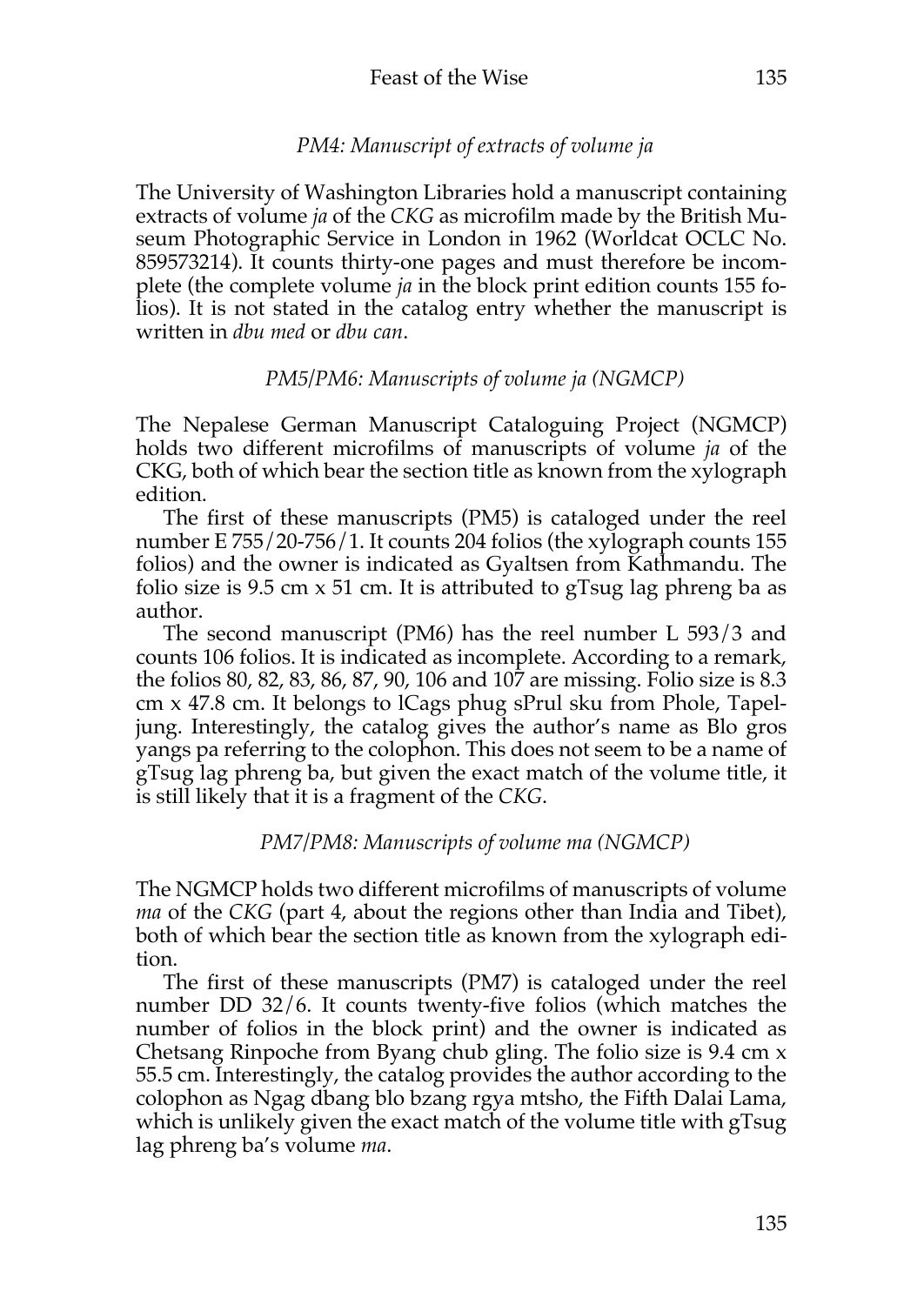### *PM4: Manuscript of extracts of volume ja*

The University of Washington Libraries hold a manuscript containing extracts of volume *ja* of the *CKG* as microfilm made by the British Museum Photographic Service in London in 1962 (Worldcat OCLC No. 859573214). It counts thirty-one pages and must therefore be incomplete (the complete volume *ja* in the block print edition counts 155 folios). It is not stated in the catalog entry whether the manuscript is written in *dbu med* or *dbu can*.

### *PM5/PM6: Manuscripts of volume ja (NGMCP)*

The Nepalese German Manuscript Cataloguing Project (NGMCP) holds two different microfilms of manuscripts of volume *ja* of the CKG, both of which bear the section title as known from the xylograph edition.

The first of these manuscripts (PM5) is cataloged under the reel number E 755/20-756/1. It counts 204 folios (the xylograph counts 155 folios) and the owner is indicated as Gyaltsen from Kathmandu. The folio size is 9.5 cm x 51 cm. It is attributed to gTsug lag phreng ba as author.

The second manuscript (PM6) has the reel number L 593/3 and counts 106 folios. It is indicated as incomplete. According to a remark, the folios 80, 82, 83, 86, 87, 90, 106 and 107 are missing. Folio size is 8.3 cm x 47.8 cm. It belongs to lCags phug sPrul sku from Phole, Tapeljung. Interestingly, the catalog gives the author's name as Blo gros yangs pa referring to the colophon. This does not seem to be a name of gTsug lag phreng ba, but given the exact match of the volume title, it is still likely that it is a fragment of the *CKG*.

### *PM7/PM8: Manuscripts of volume ma (NGMCP)*

The NGMCP holds two different microfilms of manuscripts of volume *ma* of the *CKG* (part 4, about the regions other than India and Tibet), both of which bear the section title as known from the xylograph edition.

The first of these manuscripts (PM7) is cataloged under the reel number DD 32/6. It counts twenty-five folios (which matches the number of folios in the block print) and the owner is indicated as Chetsang Rinpoche from Byang chub gling. The folio size is 9.4 cm x 55.5 cm. Interestingly, the catalog provides the author according to the colophon as Ngag dbang blo bzang rgya mtsho, the Fifth Dalai Lama, which is unlikely given the exact match of the volume title with gTsug lag phreng ba's volume *ma*.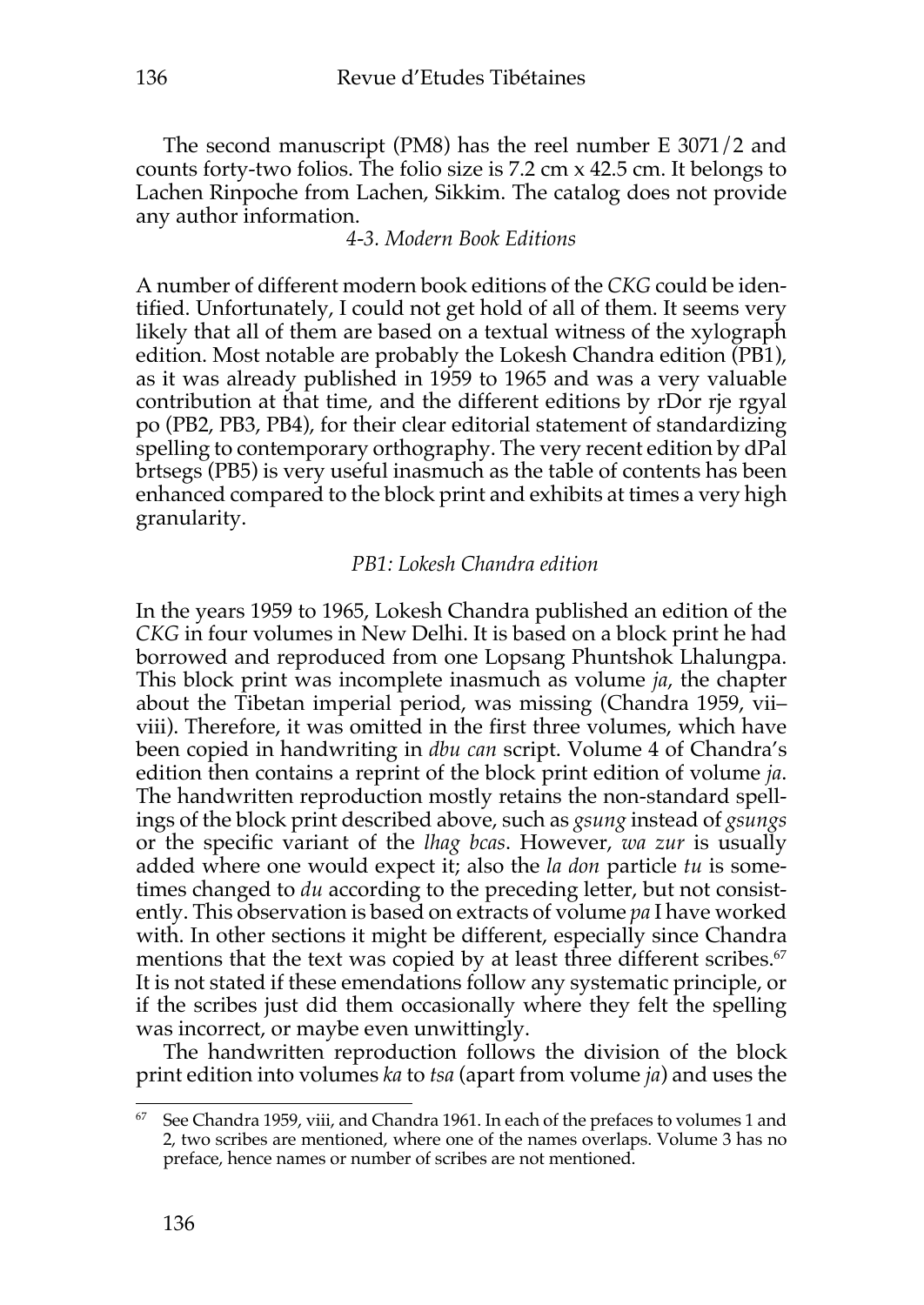The second manuscript (PM8) has the reel number E 3071/2 and counts forty-two folios. The folio size is 7.2 cm x 42.5 cm. It belongs to Lachen Rinpoche from Lachen, Sikkim. The catalog does not provide any author information.

### *4-3. Modern Book Editions*

A number of different modern book editions of the *CKG* could be identified. Unfortunately, I could not get hold of all of them. It seems very likely that all of them are based on a textual witness of the xylograph edition. Most notable are probably the Lokesh Chandra edition (PB1), as it was already published in 1959 to 1965 and was a very valuable contribution at that time, and the different editions by rDor rje rgyal po (PB2, PB3, PB4), for their clear editorial statement of standardizing spelling to contemporary orthography. The very recent edition by dPal brtsegs (PB5) is very useful inasmuch as the table of contents has been enhanced compared to the block print and exhibits at times a very high granularity.

#### *PB1: Lokesh Chandra edition*

In the years 1959 to 1965, Lokesh Chandra published an edition of the *CKG* in four volumes in New Delhi. It is based on a block print he had borrowed and reproduced from one Lopsang Phuntshok Lhalungpa. This block print was incomplete inasmuch as volume *ja*, the chapter about the Tibetan imperial period, was missing (Chandra 1959, vii–viii). Therefore, it was omitted in the first three volumes, which have been copied in handwriting in *dbu can* script. Volume 4 of Chandra's edition then contains a reprint of the block print edition of volume *ja*. The handwritten reproduction mostly retains the non-standard spellings of the block print described above, such as *gsung* instead of *gsungs* or the specific variant of the *lhag bcas*. However, *wa zur* is usually added where one would expect it; also the *la don* particle *tu* is sometimes changed to *du* according to the preceding letter, but not consistently. This observation is based on extracts of volume *pa* I have worked with. In other sections it might be different, especially since Chandra mentions that the text was copied by at least three different scribes.[67] It is not stated if these emendations follow any systematic principle, or if the scribes just did them occasionally where they felt the spelling was incorrect, or maybe even unwittingly.

The handwritten reproduction follows the division of the block print edition into volumes *ka* to *tsa* (apart from volume *ja*) and uses the

---

[67] See Chandra 1959, viii, and Chandra 1961. In each of the prefaces to volumes 1 and 2, two scribes are mentioned, where one of the names overlaps. Volume 3 has no preface, hence names or number of scribes are not mentioned.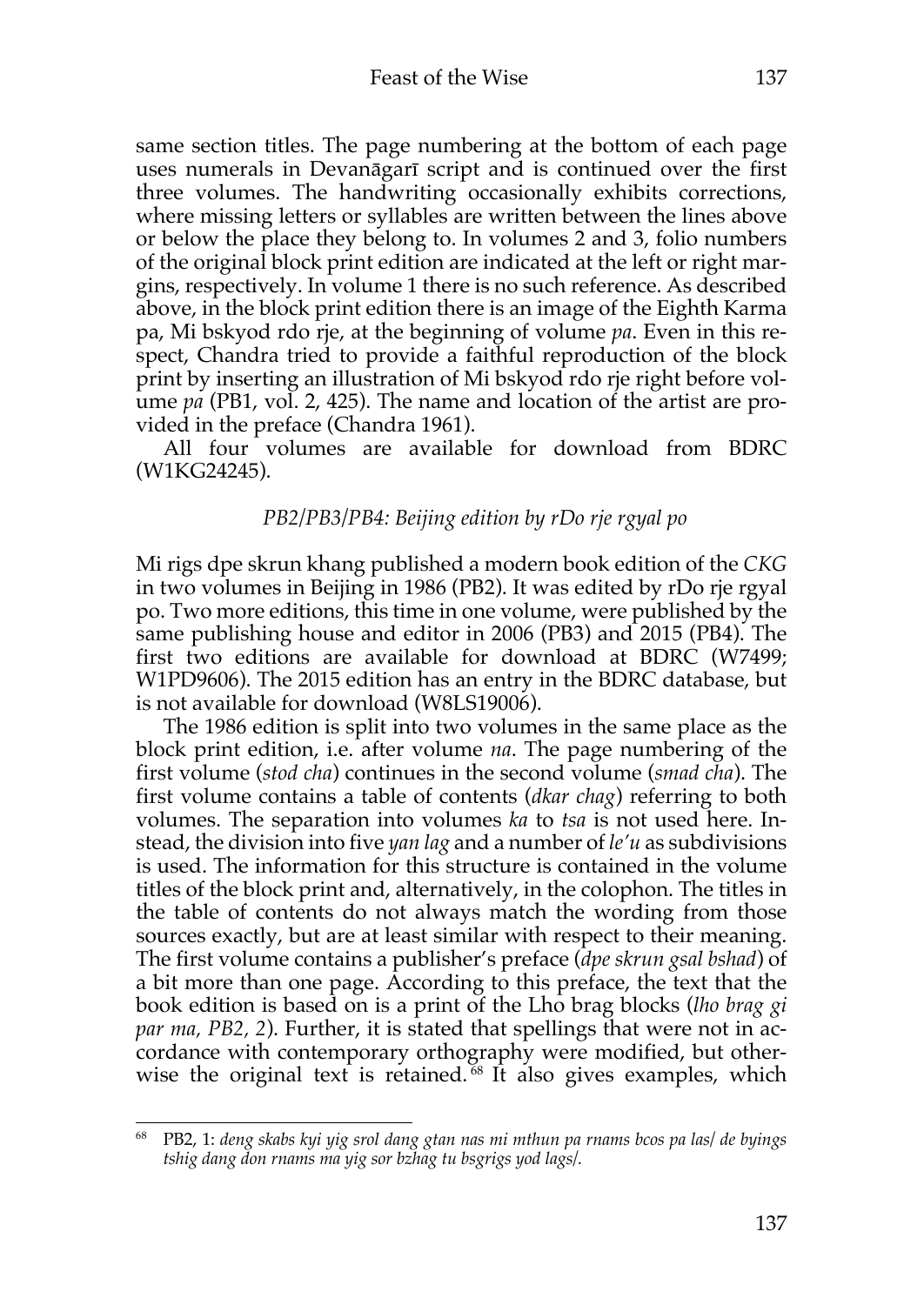same section titles. The page numbering at the bottom of each page uses numerals in Devanāgarī script and is continued over the first three volumes. The handwriting occasionally exhibits corrections, where missing letters or syllables are written between the lines above or below the place they belong to. In volumes 2 and 3, folio numbers of the original block print edition are indicated at the left or right margins, respectively. In volume 1 there is no such reference. As described above, in the block print edition there is an image of the Eighth Karma pa, Mi bskyod rdo rje, at the beginning of volume *pa*. Even in this respect, Chandra tried to provide a faithful reproduction of the block print by inserting an illustration of Mi bskyod rdo rje right before volume *pa* (PB1, vol. 2, 425). The name and location of the artist are provided in the preface (Chandra 1961).

All four volumes are available for download from BDRC (W1KG24245).

### *PB2/PB3/PB4: Beijing edition by rDo rje rgyal po*

Mi rigs dpe skrun khang published a modern book edition of the *CKG* in two volumes in Beijing in 1986 (PB2). It was edited by rDo rje rgyal po. Two more editions, this time in one volume, were published by the same publishing house and editor in 2006 (PB3) and 2015 (PB4). The first two editions are available for download at BDRC (W7499; W1PD9606). The 2015 edition has an entry in the BDRC database, but is not available for download (W8LS19006).

The 1986 edition is split into two volumes in the same place as the block print edition, i.e. after volume *na*. The page numbering of the first volume (*stod cha*) continues in the second volume (*smad cha*). The first volume contains a table of contents (*dkar chag*) referring to both volumes. The separation into volumes *ka* to *tsa* is not used here. Instead, the division into five *yan lag* and a number of *le'u* as subdivisions is used. The information for this structure is contained in the volume titles of the block print and, alternatively, in the colophon. The titles in the table of contents do not always match the wording from those sources exactly, but are at least similar with respect to their meaning. The first volume contains a publisher's preface (*dpe skrun gsal bshad*) of a bit more than one page. According to this preface, the text that the book edition is based on is a print of the Lho brag blocks (*lho brag gi par ma, PB2, 2*). Further, it is stated that spellings that were not in accordance with contemporary orthography were modified, but otherwise the original text is retained.[68] It also gives examples, which

---

[68] PB2, 1: *deng skabs kyi yig srol dang gtan nas mi mthun pa rnams bcos pa las/ de byings tshig dang don rnams ma yig sor bzhag tu bsgrigs yod lags/.*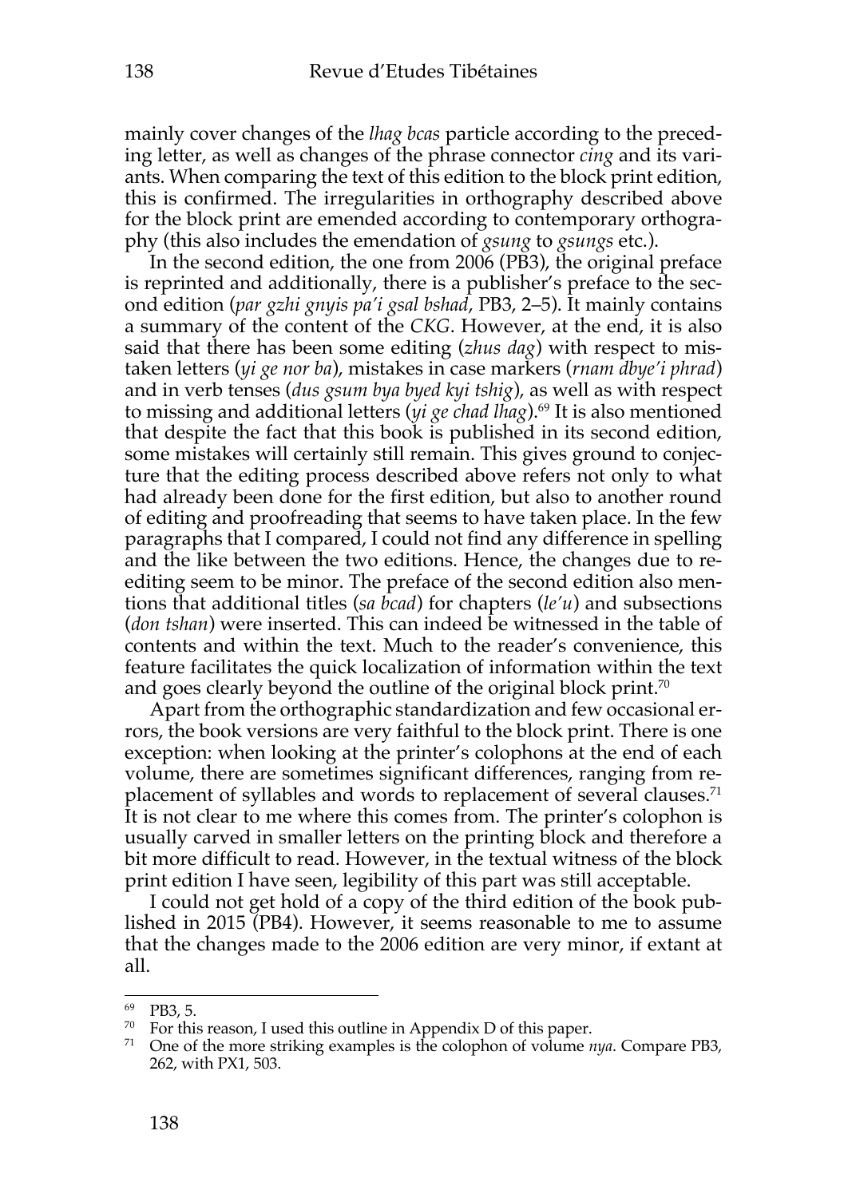mainly cover changes of the *lhag bcas* particle according to the preceding letter, as well as changes of the phrase connector *cing* and its variants. When comparing the text of this edition to the block print edition, this is confirmed. The irregularities in orthography described above for the block print are emended according to contemporary orthography (this also includes the emendation of *gsung* to *gsungs* etc.).

In the second edition, the one from 2006 (PB3), the original preface is reprinted and additionally, there is a publisher's preface to the second edition (*par gzhi gnyis pa'i gsal bshad*, PB3, 2–5). It mainly contains a summary of the content of the *CKG*. However, at the end, it is also said that there has been some editing (*zhus dag*) with respect to mistaken letters (*yi ge nor ba*), mistakes in case markers (*rnam dbye'i phrad*) and in verb tenses (*dus gsum bya byed kyi tshig*), as well as with respect to missing and additional letters (*yi ge chad lhag*).[69] It is also mentioned that despite the fact that this book is published in its second edition, some mistakes will certainly still remain. This gives ground to conjecture that the editing process described above refers not only to what had already been done for the first edition, but also to another round of editing and proofreading that seems to have taken place. In the few paragraphs that I compared, I could not find any difference in spelling and the like between the two editions. Hence, the changes due to re-editing seem to be minor. The preface of the second edition also mentions that additional titles (*sa bcad*) for chapters (*le'u*) and subsections (*don tshan*) were inserted. This can indeed be witnessed in the table of contents and within the text. Much to the reader's convenience, this feature facilitates the quick localization of information within the text and goes clearly beyond the outline of the original block print.[70]

Apart from the orthographic standardization and few occasional errors, the book versions are very faithful to the block print. There is one exception: when looking at the printer's colophons at the end of each volume, there are sometimes significant differences, ranging from replacement of syllables and words to replacement of several clauses.[71] It is not clear to me where this comes from. The printer's colophon is usually carved in smaller letters on the printing block and therefore a bit more difficult to read. However, in the textual witness of the block print edition I have seen, legibility of this part was still acceptable.

I could not get hold of a copy of the third edition of the book published in 2015 (PB4). However, it seems reasonable to me to assume that the changes made to the 2006 edition are very minor, if extant at all.

---

[69] PB3, 5.

[70] For this reason, I used this outline in Appendix D of this paper.

[71] One of the more striking examples is the colophon of volume *nya*. Compare PB3, 262, with PX1, 503.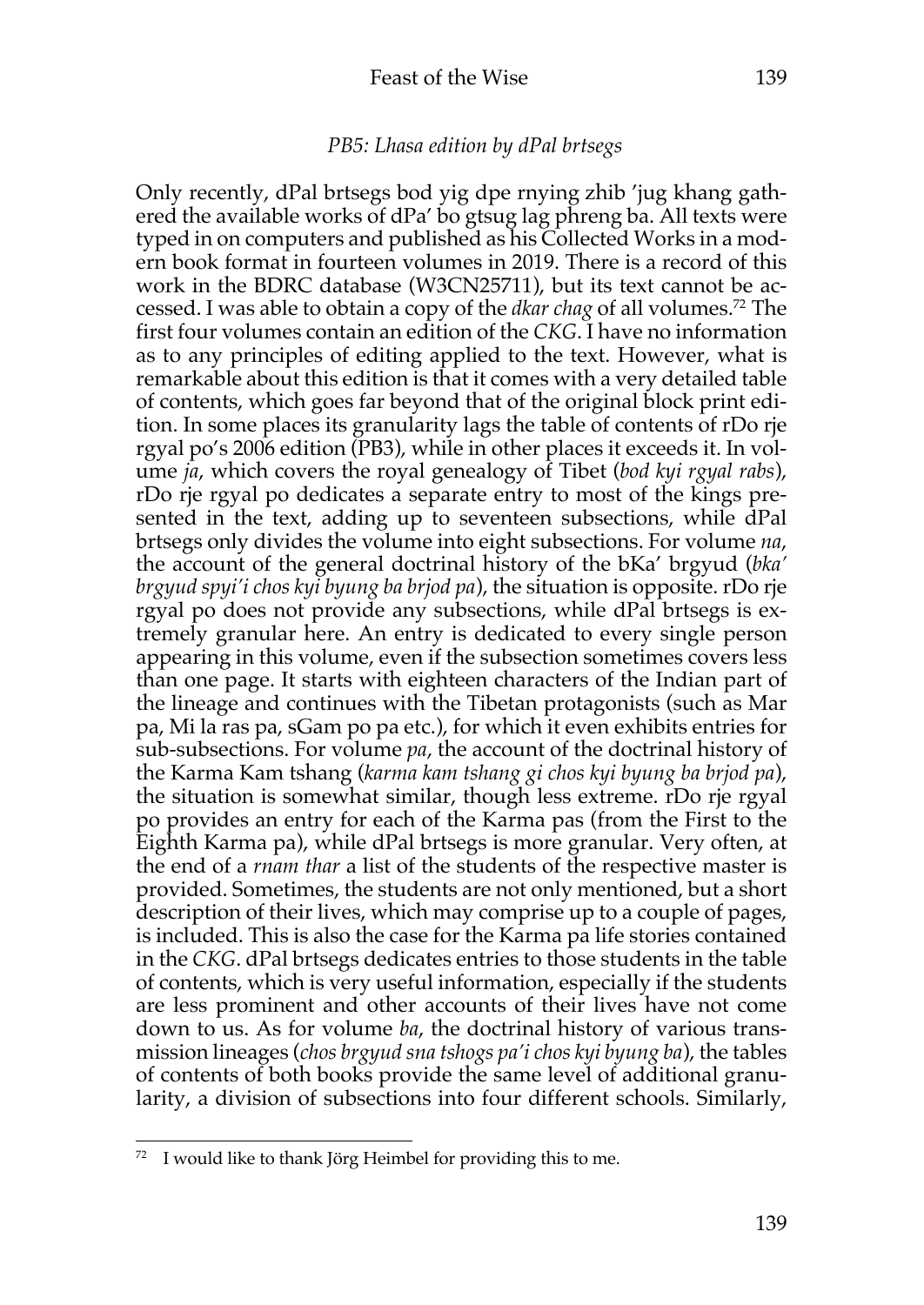### *PB5: Lhasa edition by dPal brtsegs*

Only recently, dPal brtsegs bod yig dpe rnying zhib 'jug khang gathered the available works of dPa' bo gtsug lag phreng ba. All texts were typed in on computers and published as his Collected Works in a modern book format in fourteen volumes in 2019. There is a record of this work in the BDRC database (W3CN25711), but its text cannot be accessed. I was able to obtain a copy of the *dkar chag* of all volumes.[72] The first four volumes contain an edition of the *CKG*. I have no information as to any principles of editing applied to the text. However, what is remarkable about this edition is that it comes with a very detailed table of contents, which goes far beyond that of the original block print edition. In some places its granularity lags the table of contents of rDo rje rgyal po's 2006 edition (PB3), while in other places it exceeds it. In volume *ja*, which covers the royal genealogy of Tibet (*bod kyi rgyal rabs*), rDo rje rgyal po dedicates a separate entry to most of the kings presented in the text, adding up to seventeen subsections, while dPal brtsegs only divides the volume into eight subsections. For volume *na*, the account of the general doctrinal history of the bKa' brgyud (*bka' brgyud spyi'i chos kyi byung ba brjod pa*), the situation is opposite. rDo rje rgyal po does not provide any subsections, while dPal brtsegs is extremely granular here. An entry is dedicated to every single person appearing in this volume, even if the subsection sometimes covers less than one page. It starts with eighteen characters of the Indian part of the lineage and continues with the Tibetan protagonists (such as Mar pa, Mi la ras pa, sGam po pa etc.), for which it even exhibits entries for sub-subsections. For volume *pa*, the account of the doctrinal history of the Karma Kam tshang (*karma kam tshang gi chos kyi byung ba brjod pa*), the situation is somewhat similar, though less extreme. rDo rje rgyal po provides an entry for each of the Karma pas (from the First to the Eighth Karma pa), while dPal brtsegs is more granular. Very often, at the end of a *rnam thar* a list of the students of the respective master is provided. Sometimes, the students are not only mentioned, but a short description of their lives, which may comprise up to a couple of pages, is included. This is also the case for the Karma pa life stories contained in the *CKG*. dPal brtsegs dedicates entries to those students in the table of contents, which is very useful information, especially if the students are less prominent and other accounts of their lives have not come down to us. As for volume *ba*, the doctrinal history of various transmission lineages (*chos brgyud sna tshogs pa'i chos kyi byung ba*), the tables of contents of both books provide the same level of additional granularity, a division of subsections into four different schools. Similarly,

---

[72] I would like to thank Jörg Heimbel for providing this to me.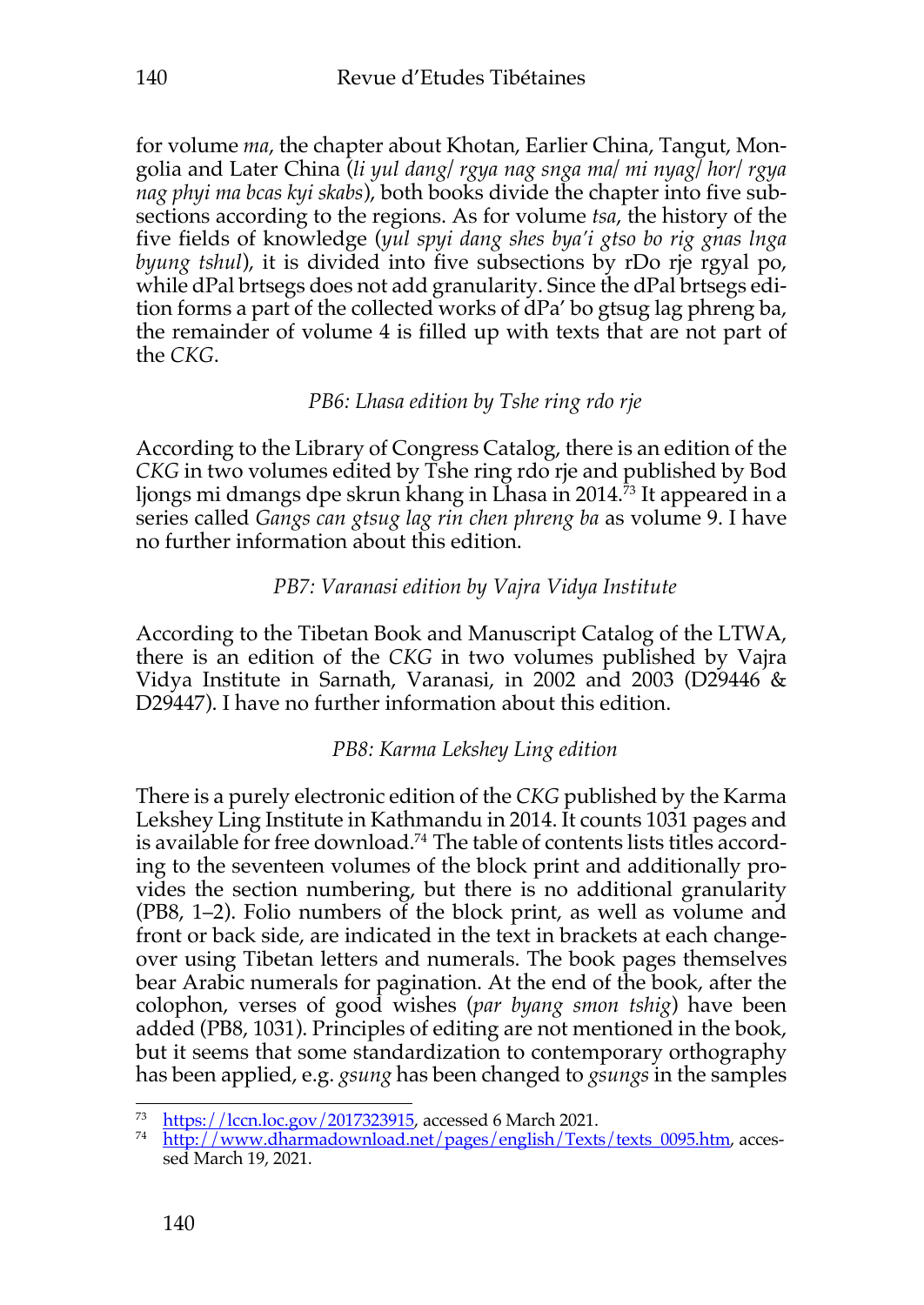for volume *ma*, the chapter about Khotan, Earlier China, Tangut, Mongolia and Later China (*li yul dang/ rgya nag snga ma/ mi nyag/ hor/ rgya nag phyi ma bcas kyi skabs*), both books divide the chapter into five subsections according to the regions. As for volume *tsa*, the history of the five fields of knowledge (*yul spyi dang shes bya'i gtso bo rig gnas lnga byung tshul*), it is divided into five subsections by rDo rje rgyal po, while dPal brtsegs does not add granularity. Since the dPal brtsegs edition forms a part of the collected works of dPa' bo gtsug lag phreng ba, the remainder of volume 4 is filled up with texts that are not part of the *CKG*.

*PB6: Lhasa edition by Tshe ring rdo rje*

According to the Library of Congress Catalog, there is an edition of the *CKG* in two volumes edited by Tshe ring rdo rje and published by Bod ljongs mi dmangs dpe skrun khang in Lhasa in 2014.[73] It appeared in a series called *Gangs can gtsug lag rin chen phreng ba* as volume 9. I have no further information about this edition.

*PB7: Varanasi edition by Vajra Vidya Institute*

According to the Tibetan Book and Manuscript Catalog of the LTWA, there is an edition of the *CKG* in two volumes published by Vajra Vidya Institute in Sarnath, Varanasi, in 2002 and 2003 (D29446 & D29447). I have no further information about this edition.

*PB8: Karma Lekshey Ling edition*

There is a purely electronic edition of the *CKG* published by the Karma Lekshey Ling Institute in Kathmandu in 2014. It counts 1031 pages and is available for free download.[74] The table of contents lists titles according to the seventeen volumes of the block print and additionally provides the section numbering, but there is no additional granularity (PB8, 1–2). Folio numbers of the block print, as well as volume and front or back side, are indicated in the text in brackets at each changeover using Tibetan letters and numerals. The book pages themselves bear Arabic numerals for pagination. At the end of the book, after the colophon, verses of good wishes (*par byang smon tshig*) have been added (PB8, 1031). Principles of editing are not mentioned in the book, but it seems that some standardization to contemporary orthography has been applied, e.g. *gsung* has been changed to *gsungs* in the samples

---

[73] https://lccn.loc.gov/2017323915, accessed 6 March 2021.

[74] http://www.dharmadownload.net/pages/english/Texts/texts_0095.htm, accessed March 19, 2021.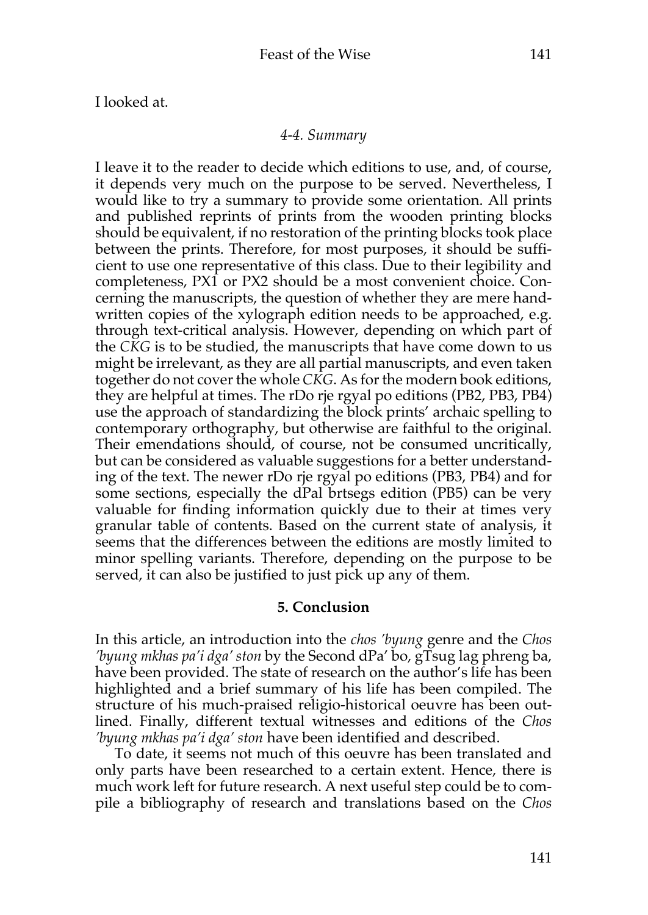I looked at.

*4-4. Summary*

I leave it to the reader to decide which editions to use, and, of course, it depends very much on the purpose to be served. Nevertheless, I would like to try a summary to provide some orientation. All prints and published reprints of prints from the wooden printing blocks should be equivalent, if no restoration of the printing blocks took place between the prints. Therefore, for most purposes, it should be sufficient to use one representative of this class. Due to their legibility and completeness, PX1 or PX2 should be a most convenient choice. Concerning the manuscripts, the question of whether they are mere handwritten copies of the xylograph edition needs to be approached, e.g. through text-critical analysis. However, depending on which part of the *CKG* is to be studied, the manuscripts that have come down to us might be irrelevant, as they are all partial manuscripts, and even taken together do not cover the whole *CKG*. As for the modern book editions, they are helpful at times. The rDo rje rgyal po editions (PB2, PB3, PB4) use the approach of standardizing the block prints' archaic spelling to contemporary orthography, but otherwise are faithful to the original. Their emendations should, of course, not be consumed uncritically, but can be considered as valuable suggestions for a better understanding of the text. The newer rDo rje rgyal po editions (PB3, PB4) and for some sections, especially the dPal brtsegs edition (PB5) can be very valuable for finding information quickly due to their at times very granular table of contents. Based on the current state of analysis, it seems that the differences between the editions are mostly limited to minor spelling variants. Therefore, depending on the purpose to be served, it can also be justified to just pick up any of them.

## 5. Conclusion

In this article, an introduction into the *chos 'byung* genre and the *Chos 'byung mkhas pa'i dga' ston* by the Second dPa' bo, gTsug lag phreng ba, have been provided. The state of research on the author's life has been highlighted and a brief summary of his life has been compiled. The structure of his much-praised religio-historical oeuvre has been outlined. Finally, different textual witnesses and editions of the *Chos 'byung mkhas pa'i dga' ston* have been identified and described.

To date, it seems not much of this oeuvre has been translated and only parts have been researched to a certain extent. Hence, there is much work left for future research. A next useful step could be to compile a bibliography of research and translations based on the *Chos*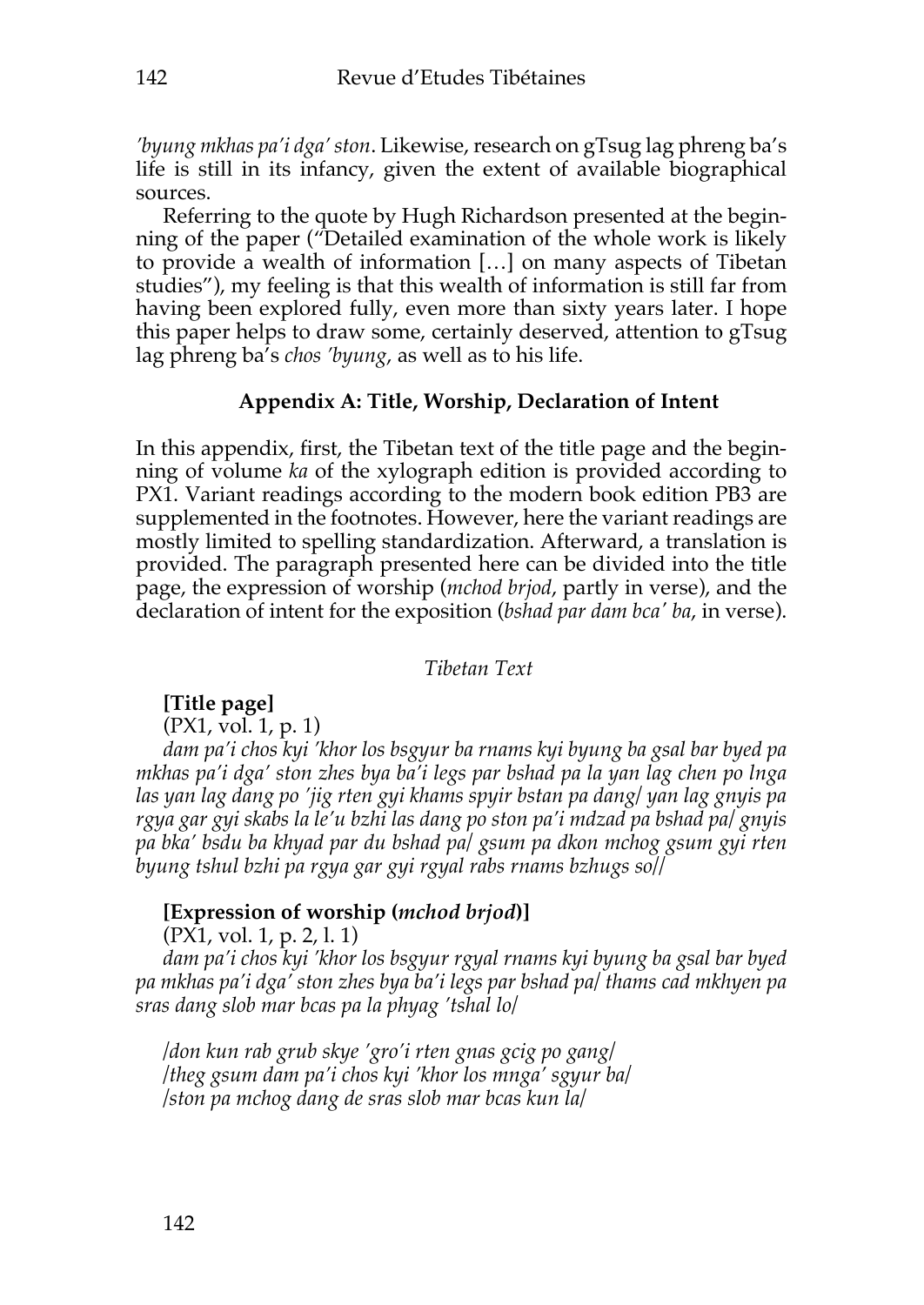*'byung mkhas pa'i dga' ston*. Likewise, research on gTsug lag phreng ba's life is still in its infancy, given the extent of available biographical sources.

Referring to the quote by Hugh Richardson presented at the beginning of the paper ("Detailed examination of the whole work is likely to provide a wealth of information […] on many aspects of Tibetan studies"), my feeling is that this wealth of information is still far from having been explored fully, even more than sixty years later. I hope this paper helps to draw some, certainly deserved, attention to gTsug lag phreng ba's *chos 'byung*, as well as to his life.

## Appendix A: Title, Worship, Declaration of Intent

In this appendix, first, the Tibetan text of the title page and the beginning of volume *ka* of the xylograph edition is provided according to PX1. Variant readings according to the modern book edition PB3 are supplemented in the footnotes. However, here the variant readings are mostly limited to spelling standardization. Afterward, a translation is provided. The paragraph presented here can be divided into the title page, the expression of worship (*mchod brjod*, partly in verse), and the declaration of intent for the exposition (*bshad par dam bca' ba*, in verse).

*Tibetan Text*

**[Title page]**

(PX1, vol. 1, p. 1)

*dam pa'i chos kyi 'khor los bsgyur ba rnams kyi byung ba gsal bar byed pa mkhas pa'i dga' ston zhes bya ba'i legs par bshad pa la yan lag chen po lnga las yan lag dang po 'jig rten gyi khams spyir bstan pa dang/ yan lag gnyis pa rgya gar gyi skabs la le'u bzhi las dang po ston pa'i mdzad pa bshad pa/ gnyis pa bka' bsdu ba khyad par du bshad pa/ gsum pa dkon mchog gsum gyi rten byung tshul bzhi pa rgya gar gyi rgyal rabs rnams bzhugs so//*

**[Expression of worship (*mchod brjod*)]**

(PX1, vol. 1, p. 2, l. 1)

*dam pa'i chos kyi 'khor los bsgyur rgyal rnams kyi byung ba gsal bar byed pa mkhas pa'i dga' ston zhes bya ba'i legs par bshad pa/ thams cad mkhyen pa sras dang slob mar bcas pa la phyag 'tshal lo/*

*/don kun rab grub skye 'gro'i rten gnas gcig po gang/*  
*/theg gsum dam pa'i chos kyi 'khor los mnga' sgyur ba/*  
*/ston pa mchog dang de sras slob mar bcas kun la/*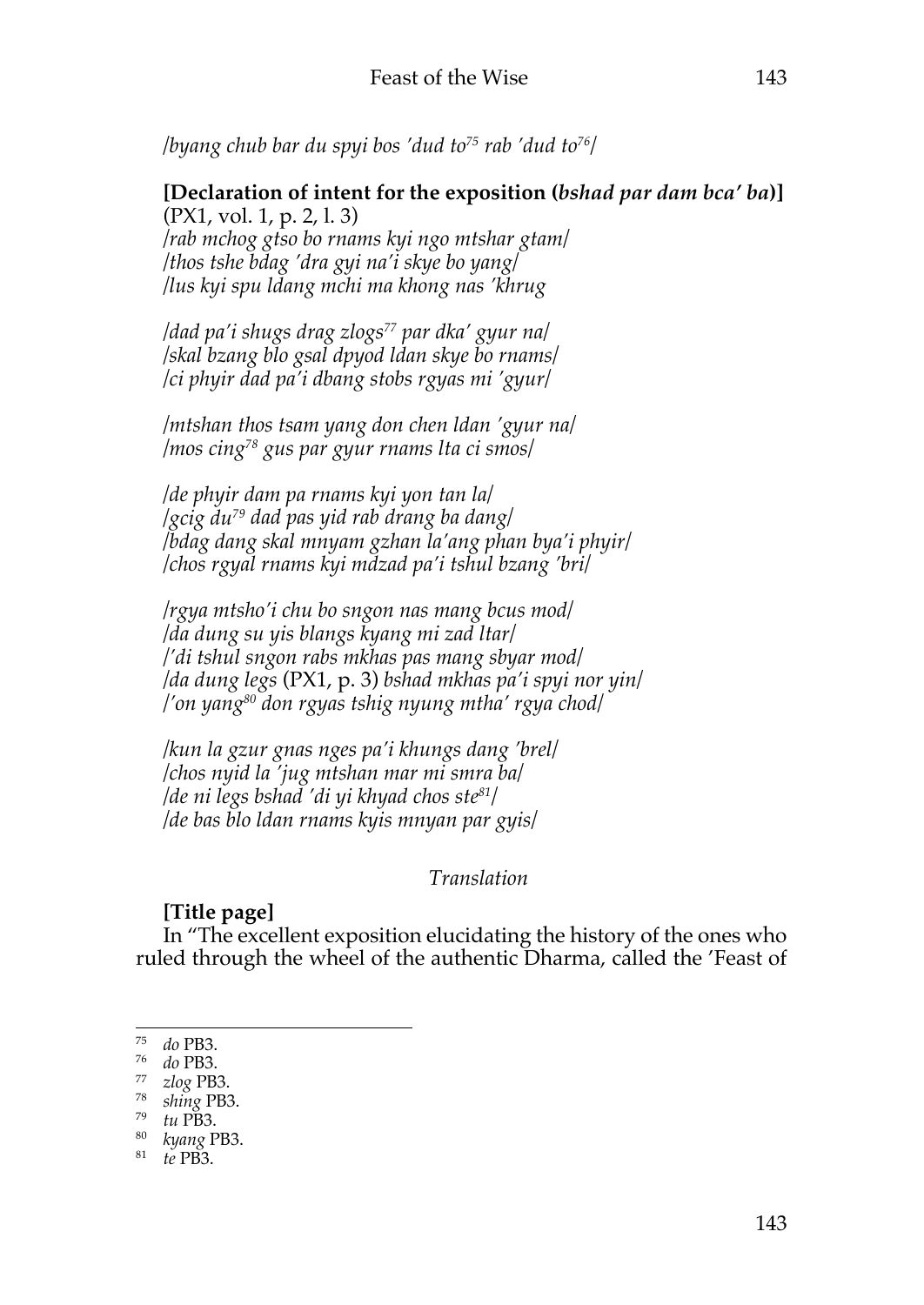*/byang chub bar du spyi bos 'dud to*[75] *rab 'dud to*[76]*/*

**[Declaration of intent for the exposition (*bshad par dam bca' ba*)]**
(PX1, vol. 1, p. 2, l. 3)
*/rab mchog gtso bo rnams kyi ngo mtshar gtam/*
*/thos tshe bdag 'dra gyi na'i skye bo yang/*
*/lus kyi spu ldang mchi ma khong nas 'khrug*

*/dad pa'i shugs drag zlogs*[77] *par dka' gyur na/*
*/skal bzang blo gsal dpyod ldan skye bo rnams/*
*/ci phyir dad pa'i dbang stobs rgyas mi 'gyur/*

*/mtshan thos tsam yang don chen ldan 'gyur na/*
*/mos cing*[78] *gus par gyur rnams lta ci smos/*

*/de phyir dam pa rnams kyi yon tan la/*
*/gcig du*[79] *dad pas yid rab drang ba dang/*
*/bdag dang skal mnyam gzhan la'ang phan bya'i phyir/*
*/chos rgyal rnams kyi mdzad pa'i tshul bzang 'bri/*

*/rgya mtsho'i chu bo sngon nas mang bcus mod/*
*/da dung su yis blangs kyang mi zad ltar/*
*/'di tshul sngon rabs mkhas pas mang sbyar mod/*
*/da dung legs* (PX1, p. 3) *bshad mkhas pa'i spyi nor yin/*
*/'on yang*[80] *don rgyas tshig nyung mtha' rgya chod/*

*/kun la gzur gnas nges pa'i khungs dang 'brel/*
*/chos nyid la 'jug mtshan mar mi smra ba/*
*/de ni legs bshad 'di yi khyad chos ste*[81]*/*
*/de bas blo ldan rnams kyis mnyan par gyis/*

*Translation*

**[Title page]**

In "The excellent exposition elucidating the history of the ones who ruled through the wheel of the authentic Dharma, called the 'Feast of

---

[75] *do* PB3.
[76] *do* PB3.
[77] *zlog* PB3.
[78] *shing* PB3.
[79] *tu* PB3.
[80] *kyang* PB3.
[81] *te* PB3.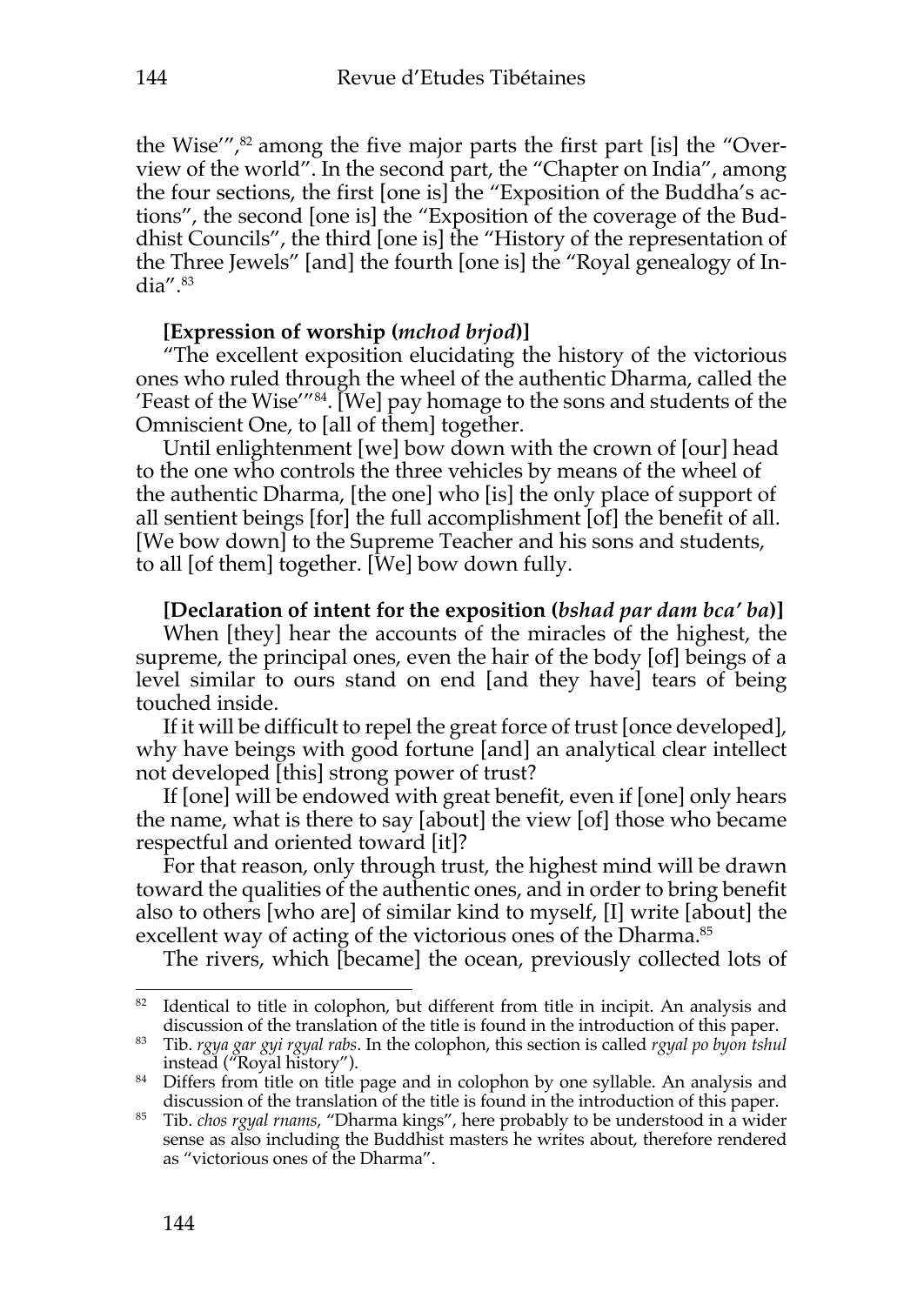the Wise'",[82] among the five major parts the first part [is] the "Overview of the world". In the second part, the "Chapter on India", among the four sections, the first [one is] the "Exposition of the Buddha's actions", the second [one is] the "Exposition of the coverage of the Buddhist Councils", the third [one is] the "History of the representation of the Three Jewels" [and] the fourth [one is] the "Royal genealogy of India".[83]

**[Expression of worship (*mchod brjod*)]**

"The excellent exposition elucidating the history of the victorious ones who ruled through the wheel of the authentic Dharma, called the 'Feast of the Wise'"[84]. [We] pay homage to the sons and students of the Omniscient One, to [all of them] together.

Until enlightenment [we] bow down with the crown of [our] head to the one who controls the three vehicles by means of the wheel of the authentic Dharma, [the one] who [is] the only place of support of all sentient beings [for] the full accomplishment [of] the benefit of all. [We bow down] to the Supreme Teacher and his sons and students, to all [of them] together. [We] bow down fully.

**[Declaration of intent for the exposition (*bshad par dam bca' ba*)]**

When [they] hear the accounts of the miracles of the highest, the supreme, the principal ones, even the hair of the body [of] beings of a level similar to ours stand on end [and they have] tears of being touched inside.

If it will be difficult to repel the great force of trust [once developed], why have beings with good fortune [and] an analytical clear intellect not developed [this] strong power of trust?

If [one] will be endowed with great benefit, even if [one] only hears the name, what is there to say [about] the view [of] those who became respectful and oriented toward [it]?

For that reason, only through trust, the highest mind will be drawn toward the qualities of the authentic ones, and in order to bring benefit also to others [who are] of similar kind to myself, [I] write [about] the excellent way of acting of the victorious ones of the Dharma.[85]

The rivers, which [became] the ocean, previously collected lots of

---

[82] Identical to title in colophon, but different from title in incipit. An analysis and discussion of the translation of the title is found in the introduction of this paper.

[83] Tib. *rgya gar gyi rgyal rabs*. In the colophon, this section is called *rgyal po byon tshul* instead ("Royal history").

[84] Differs from title on title page and in colophon by one syllable. An analysis and discussion of the translation of the title is found in the introduction of this paper.

[85] Tib. *chos rgyal rnams*, "Dharma kings", here probably to be understood in a wider sense as also including the Buddhist masters he writes about, therefore rendered as "victorious ones of the Dharma".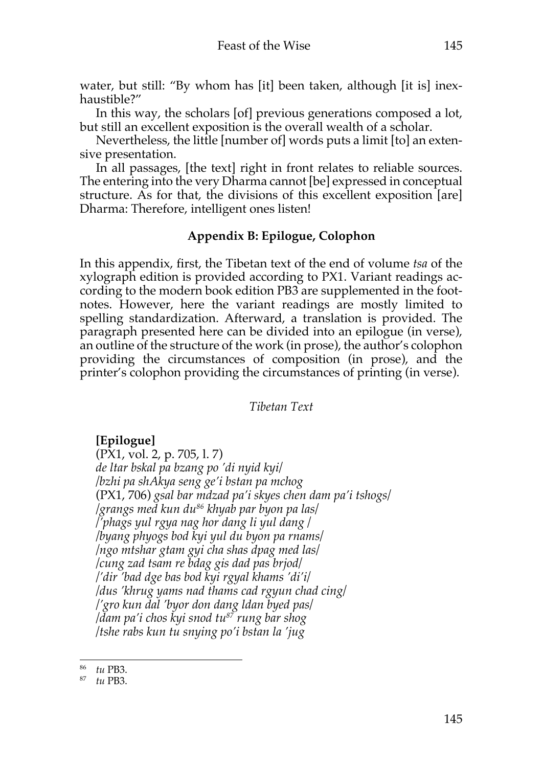water, but still: "By whom has [it] been taken, although [it is] inexhaustible?"

In this way, the scholars [of] previous generations composed a lot, but still an excellent exposition is the overall wealth of a scholar.

Nevertheless, the little [number of] words puts a limit [to] an extensive presentation.

In all passages, [the text] right in front relates to reliable sources. The entering into the very Dharma cannot [be] expressed in conceptual structure. As for that, the divisions of this excellent exposition [are] Dharma: Therefore, intelligent ones listen!

### Appendix B: Epilogue, Colophon

In this appendix, first, the Tibetan text of the end of volume *tsa* of the xylograph edition is provided according to PX1. Variant readings according to the modern book edition PB3 are supplemented in the footnotes. However, here the variant readings are mostly limited to spelling standardization. Afterward, a translation is provided. The paragraph presented here can be divided into an epilogue (in verse), an outline of the structure of the work (in prose), the author's colophon providing the circumstances of composition (in prose), and the printer's colophon providing the circumstances of printing (in verse).

*Tibetan Text*

**[Epilogue]**

(PX1, vol. 2, p. 705, l. 7)
*de ltar bskal pa bzang po 'di nyid kyi/*
*/bzhi pa shAkya seng ge'i bstan pa mchog*
(PX1, 706) *gsal bar mdzad pa'i skyes chen dam pa'i tshogs/*
*/grangs med kun du*[86] *khyab par byon pa las/*
*/'phags yul rgya nag hor dang li yul dang /*
*/byang phyogs bod kyi yul du byon pa rnams/*
*/ngo mtshar gtam gyi cha shas dpag med las/*
*/cung zad tsam re bdag gis dad pas brjod/*
*/'dir 'bad dge bas bod kyi rgyal khams 'di'i/*
*/dus 'khrug yams nad thams cad rgyun chad cing/*
*/'gro kun dal 'byor don dang ldan byed pas/*
*/dam pa'i chos kyi snod tu*[87] *rung bar shog*
*/tshe rabs kun tu snying po'i bstan la 'jug*

[86] *tu* PB3.
[87] *tu* PB3.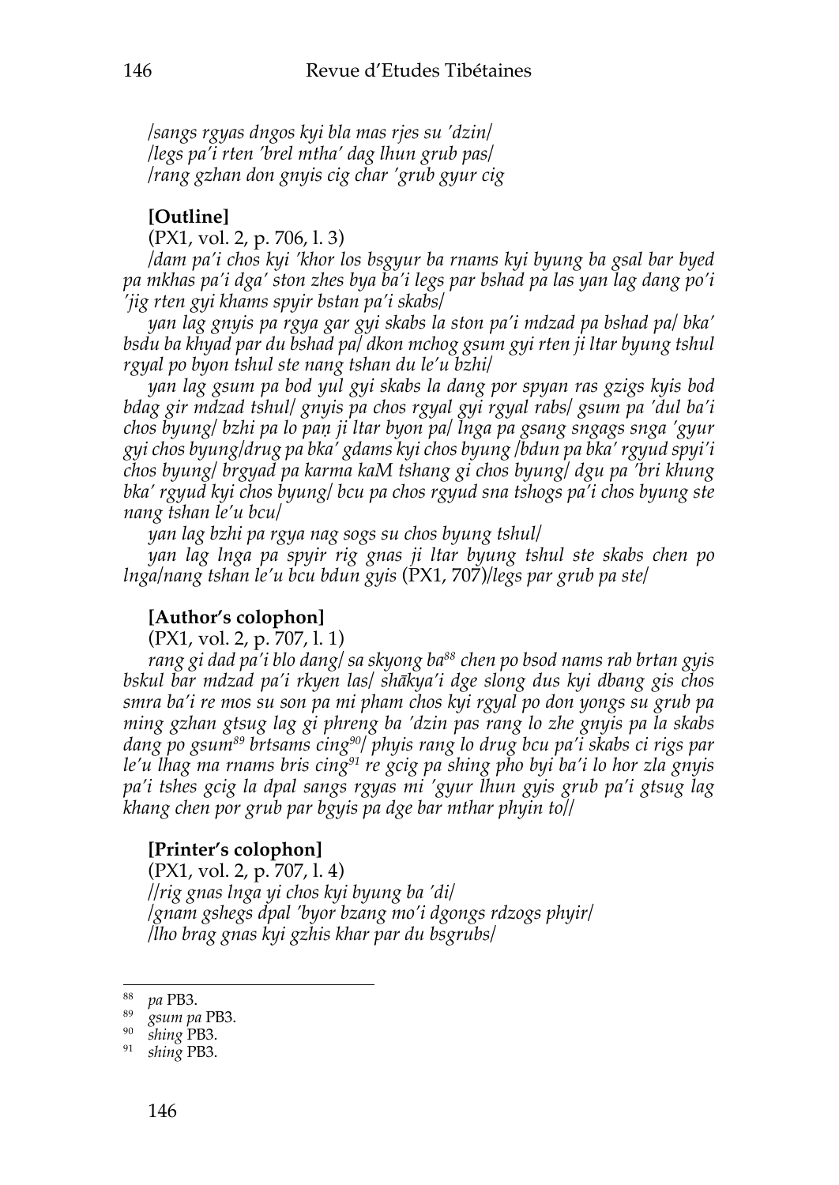*/sangs rgyas dngos kyi bla mas rjes su 'dzin/*
*/legs pa'i rten 'brel mtha' dag lhun grub pas/*
*/rang gzhan don gnyis cig char 'grub gyur cig*

**[Outline]**

(PX1, vol. 2, p. 706, l. 3)

*/dam pa'i chos kyi 'khor los bsgyur ba rnams kyi byung ba gsal bar byed pa mkhas pa'i dga' ston zhes bya ba'i legs par bshad pa las yan lag dang po'i 'jig rten gyi khams spyir bstan pa'i skabs/*

*yan lag gnyis pa rgya gar gyi skabs la ston pa'i mdzad pa bshad pa/ bka' bsdu ba khyad par du bshad pa/ dkon mchog gsum gyi rten ji ltar byung tshul rgyal po byon tshul ste nang tshan du le'u bzhi/*

*yan lag gsum pa bod yul gyi skabs la dang por spyan ras gzigs kyis bod bdag gir mdzad tshul/ gnyis pa chos rgyal gyi rgyal rabs/ gsum pa 'dul ba'i chos byung/ bzhi pa lo paṇ ji ltar byon pa/ lnga pa gsang sngags snga 'gyur gyi chos byung/drug pa bka' gdams kyi chos byung /bdun pa bka' rgyud spyi'i chos byung/ brgyad pa karma kaM tshang gi chos byung/ dgu pa 'bri khung bka' rgyud kyi chos byung/ bcu pa chos rgyud sna tshogs pa'i chos byung ste nang tshan le'u bcu/*

*yan lag bzhi pa rgya nag sogs su chos byung tshul/*

*yan lag lnga pa spyir rig gnas ji ltar byung tshul ste skabs chen po lnga/nang tshan le'u bcu bdun gyis* (PX1, 707)*/legs par grub pa ste/*

**[Author's colophon]**

(PX1, vol. 2, p. 707, l. 1)

*rang gi dad pa'i blo dang/ sa skyong ba*[88] *chen po bsod nams rab brtan gyis bskul bar mdzad pa'i rkyen las/ shākya'i dge slong dus kyi dbang gis chos smra ba'i re mos su son pa mi pham chos kyi rgyal po don yongs su grub pa ming gzhan gtsug lag gi phreng ba 'dzin pas rang lo zhe gnyis pa la skabs dang po gsum*[89] *brtsams cing*[90]*/ phyis rang lo drug bcu pa'i skabs ci rigs par le'u lhag ma rnams bris cing*[91] *re gcig pa shing pho byi ba'i lo hor zla gnyis pa'i tshes gcig la dpal sangs rgyas mi 'gyur lhun gyis grub pa'i gtsug lag khang chen por grub par bgyis pa dge bar mthar phyin to//*

**[Printer's colophon]**

(PX1, vol. 2, p. 707, l. 4)

*//rig gnas lnga yi chos kyi byung ba 'di/*
*/gnam gshegs dpal 'byor bzang mo'i dgongs rdzogs phyir/*
*/lho brag gnas kyi gzhis khar par du bsgrubs/*

---

[88] *pa* PB3.

[89] *gsum pa* PB3.

[90] *shing* PB3.

[91] *shing* PB3.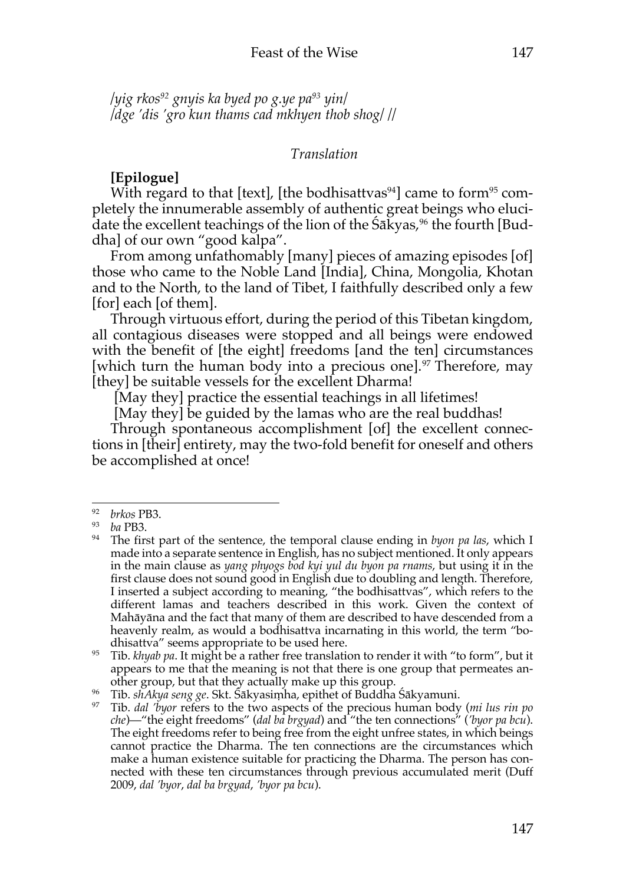*/yig rkos*[92] *gnyis ka byed po g.ye pa*[93] *yin/*
*/dge 'dis 'gro kun thams cad mkhyen thob shog/ //*

*Translation*

**[Epilogue]**

With regard to that [text], [the bodhisattvas[94]] came to form[95] completely the innumerable assembly of authentic great beings who elucidate the excellent teachings of the lion of the Śākyas,[96] the fourth [Buddha] of our own "good kalpa".

From among unfathomably [many] pieces of amazing episodes [of] those who came to the Noble Land [India], China, Mongolia, Khotan and to the North, to the land of Tibet, I faithfully described only a few [for] each [of them].

Through virtuous effort, during the period of this Tibetan kingdom, all contagious diseases were stopped and all beings were endowed with the benefit of [the eight] freedoms [and the ten] circumstances [which turn the human body into a precious one].[97] Therefore, may [they] be suitable vessels for the excellent Dharma!

[May they] practice the essential teachings in all lifetimes!

[May they] be guided by the lamas who are the real buddhas!

Through spontaneous accomplishment [of] the excellent connections in [their] entirety, may the two-fold benefit for oneself and others be accomplished at once!

---

[92] *brkos* PB3.

[93] *ba* PB3.

[94] The first part of the sentence, the temporal clause ending in *byon pa las*, which I made into a separate sentence in English, has no subject mentioned. It only appears in the main clause as *yang phyogs bod kyi yul du byon pa rnams*, but using it in the first clause does not sound good in English due to doubling and length. Therefore, I inserted a subject according to meaning, "the bodhisattvas", which refers to the different lamas and teachers described in this work. Given the context of Mahāyāna and the fact that many of them are described to have descended from a heavenly realm, as would a bodhisattva incarnating in this world, the term "bodhisattva" seems appropriate to be used here.

[95] Tib. *khyab pa*. It might be a rather free translation to render it with "to form", but it appears to me that the meaning is not that there is one group that permeates another group, but that they actually make up this group.

[96] Tib. *shAkya seng ge*. Skt. Śākyasiṃha, epithet of Buddha Śākyamuni.

[97] Tib. *dal 'byor* refers to the two aspects of the precious human body (*mi lus rin po che*)—"the eight freedoms" (*dal ba brgyad*) and "the ten connections" (*'byor pa bcu*). The eight freedoms refer to being free from the eight unfree states, in which beings cannot practice the Dharma. The ten connections are the circumstances which make a human existence suitable for practicing the Dharma. The person has connected with these ten circumstances through previous accumulated merit (Duff 2009, *dal 'byor*, *dal ba brgyad*, *'byor pa bcu*).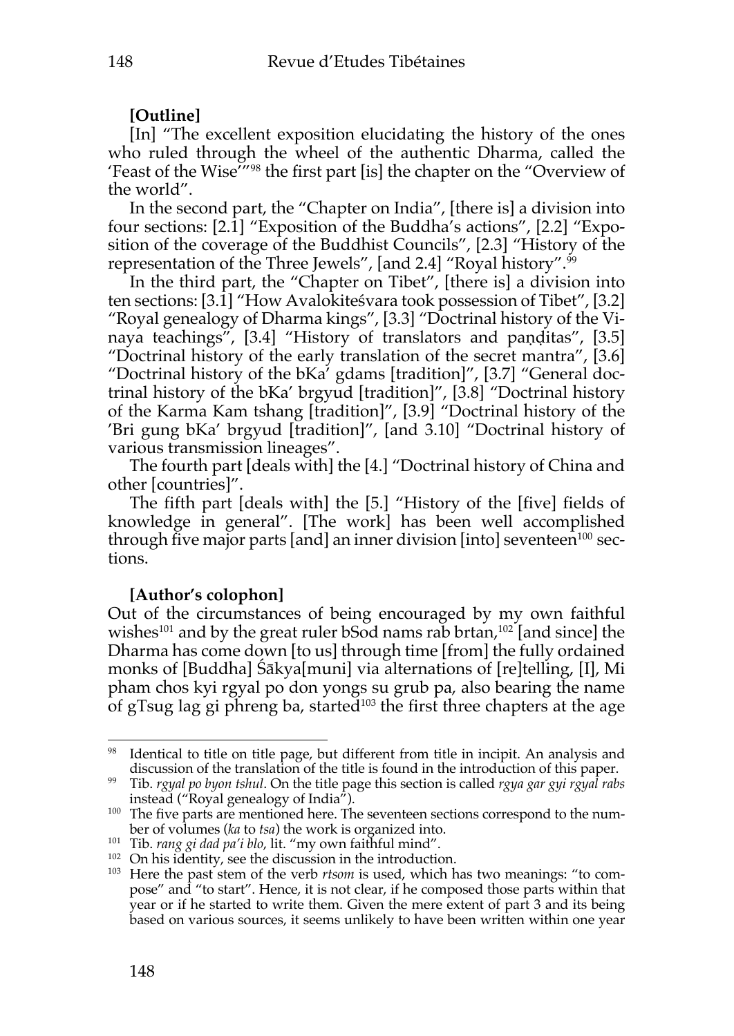**[Outline]**

[In] "The excellent exposition elucidating the history of the ones who ruled through the wheel of the authentic Dharma, called the 'Feast of the Wise'"[98] the first part [is] the chapter on the "Overview of the world".

In the second part, the "Chapter on India", [there is] a division into four sections: [2.1] "Exposition of the Buddha's actions", [2.2] "Exposition of the coverage of the Buddhist Councils", [2.3] "History of the representation of the Three Jewels", [and 2.4] "Royal history".[99]

In the third part, the "Chapter on Tibet", [there is] a division into ten sections: [3.1] "How Avalokiteśvara took possession of Tibet", [3.2] "Royal genealogy of Dharma kings", [3.3] "Doctrinal history of the Vinaya teachings", [3.4] "History of translators and paṇḍitas", [3.5] "Doctrinal history of the early translation of the secret mantra", [3.6] "Doctrinal history of the bKa' gdams [tradition]", [3.7] "General doctrinal history of the bKa' brgyud [tradition]", [3.8] "Doctrinal history of the Karma Kam tshang [tradition]", [3.9] "Doctrinal history of the 'Bri gung bKa' brgyud [tradition]", [and 3.10] "Doctrinal history of various transmission lineages".

The fourth part [deals with] the [4.] "Doctrinal history of China and other [countries]".

The fifth part [deals with] the [5.] "History of the [five] fields of knowledge in general". [The work] has been well accomplished through five major parts [and] an inner division [into] seventeen[100] sections.

**[Author's colophon]**

Out of the circumstances of being encouraged by my own faithful wishes[101] and by the great ruler bSod nams rab brtan,[102] [and since] the Dharma has come down [to us] through time [from] the fully ordained monks of [Buddha] Śākya[muni] via alternations of [re]telling, [I], Mi pham chos kyi rgyal po don yongs su grub pa, also bearing the name of gTsug lag gi phreng ba, started[103] the first three chapters at the age

---

[98] Identical to title on title page, but different from title in incipit. An analysis and discussion of the translation of the title is found in the introduction of this paper.

[99] Tib. *rgyal po byon tshul*. On the title page this section is called *rgya gar gyi rgyal rabs* instead ("Royal genealogy of India").

[100] The five parts are mentioned here. The seventeen sections correspond to the number of volumes (*ka* to *tsa*) the work is organized into.

[101] Tib. *rang gi dad pa'i blo*, lit. "my own faithful mind".

[102] On his identity, see the discussion in the introduction.

[103] Here the past stem of the verb *rtsom* is used, which has two meanings: "to compose" and "to start". Hence, it is not clear, if he composed those parts within that year or if he started to write them. Given the mere extent of part 3 and its being based on various sources, it seems unlikely to have been written within one year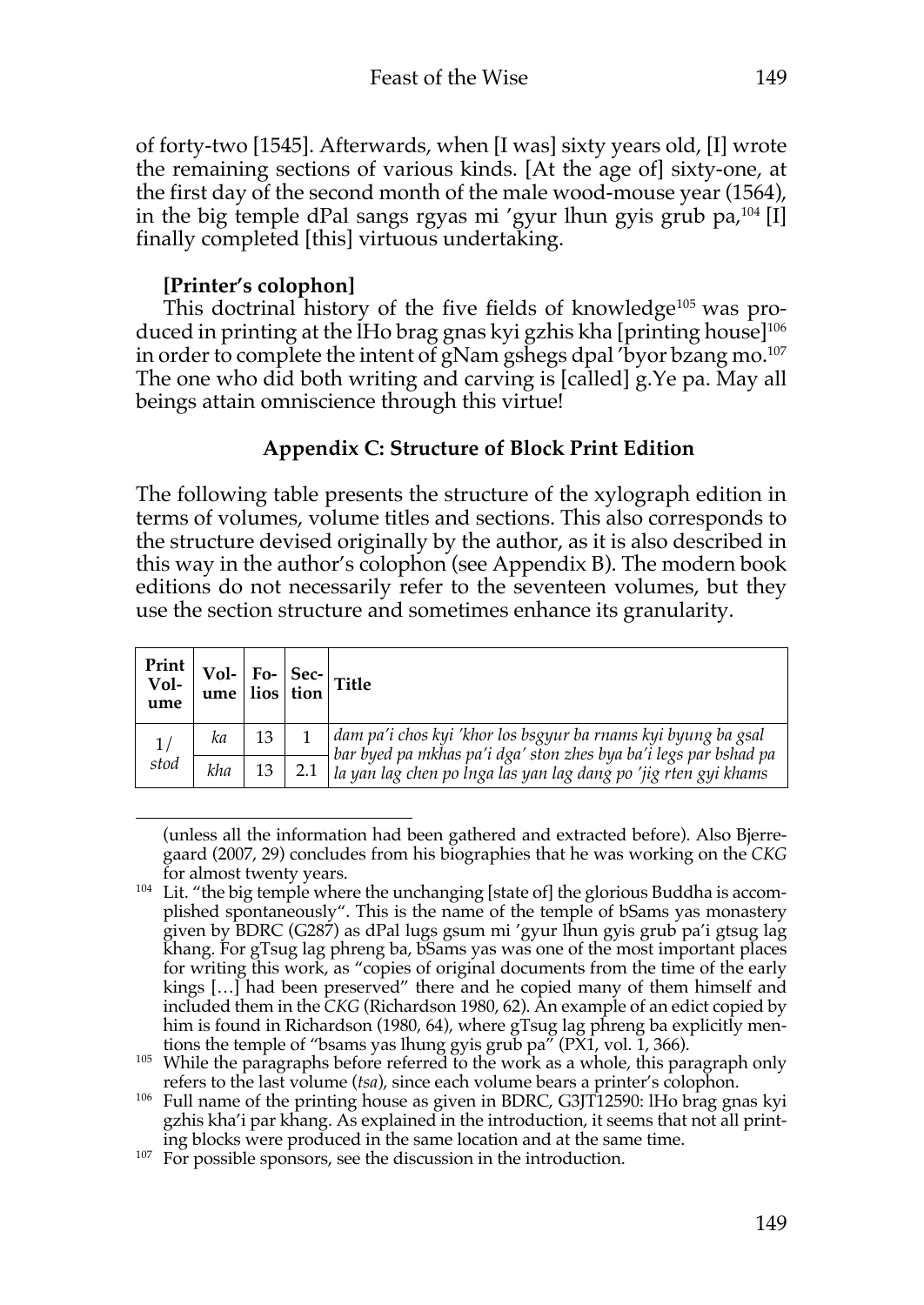of forty-two [1545]. Afterwards, when [I was] sixty years old, [I] wrote the remaining sections of various kinds. [At the age of] sixty-one, at the first day of the second month of the male wood-mouse year (1564), in the big temple dPal sangs rgyas mi 'gyur lhun gyis grub pa,[104] [I] finally completed [this] virtuous undertaking.

**[Printer's colophon]**

This doctrinal history of the five fields of knowledge[105] was produced in printing at the lHo brag gnas kyi gzhis kha [printing house][106] in order to complete the intent of gNam gshegs dpal 'byor bzang mo.[107] The one who did both writing and carving is [called] g.Ye pa. May all beings attain omniscience through this virtue!

### Appendix C: Structure of Block Print Edition

The following table presents the structure of the xylograph edition in terms of volumes, volume titles and sections. This also corresponds to the structure devised originally by the author, as it is also described in this way in the author's colophon (see Appendix B). The modern book editions do not necessarily refer to the seventeen volumes, but they use the section structure and sometimes enhance its granularity.

| Print Volume | Volume | Folios | Section | Title |
|---|---|---|---|---|
| 1/ *stod* | *ka* | 13 | 1 | *dam pa'i chos kyi 'khor los bsgyur ba rnams kyi byung ba gsal bar byed pa mkhas pa'i dga' ston zhes bya ba'i legs par bshad pa la yan lag chen po lnga las yan lag dang po 'jig rten gyi khams* |
| | *kha* | 13 | 2.1 | |

(unless all the information had been gathered and extracted before). Also Bjerregaard (2007, 29) concludes from his biographies that he was working on the *CKG* for almost twenty years.

[104] Lit. "the big temple where the unchanging [state of] the glorious Buddha is accomplished spontaneously". This is the name of the temple of bSams yas monastery given by BDRC (G287) as dPal lugs gsum mi 'gyur lhun gyis grub pa'i gtsug lag khang. For gTsug lag phreng ba, bSams yas was one of the most important places for writing this work, as "copies of original documents from the time of the early kings […] had been preserved" there and he copied many of them himself and included them in the *CKG* (Richardson 1980, 62). An example of an edict copied by him is found in Richardson (1980, 64), where gTsug lag phreng ba explicitly mentions the temple of "bsams yas lhung gyis grub pa" (PX1, vol. 1, 366).

[105] While the paragraphs before referred to the work as a whole, this paragraph only refers to the last volume (*tsa*), since each volume bears a printer's colophon.

[106] Full name of the printing house as given in BDRC, G3JT12590: lHo brag gnas kyi gzhis kha'i par khang. As explained in the introduction, it seems that not all printing blocks were produced in the same location and at the same time.

[107] For possible sponsors, see the discussion in the introduction.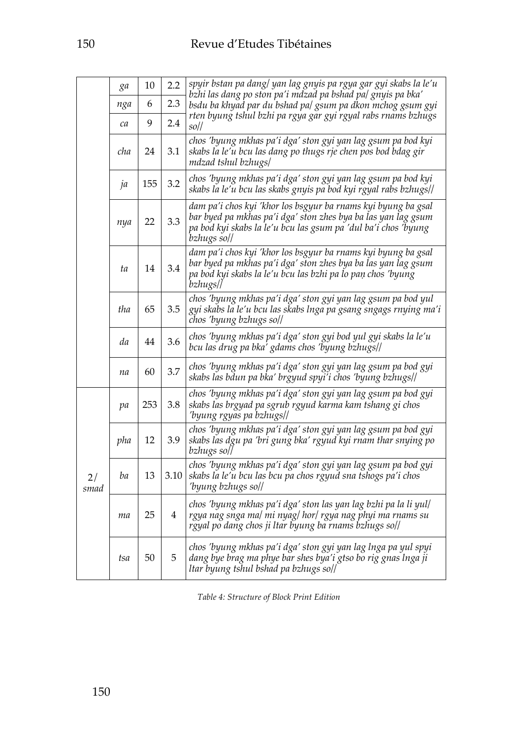| | | | | |
|---|---|---|---|---|
| | *ga* | 10 | 2.2 | *spyir bstan pa dang/ yan lag gnyis pa rgya gar gyi skabs la le'u bzhi las dang po ston pa'i mdzad pa bshad pa/ gnyis pa bka' bsdu ba khyad par du bshad pa/ gsum pa dkon mchog gsum gyi rten byung tshul bzhi pa rgya gar gyi rgyal rabs rnams bzhugs so//* |
| | *nga* | 6 | 2.3 | |
| | *ca* | 9 | 2.4 | |
| | *cha* | 24 | 3.1 | *chos 'byung mkhas pa'i dga' ston gyi yan lag gsum pa bod kyi skabs la le'u bcu las dang po thugs rje chen pos bod bdag gir mdzad tshul bzhugs/* |
| | *ja* | 155 | 3.2 | *chos 'byung mkhas pa'i dga' ston gyi yan lag gsum pa bod kyi skabs la le'u bcu las skabs gnyis pa bod kyi rgyal rabs bzhugs//* |
| | *nya* | 22 | 3.3 | *dam pa'i chos kyi 'khor los bsgyur ba rnams kyi byung ba gsal bar byed pa mkhas pa'i dga' ston zhes bya ba las yan lag gsum pa bod kyi skabs la le'u bcu las gsum pa 'dul ba'i chos 'byung bzhugs so//* |
| | *ta* | 14 | 3.4 | *dam pa'i chos kyi 'khor los bsgyur ba rnams kyi byung ba gsal bar byed pa mkhas pa'i dga' ston zhes bya ba las yan lag gsum pa bod kyi skabs la le'u bcu las bzhi pa lo paṇ chos 'byung bzhugs//* |
| | *tha* | 65 | 3.5 | *chos 'byung mkhas pa'i dga' ston gyi yan lag gsum pa bod yul gyi skabs la le'u bcu las skabs lnga pa gsang sngags rnying ma'i chos 'byung bzhugs so//* |
| | *da* | 44 | 3.6 | *chos 'byung mkhas pa'i dga' ston gyi bod yul gyi skabs la le'u bcu las drug pa bka' gdams chos 'byung bzhugs//* |
| | *na* | 60 | 3.7 | *chos 'byung mkhas pa'i dga' ston gyi yan lag gsum pa bod gyi skabs las bdun pa bka' brgyud spyi'i chos 'byung bzhugs//* |
| 2/ *smad* | *pa* | 253 | 3.8 | *chos 'byung mkhas pa'i dga' ston gyi yan lag gsum pa bod gyi skabs las brgyad pa sgrub rgyud karma kam tshang gi chos 'byung rgyas pa bzhugs//* |
| | *pha* | 12 | 3.9 | *chos 'byung mkhas pa'i dga' ston gyi yan lag gsum pa bod gyi skabs las dgu pa 'bri gung bka' rgyud kyi rnam thar snying po bzhugs so//* |
| | *ba* | 13 | 3.10 | *chos 'byung mkhas pa'i dga' ston gyi yan lag gsum pa bod gyi skabs la le'u bcu las bcu pa chos rgyud sna tshogs pa'i chos 'byung bzhugs so//* |
| | *ma* | 25 | 4 | *chos 'byung mkhas pa'i dga' ston las yan lag bzhi pa la li yul/ rgya nag snga ma/ mi nyag/ hor/ rgya nag phyi ma rnams su rgyal po dang chos ji ltar byung ba rnams bzhugs so//* |
| | *tsa* | 50 | 5 | *chos 'byung mkhas pa'i dga' ston gyi yan lag lnga pa yul spyi dang bye brag ma phye bar shes bya'i gtso bo rig gnas lnga ji ltar byung tshul bshad pa bzhugs so//* |

*Table 4: Structure of Block Print Edition*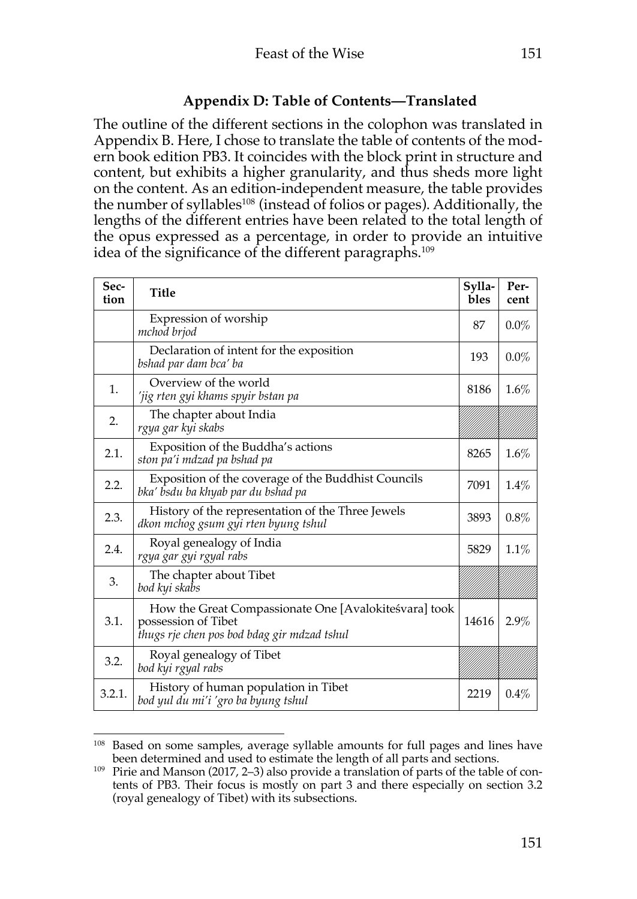## Appendix D: Table of Contents—Translated

The outline of the different sections in the colophon was translated in Appendix B. Here, I chose to translate the table of contents of the modern book edition PB3. It coincides with the block print in structure and content, but exhibits a higher granularity, and thus sheds more light on the content. As an edition-independent measure, the table provides the number of syllables[108] (instead of folios or pages). Additionally, the lengths of the different entries have been related to the total length of the opus expressed as a percentage, in order to provide an intuitive idea of the significance of the different paragraphs.[109]

| Section | Title | Syllables | Percent |
|---|---|---|---|
| | Expression of worship<br>*mchod brjod* | 87 | 0.0% |
| | Declaration of intent for the exposition<br>*bshad par dam bca' ba* | 193 | 0.0% |
| 1. | Overview of the world<br>*'jig rten gyi khams spyir bstan pa* | 8186 | 1.6% |
| 2. | The chapter about India<br>*rgya gar kyi skabs* | | |
| 2.1. | Exposition of the Buddha's actions<br>*ston pa'i mdzad pa bshad pa* | 8265 | 1.6% |
| 2.2. | Exposition of the coverage of the Buddhist Councils<br>*bka' bsdu ba khyab par du bshad pa* | 7091 | 1.4% |
| 2.3. | History of the representation of the Three Jewels<br>*dkon mchog gsum gyi rten byung tshul* | 3893 | 0.8% |
| 2.4. | Royal genealogy of India<br>*rgya gar gyi rgyal rabs* | 5829 | 1.1% |
| 3. | The chapter about Tibet<br>*bod kyi skabs* | | |
| 3.1. | How the Great Compassionate One [Avalokiteśvara] took possession of Tibet<br>*thugs rje chen pos bod bdag gir mdzad tshul* | 14616 | 2.9% |
| 3.2. | Royal genealogy of Tibet<br>*bod kyi rgyal rabs* | | |
| 3.2.1. | History of human population in Tibet<br>*bod yul du mi'i 'gro ba byung tshul* | 2219 | 0.4% |

[108] Based on some samples, average syllable amounts for full pages and lines have been determined and used to estimate the length of all parts and sections.

[109] Pirie and Manson (2017, 2–3) also provide a translation of parts of the table of contents of PB3. Their focus is mostly on part 3 and there especially on section 3.2 (royal genealogy of Tibet) with its subsections.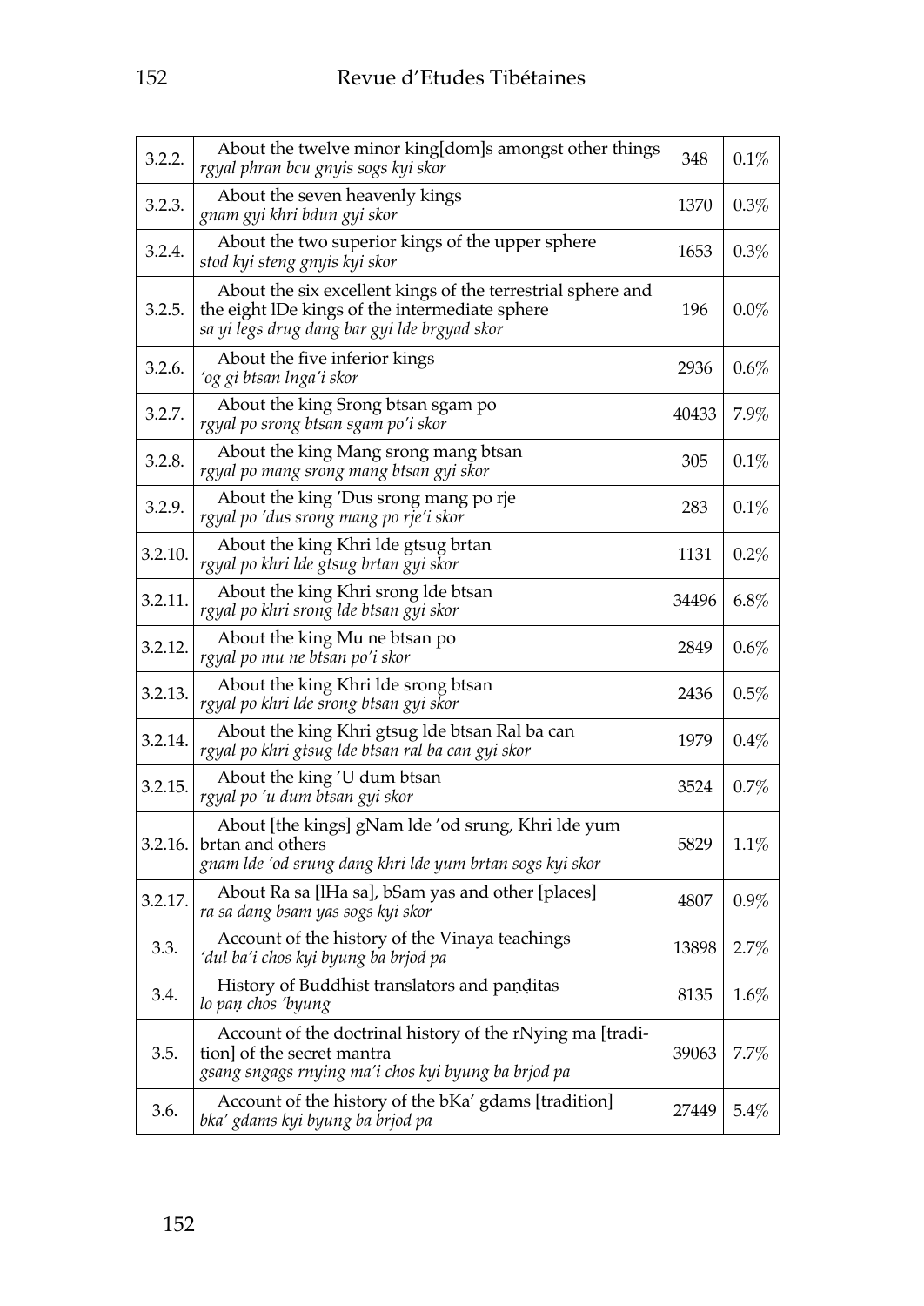| 3.2.2. | About the twelve minor king[dom]s amongst other things<br>*rgyal phran bcu gnyis sogs kyi skor* | 348 | 0.1% |
|---|---|---|---|
| 3.2.3. | About the seven heavenly kings<br>*gnam gyi khri bdun gyi skor* | 1370 | 0.3% |
| 3.2.4. | About the two superior kings of the upper sphere<br>*stod kyi steng gnyis kyi skor* | 1653 | 0.3% |
| 3.2.5. | About the six excellent kings of the terrestrial sphere and the eight lDe kings of the intermediate sphere<br>*sa yi legs drug dang bar gyi lde brgyad skor* | 196 | 0.0% |
| 3.2.6. | About the five inferior kings<br>*'og gi btsan lnga'i skor* | 2936 | 0.6% |
| 3.2.7. | About the king Srong btsan sgam po<br>*rgyal po srong btsan sgam po'i skor* | 40433 | 7.9% |
| 3.2.8. | About the king Mang srong mang btsan<br>*rgyal po mang srong mang btsan gyi skor* | 305 | 0.1% |
| 3.2.9. | About the king 'Dus srong mang po rje<br>*rgyal po 'dus srong mang po rje'i skor* | 283 | 0.1% |
| 3.2.10. | About the king Khri lde gtsug brtan<br>*rgyal po khri lde gtsug brtan gyi skor* | 1131 | 0.2% |
| 3.2.11. | About the king Khri srong lde btsan<br>*rgyal po khri srong lde btsan gyi skor* | 34496 | 6.8% |
| 3.2.12. | About the king Mu ne btsan po<br>*rgyal po mu ne btsan po'i skor* | 2849 | 0.6% |
| 3.2.13. | About the king Khri lde srong btsan<br>*rgyal po khri lde srong btsan gyi skor* | 2436 | 0.5% |
| 3.2.14. | About the king Khri gtsug lde btsan Ral ba can<br>*rgyal po khri gtsug lde btsan ral ba can gyi skor* | 1979 | 0.4% |
| 3.2.15. | About the king 'U dum btsan<br>*rgyal po 'u dum btsan gyi skor* | 3524 | 0.7% |
| 3.2.16. | About [the kings] gNam lde 'od srung, Khri lde yum brtan and others<br>*gnam lde 'od srung dang khri lde yum brtan sogs kyi skor* | 5829 | 1.1% |
| 3.2.17. | About Ra sa [lHa sa], bSam yas and other [places]<br>*ra sa dang bsam yas sogs kyi skor* | 4807 | 0.9% |
| 3.3. | Account of the history of the Vinaya teachings<br>*'dul ba'i chos kyi byung ba brjod pa* | 13898 | 2.7% |
| 3.4. | History of Buddhist translators and paṇḍitas<br>*lo paṇ chos 'byung* | 8135 | 1.6% |
| 3.5. | Account of the doctrinal history of the rNying ma [tradition] of the secret mantra<br>*gsang sngags rnying ma'i chos kyi byung ba brjod pa* | 39063 | 7.7% |
| 3.6. | Account of the history of the bKa' gdams [tradition]<br>*bka' gdams kyi byung ba brjod pa* | 27449 | 5.4% |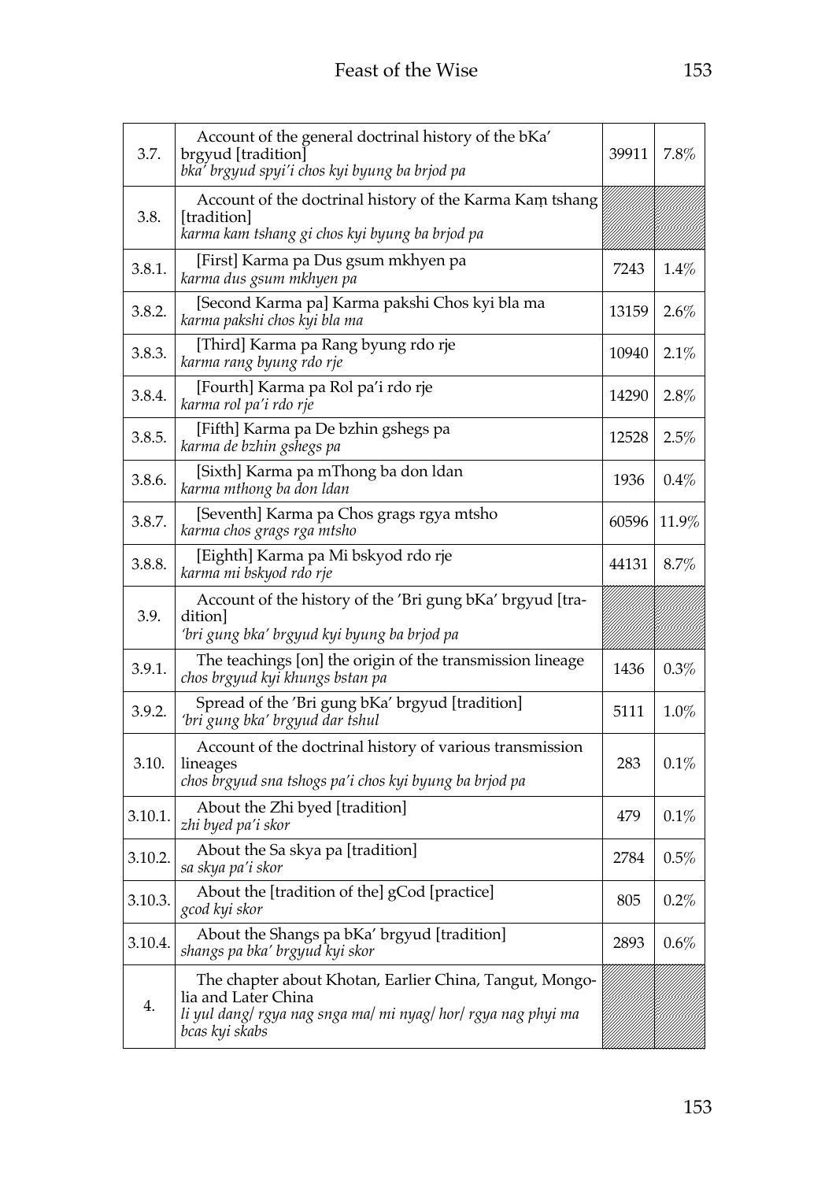| | | | |
|---|---|---|---|
| 3.7. | Account of the general doctrinal history of the bKa' brgyud [tradition]<br>*bka' brgyud spyi'i chos kyi byung ba brjod pa* | 39911 | 7.8% |
| 3.8. | Account of the doctrinal history of the Karma Kaṃ tshang [tradition]<br>*karma kam tshang gi chos kyi byung ba brjod pa* | | |
| 3.8.1. | [First] Karma pa Dus gsum mkhyen pa<br>*karma dus gsum mkhyen pa* | 7243 | 1.4% |
| 3.8.2. | [Second Karma pa] Karma pakshi Chos kyi bla ma<br>*karma pakshi chos kyi bla ma* | 13159 | 2.6% |
| 3.8.3. | [Third] Karma pa Rang byung rdo rje<br>*karma rang byung rdo rje* | 10940 | 2.1% |
| 3.8.4. | [Fourth] Karma pa Rol pa'i rdo rje<br>*karma rol pa'i rdo rje* | 14290 | 2.8% |
| 3.8.5. | [Fifth] Karma pa De bzhin gshegs pa<br>*karma de bzhin gshegs pa* | 12528 | 2.5% |
| 3.8.6. | [Sixth] Karma pa mThong ba don ldan<br>*karma mthong ba don ldan* | 1936 | 0.4% |
| 3.8.7. | [Seventh] Karma pa Chos grags rgya mtsho<br>*karma chos grags rga mtsho* | 60596 | 11.9% |
| 3.8.8. | [Eighth] Karma pa Mi bskyod rdo rje<br>*karma mi bskyod rdo rje* | 44131 | 8.7% |
| 3.9. | Account of the history of the 'Bri gung bKa' brgyud [tradition]<br>*'bri gung bka' brgyud kyi byung ba brjod pa* | | |
| 3.9.1. | The teachings [on] the origin of the transmission lineage<br>*chos brgyud kyi khungs bstan pa* | 1436 | 0.3% |
| 3.9.2. | Spread of the 'Bri gung bKa' brgyud [tradition]<br>*'bri gung bka' brgyud dar tshul* | 5111 | 1.0% |
| 3.10. | Account of the doctrinal history of various transmission lineages<br>*chos brgyud sna tshogs pa'i chos kyi byung ba brjod pa* | 283 | 0.1% |
| 3.10.1. | About the Zhi byed [tradition]<br>*zhi byed pa'i skor* | 479 | 0.1% |
| 3.10.2. | About the Sa skya pa [tradition]<br>*sa skya pa'i skor* | 2784 | 0.5% |
| 3.10.3. | About the [tradition of the] gCod [practice]<br>*gcod kyi skor* | 805 | 0.2% |
| 3.10.4. | About the Shangs pa bKa' brgyud [tradition]<br>*shangs pa bka' brgyud kyi skor* | 2893 | 0.6% |
| 4. | The chapter about Khotan, Earlier China, Tangut, Mongolia and Later China<br>*li yul dang/ rgya nag snga ma/ mi nyag/ hor/ rgya nag phyi ma bcas kyi skabs* | | |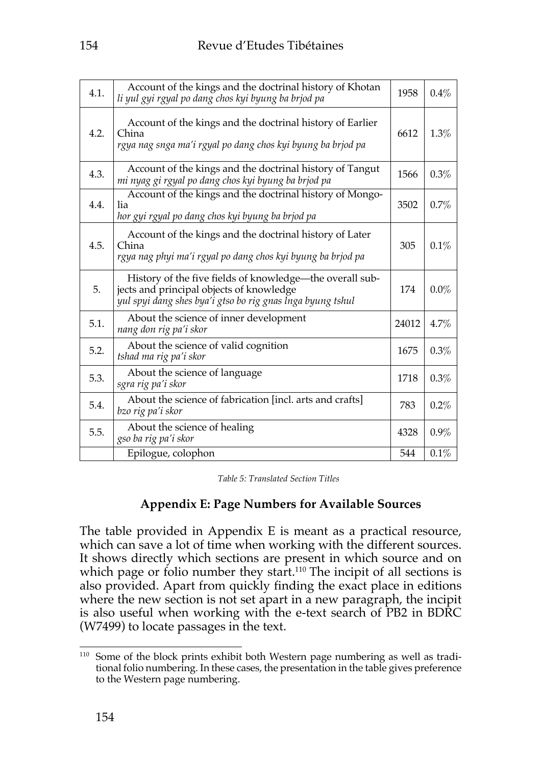| 4.1. | Account of the kings and the doctrinal history of Khotan<br>*li yul gyi rgyal po dang chos kyi byung ba brjod pa* | 1958 | 0.4% |
|---|---|---|---|
| 4.2. | Account of the kings and the doctrinal history of Earlier China<br>*rgya nag snga ma'i rgyal po dang chos kyi byung ba brjod pa* | 6612 | 1.3% |
| 4.3. | Account of the kings and the doctrinal history of Tangut<br>*mi nyag gi rgyal po dang chos kyi byung ba brjod pa* | 1566 | 0.3% |
| 4.4. | Account of the kings and the doctrinal history of Mongolia<br>*hor gyi rgyal po dang chos kyi byung ba brjod pa* | 3502 | 0.7% |
| 4.5. | Account of the kings and the doctrinal history of Later China<br>*rgya nag phyi ma'i rgyal po dang chos kyi byung ba brjod pa* | 305 | 0.1% |
| 5. | History of the five fields of knowledge—the overall subjects and principal objects of knowledge<br>*yul spyi dang shes bya'i gtso bo rig gnas lnga byung tshul* | 174 | 0.0% |
| 5.1. | About the science of inner development<br>*nang don rig pa'i skor* | 24012 | 4.7% |
| 5.2. | About the science of valid cognition<br>*tshad ma rig pa'i skor* | 1675 | 0.3% |
| 5.3. | About the science of language<br>*sgra rig pa'i skor* | 1718 | 0.3% |
| 5.4. | About the science of fabrication [incl. arts and crafts]<br>*bzo rig pa'i skor* | 783 | 0.2% |
| 5.5. | About the science of healing<br>*gso ba rig pa'i skor* | 4328 | 0.9% |
| | Epilogue, colophon | 544 | 0.1% |

*Table 5: Translated Section Titles*

## Appendix E: Page Numbers for Available Sources

The table provided in Appendix E is meant as a practical resource, which can save a lot of time when working with the different sources. It shows directly which sections are present in which source and on which page or folio number they start.[110] The incipit of all sections is also provided. Apart from quickly finding the exact place in editions where the new section is not set apart in a new paragraph, the incipit is also useful when working with the e-text search of PB2 in BDRC (W7499) to locate passages in the text.

[110] Some of the block prints exhibit both Western page numbering as well as traditional folio numbering. In these cases, the presentation in the table gives preference to the Western page numbering.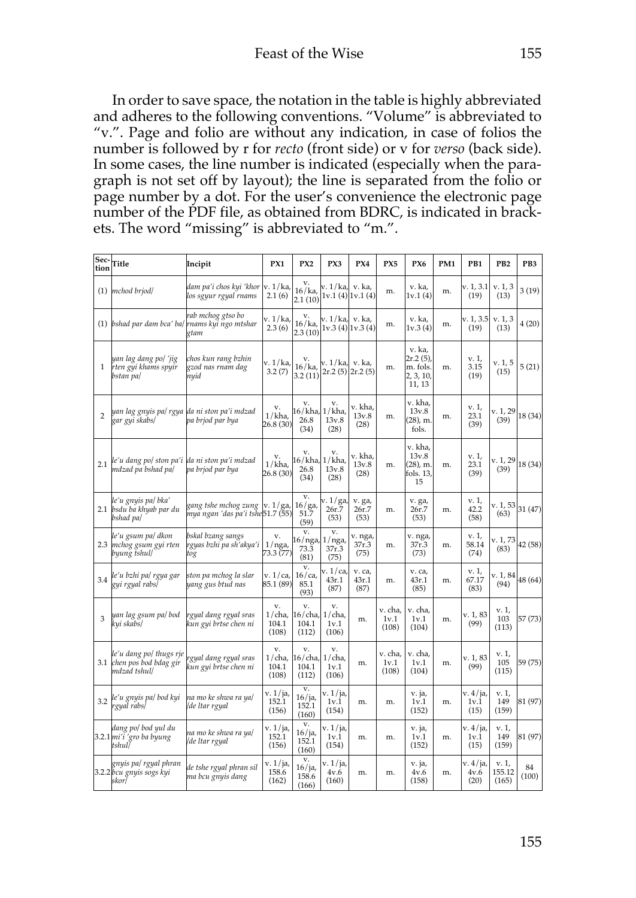In order to save space, the notation in the table is highly abbreviated and adheres to the following conventions. "Volume" is abbreviated to "v.". Page and folio are without any indication, in case of folios the number is followed by r for *recto* (front side) or v for *verso* (back side). In some cases, the line number is indicated (especially when the paragraph is not set off by layout); the line is separated from the folio or page number by a dot. For the user's convenience the electronic page number of the PDF file, as obtained from BDRC, is indicated in brackets. The word "missing" is abbreviated to "m.".

| Section | Title | Incipit | PX1 | PX2 | PX3 | PX4 | PX5 | PX6 | PM1 | PB1 | PB2 | PB3 |
|---|---|---|---|---|---|---|---|---|---|---|---|---|
| (1) | *mchod brjod/* | *dam pa'i chos kyi 'khor los sgyur rgyal rnams* | v. 1/ka, 2.1 (6) | v. 16/ka, 2.1 (10) | v. 1/ka, 1v.1 (4) | v. ka, 1v.1 (4) | m. | v. ka, 1v.1 (4) | m. | v. 1, 3.1 (19) | v. 1, 3 (13) | 3 (19) |
| (1) | *bshad par dam bca' ba/* | *rab mchog gtso bo rnams kyi ngo mtshar gtam* | v. 1/ka, 2.3 (6) | v. 16/ka, 2.3 (10) | v. 1/ka, 1v.3 (4) | v. ka, 1v.3 (4) | m. | v. ka, 1v.3 (4) | m. | v. 1, 3.5 (19) | v. 1, 3 (13) | 4 (20) |
| 1 | *yan lag dang po/ 'jig rten gyi khams spyir bstan pa/* | *chos kun rang bzhin gzod nas rnam dag nyid* | v. 1/ka, 3.2 (7) | v. 16/ka, 3.2 (11) | v. 1/ka, 2r.2 (5) | v. ka, 2r.2 (5) | m. | v. ka, 2r.2 (5), m. fols. 2, 3, 10, 11, 13 | m. | v. 1, 3.15 (19) | v. 1, 5 (15) | 5 (21) |
| 2 | *yan lag gnyis pa/ rgya gar gyi skabs/* | *da ni ston pa'i mdzad pa brjod par bya* | v. 1/kha, 26.8 (30) | v. 16/kha, 26.8 (34) | v. 1/kha, 13v.8 (28) | v. kha, 13v.8 (28) | m. | v. kha, 13v.8 (28), m. fols. | m. | v. 1, 23.1 (39) | v. 1, 29 (39) | 18 (34) |
| 2.1 | *le'u dang po/ ston pa'i mdzad pa bshad pa/* | *da ni ston pa'i mdzad pa brjod par bya* | v. 1/kha, 26.8 (30) | v. 16/kha, 26.8 (34) | v. 1/kha, 13v.8 (28) | v. kha, 13v.8 (28) | m. | v. kha, 13v.8 (28), m. fols. 13, 15 | m. | v. 1, 23.1 (39) | v. 1, 29 (39) | 18 (34) |
| 2.1 | *le'u gnyis pa/ bka' bsdu ba khyab par du bshad pa/* | *gang tshe mchog zung mya ngan 'das pa'i tshe* | v. 1/ga, 51.7 (55) | v. 16/ga, 51.7 (59) | v. 1/ga, 26r.7 (53) | v. ga, 26r.7 (53) | m. | v. ga, 26r.7 (53) | m. | v. 1, 42.2 (58) | v. 1, 53 (63) | 31 (47) |
| 2.3 | *le'u gsum pa/ dkon mchog gsum gyi rten byung tshul/* | *bskal bzang sangs rgyas bzhi pa sh'akya'i tog* | v. 1/nga, 73.3 (77) | v. 16/nga, 73.3 (81) | v. 1/nga, 37r.3 (75) | v. nga, 37r.3 (75) | m. | v. nga, 37r.3 (73) | m. | v. 1, 58.14 (74) | v. 1, 73 (83) | 42 (58) |
| 3.4 | *le'u bzhi pa/ rgya gar gyi rgyal rabs/* | *ston pa mchog la slar yang gus btud nas* | v. 1/ca, 85.1 (89) | v. 16/ca, 85.1 (93) | v. 1/ca, 43r.1 (87) | v. ca, 43r.1 (87) | m. | v. ca, 43r.1 (85) | m. | v. 1, 67.17 (83) | v. 1, 84 (94) | 48 (64) |
| 3 | *yan lag gsum pa/ bod kyi skabs/* | *rgyal dang rgyal sras kun gyi brtse chen ni* | v. 1/cha, 104.1 (108) | v. 16/cha, 104.1 (112) | v. 1/cha, 1v.1 (106) | m. | v. cha, 1v.1 (108) | v. cha, 1v.1 (104) | m. | v. 1, 83 (99) | v. 1, 103 (113) | 57 (73) |
| 3.1 | *le'u dang po/ thugs rje chen pos bod bdag gir mdzad tshul/* | *rgyal dang rgyal sras kun gyi brtse chen ni* | v. 1/cha, 104.1 (108) | v. 16/cha, 104.1 (112) | v. 1/cha, 1v.1 (106) | m. | v. cha, 1v.1 (108) | v. cha, 1v.1 (104) | m. | v. 1, 83 (99) | v. 1, 105 (115) | 59 (75) |
| 3.2 | *le'u gnyis pa/ bod kyi rgyal rabs/* | *na mo ke shwa ra ya/ /de ltar rgyal* | v. 1/ja, 152.1 (156) | v. 16/ja, 152.1 (160) | v. 1/ja, 1v.1 (154) | m. | m. | v. ja, 1v.1 (152) | m. | v. 4/ja, 1v.1 (15) | v. 1, 149 (159) | 81 (97) |
| 3.2.1 | *dang po/ bod yul du mi'i 'gro ba byung tshul/* | *na mo ke shwa ra ya/ /de ltar rgyal* | v. 1/ja, 152.1 (156) | v. 16/ja, 152.1 (160) | v. 1/ja, 1v.1 (154) | m. | m. | v. ja, 1v.1 (152) | m. | v. 4/ja, 1v.1 (15) | v. 1, 149 (159) | 81 (97) |
| 3.2.2 | *gnyis pa/ rgyal phran bcu gnyis sogs kyi skor/* | *de tshe rgyal phran sil ma bcu gnyis dang* | v. 1/ja, 158.6 (162) | v. 16/ja, 158.6 (166) | v. 1/ja, 4v.6 (160) | m. | m. | v. ja, 4v.6 (158) | m. | v. 4/ja, 4v.6 (20) | v. 1, 155.12 (165) | 84 (100) |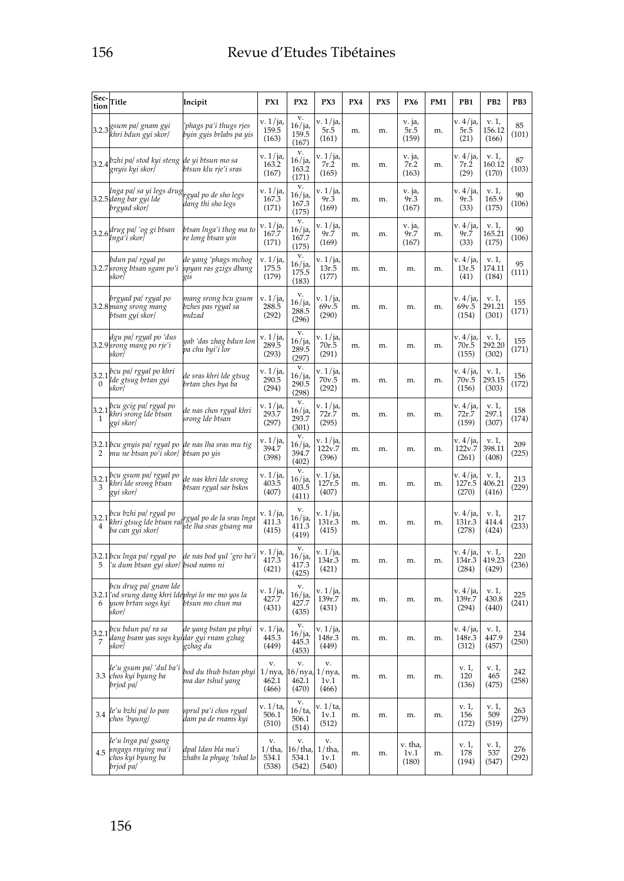| Section | Title | Incipit | PX1 | PX2 | PX3 | PX4 | PX5 | PX6 | PM1 | PB1 | PB2 | PB3 |
|---|---|---|---|---|---|---|---|---|---|---|---|---|
| 3.2.3 | *gsum pa/ gnam gyi khri bdun gyi skor/* | *'phags pa'i thugs rjes byin gyis brlabs pa yis* | v. 1/ja, 159.5 (163) | v. 16/ja, 159.5 (167) | v. 1/ja, 5r.5 (161) | m. | m. | v. ja, 5r.5 (159) | m. | v. 4/ja, 5r.5 (21) | v. 1, 156.12 (166) | 85 (101) |
| 3.2.4 | *bzhi pa/ stod kyi steng gnyis kyi skor/* | *de yi btsun mo sa btsun klu rje'i sras* | v. 1/ja, 163.2 (167) | v. 16/ja, 163.2 (171) | v. 1/ja, 7r.2 (165) | m. | m. | v. ja, 7r.2 (163) | m. | v. 4/ja, 7r.2 (29) | v. 1, 160.12 (170) | 87 (103) |
| 3.2.5 | *lnga pa/ sa yi legs drug dang bar gyi lde brgyad skor/* | *rgyal po de sho legs dang thi sho legs* | v. 1/ja, 167.3 (171) | v. 16/ja, 167.3 (175) | v. 1/ja, 9r.3 (169) | m. | m. | v. ja, 9r.3 (167) | m. | v. 4/ja, 9r.3 (33) | v. 1, 165.9 (175) | 90 (106) |
| 3.2.6 | *drug pa/ 'og gi btsan lnga'i skor/* | *btsan lnga'i thog ma to re long btsan yin* | v. 1/ja, 167.7 (171) | v. 16/ja, 167.7 (175) | v. 1/ja, 9r.7 (169) | m. | m. | v. ja, 9r.7 (167) | m. | v. 4/ja, 9r.7 (33) | v. 1, 165.21 (175) | 90 (106) |
| 3.2.7 | *bdun pa/ rgyal po srong btsan sgam po'i skor/* | *de yang 'phags mchog spyan ras gzigs dbang gis* | v. 1/ja, 175.5 (179) | v. 16/ja, 175.5 (183) | v. 1/ja, 13r.5 (177) | m. | m. | m. | m. | v. 4/ja, 13r.5 (41) | v. 1, 174.11 (184) | 95 (111) |
| 3.2.8 | *brgyad pa/ rgyal po mang srong mang btsan gyi skor/* | *mang srong bcu gsum bzhes pa rgyal sa mdzad* | v. 1/ja, 288.5 (292) | v. 16/ja, 288.5 (296) | v. 1/ja, 69v.5 (290) | m. | m. | m. | m. | v. 4/ja, 69v.5 (154) | v. 1, 291.21 (301) | 155 (171) |
| 3.2.9 | *dgu pa/ rgyal po 'dus srong mang po rje'i skor/* | *yab 'das zhag bdun lon pa chu byi'i lor* | v. 1/ja, 289.5 (293) | v. 16/ja, 289.5 (297) | v. 1/ja, 70r.5 (291) | m. | m. | m. | m. | v. 4/ja, 70r.5 (155) | v. 1, 292.20 (302) | 155 (171) |
| 3.2.10 | *bcu pa/ rgyal po khri lde gtsug brtan gyi skor/* | *de sras khri lde gtsug brtan zhes bya ba* | v. 1/ja, 290.5 (294) | v. 16/ja, 290.5 (298) | v. 1/ja, 70v.5 (292) | m. | m. | m. | m. | v. 4/ja, 70v.5 (156) | v. 1, 293.15 (303) | 156 (172) |
| 3.2.11 | *bcu gcig pa/ rgyal po khri srong lde btsan gyi skor/* | *de nas chos rgyal khri srong lde btsan* | v. 1/ja, 293.7 (297) | v. 16/ja, 293.7 (301) | v. 1/ja, 72r.7 (295) | m. | m. | m. | m. | v. 4/ja, 72r.7 (159) | v. 1, 297.1 (307) | 158 (174) |
| 3.2.12 | *bcu gnyis pa/ rgyal po mu ne btsan po'i skor/* | *de nas lha sras mu tig btsan po yis* | v. 1/ja, 394.7 (398) | v. 16/ja, 394.7 (402) | v. 1/ja, 122v.7 (396) | m. | m. | m. | m. | v. 4/ja, 122v.7 (261) | v. 1, 398.11 (408) | 209 (225) |
| 3.2.13 | *bcu gsum pa/ rgyal po khri lde srong btsan gyi skor/* | *de nas khri lde srong btsan rgyal sar bskos* | v. 1/ja, 403.5 (407) | v. 16/ja, 403.5 (411) | v. 1/ja, 127r.5 (407) | m. | m. | m. | m. | v. 4/ja, 127r.5 (270) | v. 1, 406.21 (416) | 213 (229) |
| 3.2.14 | *bcu bzhi pa/ rgyal po khri gtsug lde btsan ral ba can gyi skor/* | *rgyal po de la sras lnga ste lha sras gtsang ma* | v. 1/ja, 411.3 (415) | v. 16/ja, 411.3 (419) | v. 1/ja, 131r.3 (415) | m. | m. | m. | m. | v. 4/ja, 131r.3 (278) | v. 1, 414.4 (424) | 217 (233) |
| 3.2.15 | *bcu lnga pa/ rgyal po 'u dum btsan gyi skor/* | *de nas bod yul 'gro ba'i bsod nams ni* | v. 1/ja, 417.3 (421) | v. 16/ja, 417.3 (425) | v. 1/ja, 134r.3 (421) | m. | m. | m. | m. | v. 4/ja, 134r.3 (284) | v. 1, 419.23 (429) | 220 (236) |
| 3.2.16 | *bcu drug pa/ gnam lde 'od srung dang khri lde yum brtan sogs kyi skor/* | *phyi lo me mo yos la btsun mo chun ma* | v. 1/ja, 427.7 (431) | v. 16/ja, 427.7 (435) | v. 1/ja, 139r.7 (431) | m. | m. | m. | m. | v. 4/ja, 139r.7 (294) | v. 1, 430.8 (440) | 225 (241) |
| 3.2.17 | *bcu bdun pa/ ra sa dang bsam yas sogs kyi skor/* | *de yang bstan pa phyi dar gyi rnam gzhag gzhag du* | v. 1/ja, 445.3 (449) | v. 16/ja, 445.3 (453) | v. 1/ja, 148r.3 (449) | m. | m. | m. | m. | v. 4/ja, 148r.3 (312) | v. 1, 447.9 (457) | 234 (250) |
| 3.3 | *le'u gsum pa/ 'dul ba'i chos kyi byung ba brjod pa/* | *bod du thub bstan phyi ma dar tshul yang* | v. 1/nya, 462.1 (466) | v. 16/nya, 462.1 (470) | v. 1/nya, 1v.1 (466) | m. | m. | m. | m. | v. 1, 120 (136) | v. 1, 465 (475) | 242 (258) |
| 3.4 | *le'u bzhi pa/ lo paṇ chos 'byung/* | *sprul pa'i chos rgyal dam pa de rnams kyi* | v. 1/ta, 506.1 (510) | v. 16/ta, 506.1 (514) | v. 1/ta, 1v.1 (512) | m. | m. | m. | m. | v. 1, 156 (172) | v. 1, 509 (519) | 263 (279) |
| 4.5 | *le'u lnga pa/ gsang sngags rnying ma'i chos kyi byung ba brjod pa/* | *dpal ldan bla ma'i zhabs la phyag 'tshal lo* | v. 1/tha, 534.1 (538) | v. 16/tha, 534.1 (542) | v. 1/tha, 1v.1 (540) | m. | m. | v. tha, 1v.1 (180) | m. | v. 1, 178 (194) | v. 1, 537 (547) | 276 (292) |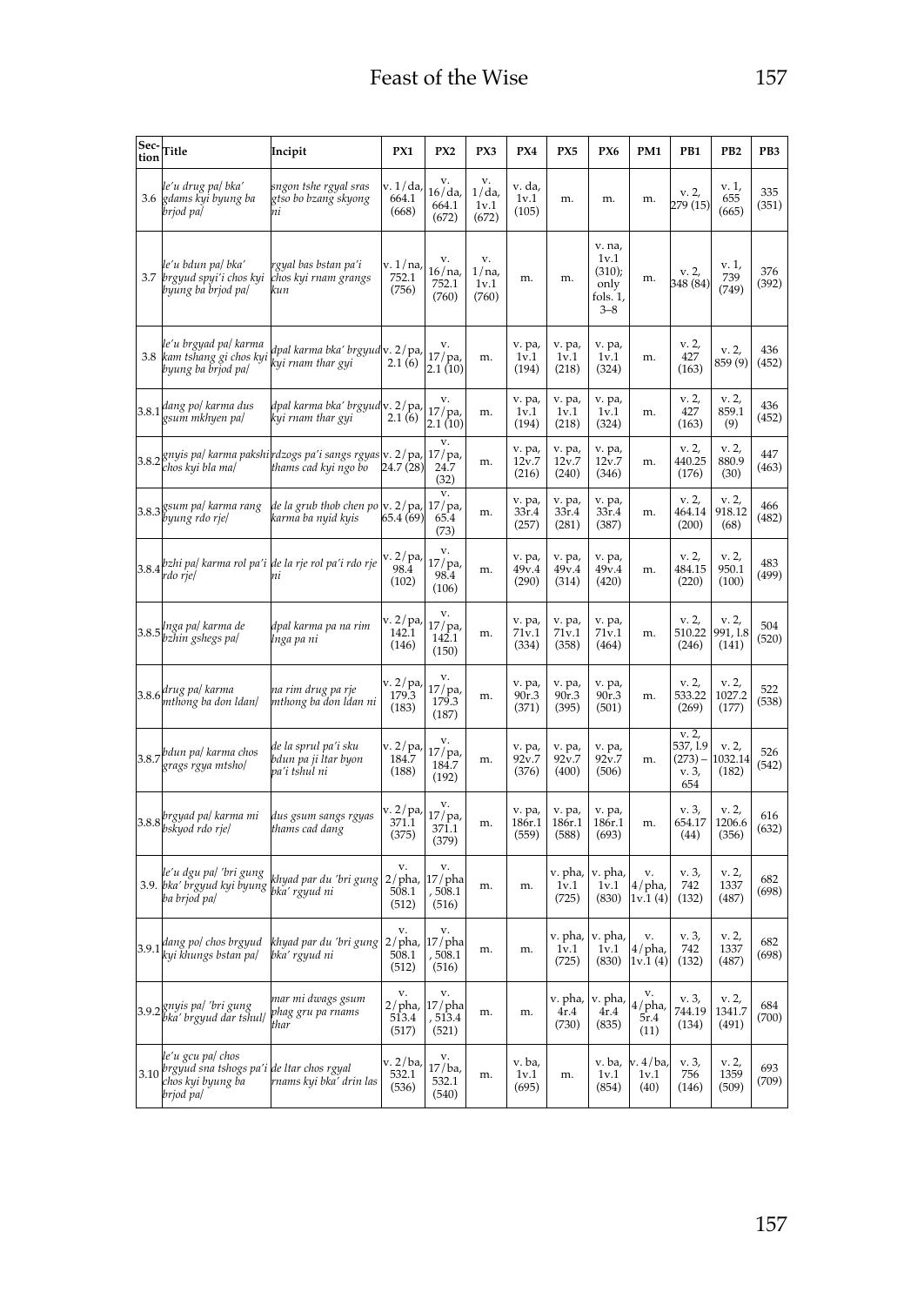| Section | Title | Incipit | PX1 | PX2 | PX3 | PX4 | PX5 | PX6 | PM1 | PB1 | PB2 | PB3 |
|---|---|---|---|---|---|---|---|---|---|---|---|---|
| 3.6 | *le'u drug pa/ bka' gdams kyi byung ba brjod pa/* | *sngon tshe rgyal sras gtso bo bzang skyong ni* | v. 1/da, 664.1 (668) | v. 16/da, 664.1 (672) | v. 1/da, 1v.1 (672) | v. da, 1v.1 (105) | m. | m. | m. | v. 2, 279 (15) | v. 1, 655 (665) | 335 (351) |
| 3.7 | *le'u bdun pa/ bka' brgyud spyi'i chos kyi byung ba brjod pa/* | *rgyal bas bstan pa'i chos kyi rnam grangs kun* | v. 1/na, 752.1 (756) | v. 16/na, 752.1 (760) | v. 1/na, 1v.1 (760) | m. | m. | v. na, 1v.1 (310); only fols. 1, 3–8 | m. | v. 2, 348 (84) | v. 1, 739 (749) | 376 (392) |
| 3.8 | *le'u brgyad pa/ karma kam tshang gi chos kyi byung ba brjod pa/* | *dpal karma bka' brgyud kyi rnam thar gyi* | v. 2/pa, 2.1 (6) | v. 17/pa, 2.1 (10) | m. | v. pa, 1v.1 (194) | v. pa, 1v.1 (218) | v. pa, 1v.1 (324) | m. | v. 2, 427 (163) | v. 2, 859 (9) | 436 (452) |
| 3.8.1 | *dang po/ karma dus gsum mkhyen pa/* | *dpal karma bka' brgyud kyi rnam thar gyi* | v. 2/pa, 2.1 (6) | v. 17/pa, 2.1 (10) | m. | v. pa, 1v.1 (194) | v. pa, 1v.1 (218) | v. pa, 1v.1 (324) | m. | v. 2, 427 (163) | v. 2, 859.1 (9) | 436 (452) |
| 3.8.2 | *gnyis pa/ karma pakshi chos kyi bla ma/* | *rdzogs pa'i sangs rgyas thams cad kyi ngo bo* | v. 2/pa, 24.7 (28) | v. 17/pa, 24.7 (32) | m. | v. pa, 12v.7 (216) | v. pa, 12v.7 (240) | v. pa, 12v.7 (346) | m. | v. 2, 440.25 (176) | v. 2, 880.9 (30) | 447 (463) |
| 3.8.3 | *gsum pa/ karma rang byung rdo rje/* | *de la grub thob chen po karma ba nyid kyis* | v. 2/pa, 65.4 (69) | v. 17/pa, 65.4 (73) | m. | v. pa, 33r.4 (257) | v. pa, 33r.4 (281) | v. pa, 33r.4 (387) | m. | v. 2, 464.14 (200) | v. 2, 918.12 (68) | 466 (482) |
| 3.8.4 | *bzhi pa/ karma rol pa'i rdo rje/* | *de la rje rol pa'i rdo rje ni* | v. 2/pa, 98.4 (102) | v. 17/pa, 98.4 (106) | m. | v. pa, 49v.4 (290) | v. pa, 49v.4 (314) | v. pa, 49v.4 (420) | m. | v. 2, 484.15 (220) | v. 2, 950.1 (100) | 483 (499) |
| 3.8.5 | *lnga pa/ karma de bzhin gshegs pa/* | *dpal karma pa na rim lnga pa ni* | v. 2/pa, 142.1 (146) | v. 17/pa, 142.1 (150) | m. | v. pa, 71v.1 (334) | v. pa, 71v.1 (358) | v. pa, 71v.1 (464) | m. | v. 2, 510.22 (246) | v. 2, 991, l.8 (141) | 504 (520) |
| 3.8.6 | *drug pa/ karma mthong ba don ldan/* | *na rim drug pa rje mthong ba don ldan ni* | v. 2/pa, 179.3 (183) | v. 17/pa, 179.3 (187) | m. | v. pa, 90r.3 (371) | v. pa, 90r.3 (395) | v. pa, 90r.3 (501) | m. | v. 2, 533.22 (269) | v. 2, 1027.2 (177) | 522 (538) |
| 3.8.7 | *bdun pa/ karma chos grags rgya mtsho/* | *de la sprul pa'i sku bdun pa ji ltar byon pa'i tshul ni* | v. 2/pa, 184.7 (188) | v. 17/pa, 184.7 (192) | m. | v. pa, 92v.7 (376) | v. pa, 92v.7 (400) | v. pa, 92v.7 (506) | m. | v. 2, 537, l.9 (273) – v. 3, 654 | v. 2, 1032.14 (182) | 526 (542) |
| 3.8.8 | *brgyad pa/ karma mi bskyod rdo rje/* | *dus gsum sangs rgyas thams cad dang* | v. 2/pa, 371.1 (375) | v. 17/pa, 371.1 (379) | m. | v. pa, 186r.1 (559) | v. pa, 186r.1 (588) | v. pa, 186r.1 (693) | m. | v. 3, 654.17 (44) | v. 2, 1206.6 (356) | 616 (632) |
| 3.9. | *le'u dgu pa/ 'bri gung bka' brgyud kyi byung ba brjod pa/* | *khyad par du 'bri gung bka' rgyud ni* | v. 2/pha, 508.1 (512) | v. 17/pha, 508.1 (516) | m. | m. | v. pha, 1v.1 (725) | v. pha, 1v.1 (830) | v. 4/pha, 1v.1 (4) | v. 3, 742 (132) | v. 2, 1337 (487) | 682 (698) |
| 3.9.1 | *dang po/ chos brgyud kyi khungs bstan pa/* | *khyad par du 'bri gung bka' rgyud ni* | v. 2/pha, 508.1 (512) | v. 17/pha, 508.1 (516) | m. | m. | v. pha, 1v.1 (725) | v. pha, 1v.1 (830) | v. 4/pha, 1v.1 (4) | v. 3, 742 (132) | v. 2, 1337 (487) | 682 (698) |
| 3.9.2 | *gnyis pa/ 'bri gung bka' brgyud dar tshul/* | *mar mi dwags gsum phag gru pa rnams thar* | v. 2/pha, 513.4 (517) | v. 17/pha, 513.4 (521) | m. | m. | v. pha, 4r.4 (730) | v. pha, 4r.4 (835) | v. 4/pha, 5r.4 (11) | v. 3, 744.19 (134) | v. 2, 1341.7 (491) | 684 (700) |
| 3.10 | *le'u gcu pa/ chos brgyud sna tshogs pa'i chos kyi byung ba brjod pa/* | *de ltar chos rgyal rnams kyi bka' drin las* | v. 2/ba, 532.1 (536) | v. 17/ba, 532.1 (540) | m. | v. ba, 1v.1 (695) | m. | v. ba, 1v.1 (854) | v. 4/ba, 1v.1 (40) | v. 3, 756 (146) | v. 2, 1359 (509) | 693 (709) |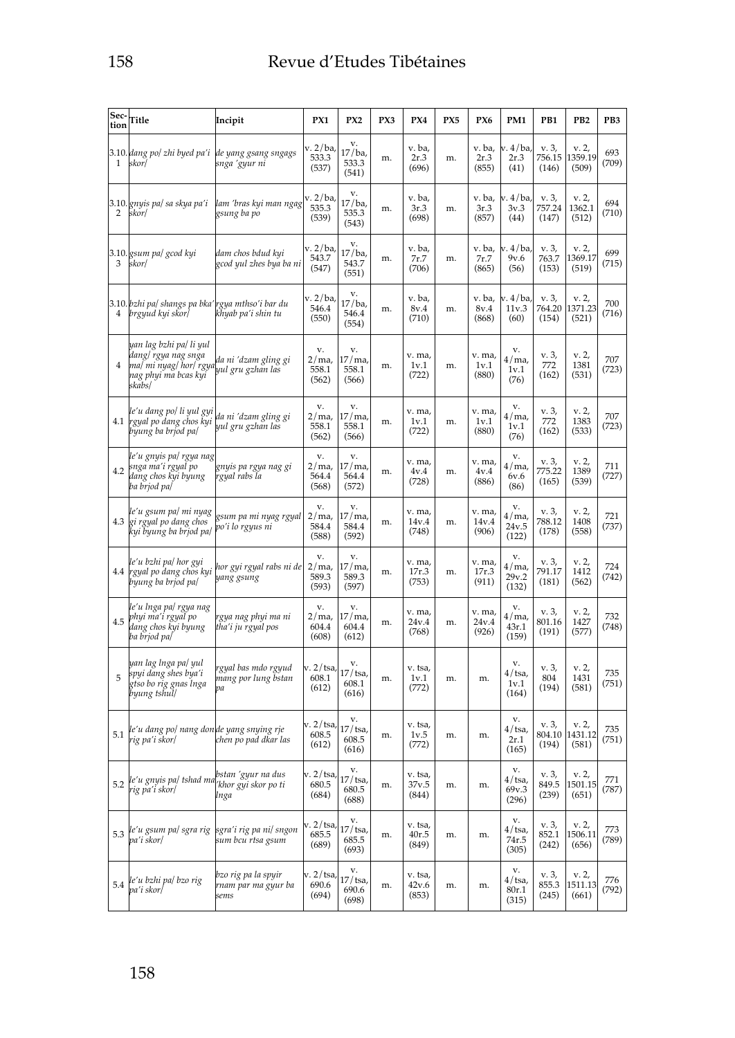| Section | Title | Incipit | PX1 | PX2 | PX3 | PX4 | PX5 | PX6 | PM1 | PB1 | PB2 | PB3 |
|---|---|---|---|---|---|---|---|---|---|---|---|---|
| 3.10.1 | *dang po/ zhi byed pa'i skor/* | *de yang gsang sngags snga 'gyur ni* | v. 2/ba, 533.3 (537) | v. 17/ba, 533.3 (541) | m. | v. ba, 2r.3 (696) | m. | v. ba, 2r.3 (855) | v. 4/ba, 2r.3 (41) | v. 3, 756.15 (146) | v. 2, 1359.19 (509) | 693 (709) |
| 3.10.2 | *gnyis pa/ sa skya pa'i skor/* | *lam 'bras kyi man ngag gsung ba po* | v. 2/ba, 535.3 (539) | v. 17/ba, 535.3 (543) | m. | v. ba, 3r.3 (698) | m. | v. ba, 3r.3 (857) | v. 4/ba, 3v.3 (44) | v. 3, 757.24 (147) | v. 2, 1362.1 (512) | 694 (710) |
| 3.10.3 | *gsum pa/ gcod kyi skor/* | *dam chos bdud kyi gcod yul zhes bya ba ni* | v. 2/ba, 543.7 (547) | v. 17/ba, 543.7 (551) | m. | v. ba, 7r.7 (706) | m. | v. ba, 7r.7 (865) | v. 4/ba, 9v.6 (56) | v. 3, 763.7 (153) | v. 2, 1369.17 (519) | 699 (715) |
| 3.10.4 | *bzhi pa/ shangs pa bka' brgyud kyi skor/* | *rgya mtsho'i bar du khyab pa'i shin tu* | v. 2/ba, 546.4 (550) | v. 17/ba, 546.4 (554) | m. | v. ba, 8v.4 (710) | m. | v. ba, 8v.4 (868) | v. 4/ba, 11v.3 (60) | v. 3, 764.20 (154) | v. 2, 1371.23 (521) | 700 (716) |
| 4 | *yan lag bzhi pa/ li yul dang/ rgya nag snga ma/ mi nyag/ hor/ rgya nag phyi ma bcas kyi skabs/* | *da ni 'dzam gling gi yul gru gzhan las* | v. 2/ma, 558.1 (562) | v. 17/ma, 558.1 (566) | m. | v. ma, 1v.1 (722) | m. | v. ma, 1v.1 (880) | v. 4/ma, 1v.1 (76) | v. 3, 772 (162) | v. 2, 1381 (531) | 707 (723) |
| 4.1 | *le'u dang po/ li yul gyi rgyal po dang chos kyi byung ba brjod pa/* | *da ni 'dzam gling gi yul gru gzhan las* | v. 2/ma, 558.1 (562) | v. 17/ma, 558.1 (566) | m. | v. ma, 1v.1 (722) | m. | v. ma, 1v.1 (880) | v. 4/ma, 1v.1 (76) | v. 3, 772 (162) | v. 2, 1383 (533) | 707 (723) |
| 4.2 | *le'u gnyis pa/ rgya nag snga ma'i rgyal po dang chos kyi byung ba brjod pa/* | *gnyis pa rgya nag gi rgyal rabs la* | v. 2/ma, 564.4 (568) | v. 17/ma, 564.4 (572) | m. | v. ma, 4v.4 (728) | m. | v. ma, 4v.4 (886) | v. 4/ma, 6v.6 (86) | v. 3, 775.22 (165) | v. 2, 1389 (539) | 711 (727) |
| 4.3 | *le'u gsum pa/ mi nyag gi rgyal po dang chos kyi byung ba brjod pa/* | *gsum pa mi nyag rgyal po'i lo rgyus ni* | v. 2/ma, 584.4 (588) | v. 17/ma, 584.4 (592) | m. | v. ma, 14v.4 (748) | m. | v. ma, 14v.4 (906) | v. 4/ma, 24v.5 (122) | v. 3, 788.12 (178) | v. 2, 1408 (558) | 721 (737) |
| 4.4 | *le'u bzhi pa/ hor gyi rgyal po dang chos kyi byung ba brjod pa/* | *hor gyi rgyal rabs ni de yang gsung* | v. 2/ma, 589.3 (593) | v. 17/ma, 589.3 (597) | m. | v. ma, 17r.3 (753) | m. | v. ma, 17r.3 (911) | v. 4/ma, 29v.2 (132) | v. 3, 791.17 (181) | v. 2, 1412 (562) | 724 (742) |
| 4.5 | *le'u lnga pa/ rgya nag phyi ma'i rgyal po dang chos kyi byung ba brjod pa/* | *rgya nag phyi ma ni tha'i ju rgyal pos* | v. 2/ma, 604.4 (608) | v. 17/ma, 604.4 (612) | m. | v. ma, 24v.4 (768) | m. | v. ma, 24v.4 (926) | v. 4/ma, 43r.1 (159) | v. 3, 801.16 (191) | v. 2, 1427 (577) | 732 (748) |
| 5 | *yan lag lnga pa/ yul spyi dang shes bya'i gtso bo rig gnas lnga byung tshul/* | *rgyal bas mdo rgyud mang por lung bstan pa* | v. 2/tsa, 608.1 (612) | v. 17/tsa, 608.1 (616) | m. | v. tsa, 1v.1 (772) | m. | m. | v. 4/tsa, 1v.1 (164) | v. 3, 804 (194) | v. 2, 1431 (581) | 735 (751) |
| 5.1 | *le'u dang po/ nang don rig pa'i skor/* | *de yang snying rje chen po pad dkar las* | v. 2/tsa, 608.5 (612) | v. 17/tsa, 608.5 (616) | m. | v. tsa, 1v.5 (772) | m. | m. | v. 4/tsa, 2r.1 (165) | v. 3, 804.10 (194) | v. 2, 1431.12 (581) | 735 (751) |
| 5.2 | *le'u gnyis pa/ tshad ma rig pa'i skor/* | *bstan 'gyur na dus 'khor gyi skor po ti lnga* | v. 2/tsa, 680.5 (684) | v. 17/tsa, 680.5 (688) | m. | v. tsa, 37v.5 (844) | m. | m. | v. 4/tsa, 69v.3 (296) | v. 3, 849.5 (239) | v. 2, 1501.15 (651) | 771 (787) |
| 5.3 | *le'u gsum pa/ sgra rig pa'i skor/* | *sgra'i rig pa ni/ sngon sum bcu rtsa gsum* | v. 2/tsa, 685.5 (689) | v. 17/tsa, 685.5 (693) | m. | v. tsa, 40r.5 (849) | m. | m. | v. 4/tsa, 74r.5 (305) | v. 3, 852.1 (242) | v. 2, 1506.11 (656) | 773 (789) |
| 5.4 | *le'u bzhi pa/ bzo rig pa'i skor/* | *bzo rig pa la spyir rnam par ma gyur ba sems* | v. 2/tsa, 690.6 (694) | v. 17/tsa, 690.6 (698) | m. | v. tsa, 42v.6 (853) | m. | m. | v. 4/tsa, 80r.1 (315) | v. 3, 855.3 (245) | v. 2, 1511.13 (661) | 776 (792) |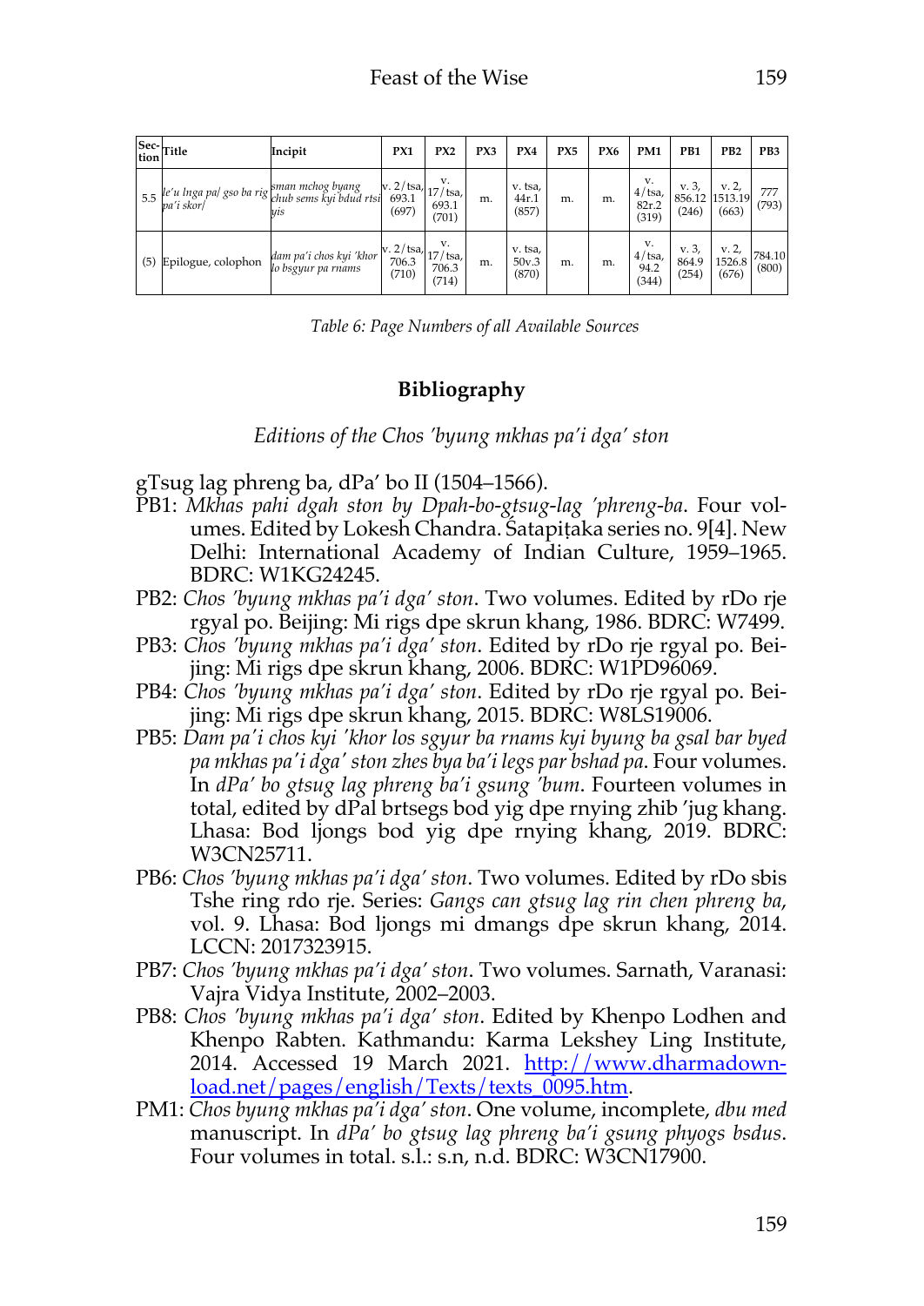| Section | Title | Incipit | PX1 | PX2 | PX3 | PX4 | PX5 | PX6 | PM1 | PB1 | PB2 | PB3 |
|---|---|---|---|---|---|---|---|---|---|---|---|---|
| 5.5 | *le'u lnga pa/ gso ba rig pa'i skor/* | *sman mchog byang chub sems kyi bdud rtsi yis* | v. 2/tsa, 693.1 (697) | v. 17/tsa, 693.1 (701) | m. | v. tsa, 44r.1 (857) | m. | m. | v. 4/tsa, 82r.2 (319) | v. 3, 856.12 (246) | v. 2, 1513.19 (663) | 777 (793) |
| (5) | Epilogue, colophon | *dam pa'i chos kyi 'khor lo bsgyur pa rnams* | v. 2/tsa, 706.3 (710) | v. 17/tsa, 706.3 (714) | m. | v. tsa, 50v.3 (870) | m. | m. | v. 4/tsa, 94.2 (344) | v. 3, 864.9 (254) | v. 2, 1526.8 (676) | 784.10 (800) |

*Table 6: Page Numbers of all Available Sources*

## Bibliography

*Editions of the Chos 'byung mkhas pa'i dga' ston*

gTsug lag phreng ba, dPa' bo II (1504–1566).

PB1: *Mkhas pahi dgah ston by Dpah-bo-gtsug-lag 'phreng-ba*. Four volumes. Edited by Lokesh Chandra. Śatapiṭaka series no. 9[4]. New Delhi: International Academy of Indian Culture, 1959–1965. BDRC: W1KG24245.

PB2: *Chos 'byung mkhas pa'i dga' ston*. Two volumes. Edited by rDo rje rgyal po. Beijing: Mi rigs dpe skrun khang, 1986. BDRC: W7499.

PB3: *Chos 'byung mkhas pa'i dga' ston*. Edited by rDo rje rgyal po. Beijing: Mi rigs dpe skrun khang, 2006. BDRC: W1PD96069.

PB4: *Chos 'byung mkhas pa'i dga' ston*. Edited by rDo rje rgyal po. Beijing: Mi rigs dpe skrun khang, 2015. BDRC: W8LS19006.

PB5: *Dam pa'i chos kyi 'khor los sgyur ba rnams kyi byung ba gsal bar byed pa mkhas pa'i dga' ston zhes bya ba'i legs par bshad pa*. Four volumes. In *dPa' bo gtsug lag phreng ba'i gsung 'bum*. Fourteen volumes in total, edited by dPal brtsegs bod yig dpe rnying zhib 'jug khang. Lhasa: Bod ljongs bod yig dpe rnying khang, 2019. BDRC: W3CN25711.

PB6: *Chos 'byung mkhas pa'i dga' ston*. Two volumes. Edited by rDo sbis Tshe ring rdo rje. Series: *Gangs can gtsug lag rin chen phreng ba*, vol. 9. Lhasa: Bod ljongs mi dmangs dpe skrun khang, 2014. LCCN: 2017323915.

PB7: *Chos 'byung mkhas pa'i dga' ston*. Two volumes. Sarnath, Varanasi: Vajra Vidya Institute, 2002–2003.

PB8: *Chos 'byung mkhas pa'i dga' ston*. Edited by Khenpo Lodhen and Khenpo Rabten. Kathmandu: Karma Lekshey Ling Institute, 2014. Accessed 19 March 2021. http://www.dharmadownload.net/pages/english/Texts/texts_0095.htm.

PM1: *Chos byung mkhas pa'i dga' ston*. One volume, incomplete, *dbu med* manuscript. In *dPa' bo gtsug lag phreng ba'i gsung phyogs bsdus*. Four volumes in total. s.l.: s.n, n.d. BDRC: W3CN17900.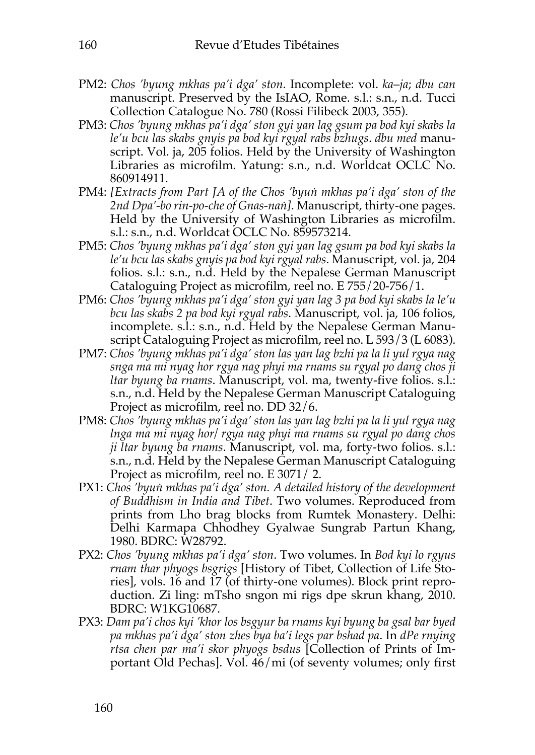PM2: *Chos 'byung mkhas pa'i dga' ston*. Incomplete: vol. *ka–ja*; *dbu can* manuscript. Preserved by the IsIAO, Rome. s.l.: s.n., n.d. Tucci Collection Catalogue No. 780 (Rossi Filibeck 2003, 355).

PM3: *Chos 'byung mkhas pa'i dga' ston gyi yan lag gsum pa bod kyi skabs la le'u bcu las skabs gnyis pa bod kyi rgyal rabs bzhugs*. *dbu med* manuscript. Vol. ja, 205 folios. Held by the University of Washington Libraries as microfilm. Yatung: s.n., n.d. Worldcat OCLC No. 860914911.

PM4: *[Extracts from Part JA of the Chos 'byuṅ mkhas pa'i dga' ston of the 2nd Dpa'-bo rin-po-che of Gnas-naṅ]*. Manuscript, thirty-one pages. Held by the University of Washington Libraries as microfilm. s.l.: s.n., n.d. Worldcat OCLC No. 859573214.

PM5: *Chos 'byung mkhas pa'i dga' ston gyi yan lag gsum pa bod kyi skabs la le'u bcu las skabs gnyis pa bod kyi rgyal rabs*. Manuscript, vol. ja, 204 folios. s.l.: s.n., n.d. Held by the Nepalese German Manuscript Cataloguing Project as microfilm, reel no. E 755/20-756/1.

PM6: *Chos 'byung mkhas pa'i dga' ston gyi yan lag 3 pa bod kyi skabs la le'u bcu las skabs 2 pa bod kyi rgyal rabs*. Manuscript, vol. ja, 106 folios, incomplete. s.l.: s.n., n.d. Held by the Nepalese German Manuscript Cataloguing Project as microfilm, reel no. L 593/3 (L 6083).

PM7: *Chos 'byung mkhas pa'i dga' ston las yan lag bzhi pa la li yul rgya nag snga ma mi nyag hor rgya nag phyi ma rnams su rgyal po dang chos ji ltar byung ba rnams*. Manuscript, vol. ma, twenty-five folios. s.l.: s.n., n.d. Held by the Nepalese German Manuscript Cataloguing Project as microfilm, reel no. DD 32/6.

PM8: *Chos 'byung mkhas pa'i dga' ston las yan lag bzhi pa la li yul rgya nag lnga ma mi nyag hor/ rgya nag phyi ma rnams su rgyal po dang chos ji ltar byung ba rnams*. Manuscript, vol. ma, forty-two folios. s.l.: s.n., n.d. Held by the Nepalese German Manuscript Cataloguing Project as microfilm, reel no. E 3071/ 2.

PX1: *Chos 'byuṅ mkhas pa'i dga' ston. A detailed history of the development of Buddhism in India and Tibet*. Two volumes. Reproduced from prints from Lho brag blocks from Rumtek Monastery. Delhi: Delhi Karmapa Chhodhey Gyalwae Sungrab Partun Khang, 1980. BDRC: W28792.

PX2: *Chos 'byung mkhas pa'i dga' ston*. Two volumes. In *Bod kyi lo rgyus rnam thar phyogs bsgrigs* [History of Tibet, Collection of Life Stories], vols. 16 and 17 (of thirty-one volumes). Block print reproduction. Zi ling: mTsho sngon mi rigs dpe skrun khang, 2010. BDRC: W1KG10687.

PX3: *Dam pa'i chos kyi 'khor los bsgyur ba rnams kyi byung ba gsal bar byed pa mkhas pa'i dga' ston zhes bya ba'i legs par bshad pa*. In *dPe rnying rtsa chen par ma'i skor phyogs bsdus* [Collection of Prints of Important Old Pechas]. Vol. 46/mi (of seventy volumes; only first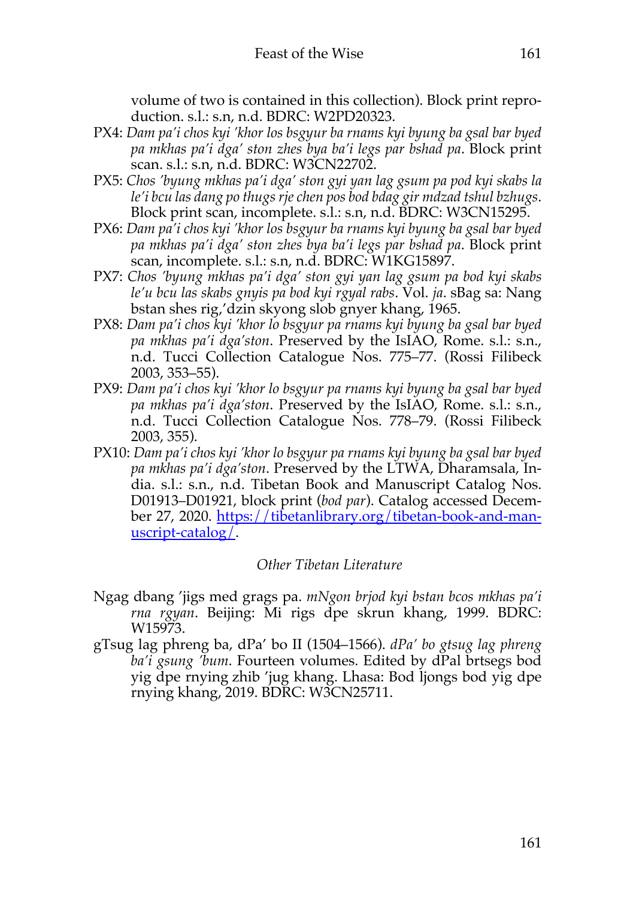volume of two is contained in this collection). Block print reproduction. s.l.: s.n, n.d. BDRC: W2PD20323.

PX4: *Dam pa'i chos kyi 'khor los bsgyur ba rnams kyi byung ba gsal bar byed pa mkhas pa'i dga' ston zhes bya ba'i legs par bshad pa*. Block print scan. s.l.: s.n, n.d. BDRC: W3CN22702.

PX5: *Chos 'byung mkhas pa'i dga' ston gyi yan lag gsum pa pod kyi skabs la le'i bcu las dang po thugs rje chen pos bod bdag gir mdzad tshul bzhugs*. Block print scan, incomplete. s.l.: s.n, n.d. BDRC: W3CN15295.

PX6: *Dam pa'i chos kyi 'khor los bsgyur ba rnams kyi byung ba gsal bar byed pa mkhas pa'i dga' ston zhes bya ba'i legs par bshad pa*. Block print scan, incomplete. s.l.: s.n, n.d. BDRC: W1KG15897.

PX7: *Chos 'byung mkhas pa'i dga' ston gyi yan lag gsum pa bod kyi skabs le'u bcu las skabs gnyis pa bod kyi rgyal rabs*. Vol. *ja*. sBag sa: Nang bstan shes rig,'dzin skyong slob gnyer khang, 1965.

PX8: *Dam pa'i chos kyi 'khor lo bsgyur pa rnams kyi byung ba gsal bar byed pa mkhas pa'i dga'ston*. Preserved by the IsIAO, Rome. s.l.: s.n., n.d. Tucci Collection Catalogue Nos. 775–77. (Rossi Filibeck 2003, 353–55).

PX9: *Dam pa'i chos kyi 'khor lo bsgyur pa rnams kyi byung ba gsal bar byed pa mkhas pa'i dga'ston*. Preserved by the IsIAO, Rome. s.l.: s.n., n.d. Tucci Collection Catalogue Nos. 778–79. (Rossi Filibeck 2003, 355).

PX10: *Dam pa'i chos kyi 'khor lo bsgyur pa rnams kyi byung ba gsal bar byed pa mkhas pa'i dga'ston*. Preserved by the LTWA, Dharamsala, India. s.l.: s.n., n.d. Tibetan Book and Manuscript Catalog Nos. D01913–D01921, block print (*bod par*). Catalog accessed December 27, 2020. https://tibetanlibrary.org/tibetan-book-and-manuscript-catalog/.

*Other Tibetan Literature*

Ngag dbang 'jigs med grags pa. *mNgon brjod kyi bstan bcos mkhas pa'i rna rgyan*. Beijing: Mi rigs dpe skrun khang, 1999. BDRC: W15973.

gTsug lag phreng ba, dPa' bo II (1504–1566). *dPa' bo gtsug lag phreng ba'i gsung 'bum*. Fourteen volumes. Edited by dPal brtsegs bod yig dpe rnying zhib 'jug khang. Lhasa: Bod ljongs bod yig dpe rnying khang, 2019. BDRC: W3CN25711.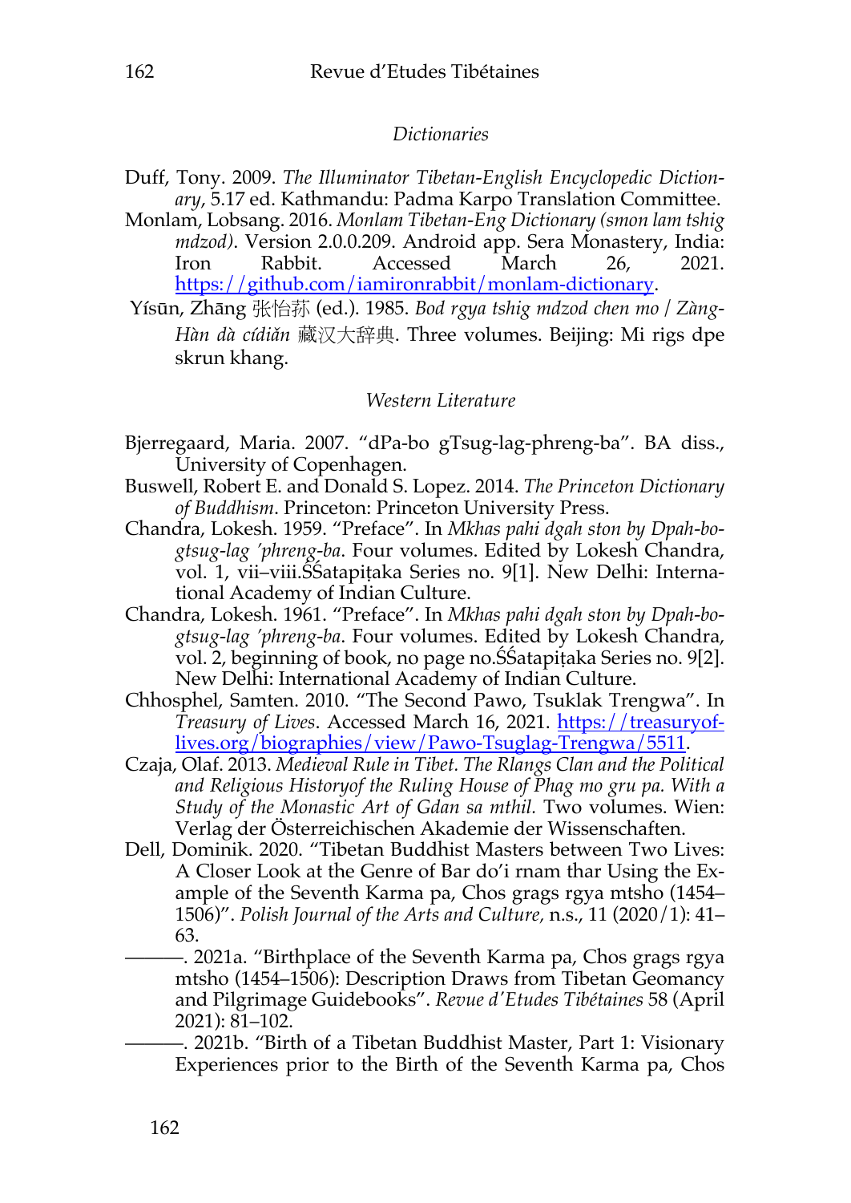*Dictionaries*

Duff, Tony. 2009. *The Illuminator Tibetan-English Encyclopedic Dictionary*, 5.17 ed. Kathmandu: Padma Karpo Translation Committee.

Monlam, Lobsang. 2016. *Monlam Tibetan-Eng Dictionary (smon lam tshig mdzod)*. Version 2.0.0.209. Android app. Sera Monastery, India: Iron Rabbit. Accessed March 26, 2021. https://github.com/iamironrabbit/monlam-dictionary.

Yísūn, Zhāng 张怡荪 (ed.). 1985. *Bod rgya tshig mdzod chen mo / Zàng-Hàn dà cídiǎn* 藏汉大辞典. Three volumes. Beijing: Mi rigs dpe skrun khang.

*Western Literature*

Bjerregaard, Maria. 2007. "dPa-bo gTsug-lag-phreng-ba". BA diss., University of Copenhagen.

Buswell, Robert E. and Donald S. Lopez. 2014. *The Princeton Dictionary of Buddhism*. Princeton: Princeton University Press.

Chandra, Lokesh. 1959. "Preface". In *Mkhas pahi dgah ston by Dpah-bo-gtsug-lag 'phreng-ba*. Four volumes. Edited by Lokesh Chandra, vol. 1, vii–viii.ŚŚatapiṭaka Series no. 9[1]. New Delhi: International Academy of Indian Culture.

Chandra, Lokesh. 1961. "Preface". In *Mkhas pahi dgah ston by Dpah-bo-gtsug-lag 'phreng-ba*. Four volumes. Edited by Lokesh Chandra, vol. 2, beginning of book, no page no.ŚŚatapiṭaka Series no. 9[2]. New Delhi: International Academy of Indian Culture.

Chhosphel, Samten. 2010. "The Second Pawo, Tsuklak Trengwa". In *Treasury of Lives*. Accessed March 16, 2021. https://treasuryoflives.org/biographies/view/Pawo-Tsuglag-Trengwa/5511.

Czaja, Olaf. 2013. *Medieval Rule in Tibet. The Rlangs Clan and the Political and Religious Historyof the Ruling House of Phag mo gru pa. With a Study of the Monastic Art of Gdan sa mthil.* Two volumes. Wien: Verlag der Österreichischen Akademie der Wissenschaften.

Dell, Dominik. 2020. "Tibetan Buddhist Masters between Two Lives: A Closer Look at the Genre of Bar do'i rnam thar Using the Example of the Seventh Karma pa, Chos grags rgya mtsho (1454–1506)". *Polish Journal of the Arts and Culture,* n.s., 11 (2020/1): 41–63.

———. 2021a. "Birthplace of the Seventh Karma pa, Chos grags rgya mtsho (1454–1506): Description Draws from Tibetan Geomancy and Pilgrimage Guidebooks". *Revue d'Etudes Tibétaines* 58 (April 2021): 81–102.

———. 2021b. "Birth of a Tibetan Buddhist Master, Part 1: Visionary Experiences prior to the Birth of the Seventh Karma pa, Chos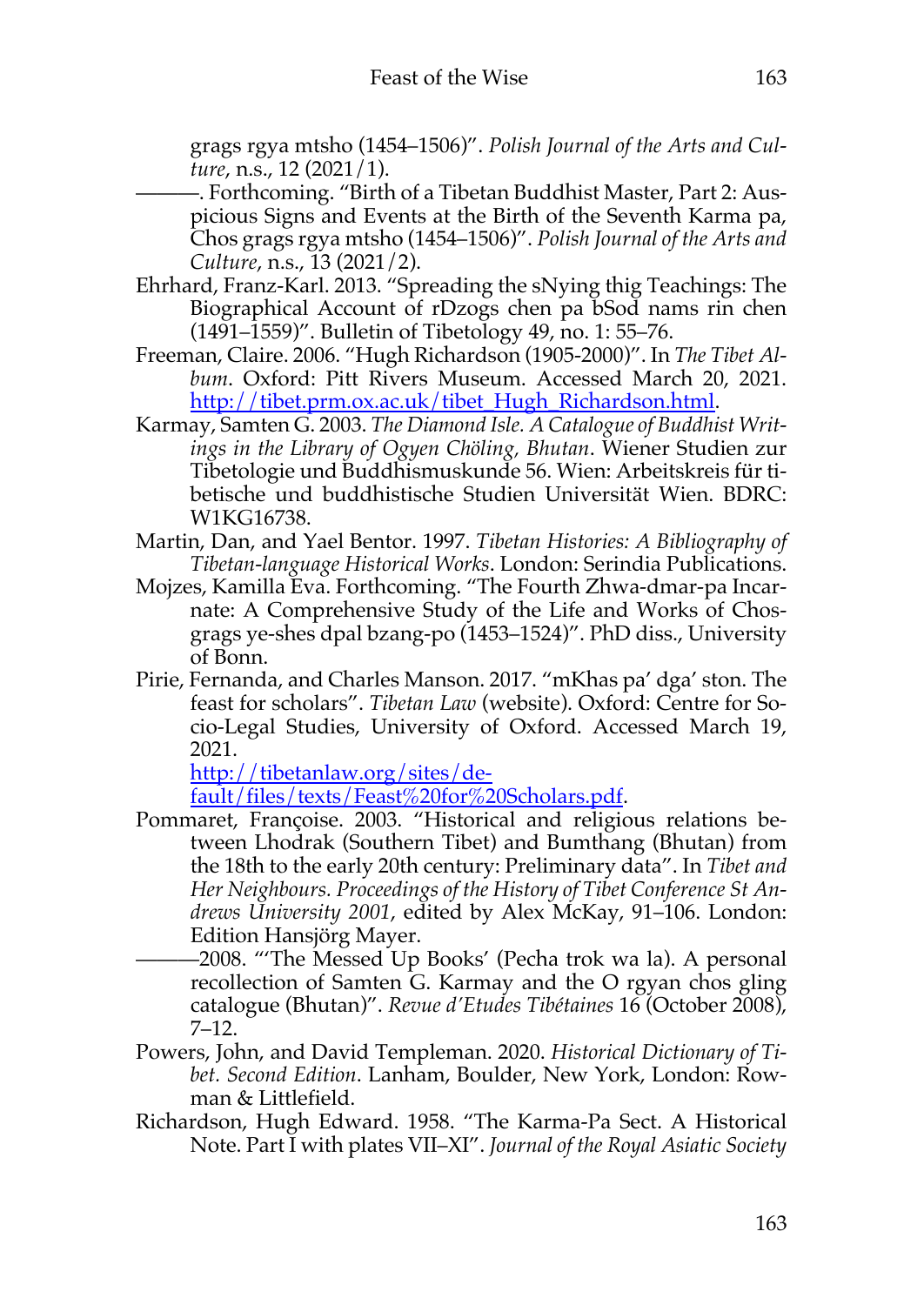grags rgya mtsho (1454–1506)". *Polish Journal of the Arts and Culture*, n.s., 12 (2021/1).

———. Forthcoming. "Birth of a Tibetan Buddhist Master, Part 2: Auspicious Signs and Events at the Birth of the Seventh Karma pa, Chos grags rgya mtsho (1454–1506)". *Polish Journal of the Arts and Culture*, n.s., 13 (2021/2).

Ehrhard, Franz-Karl. 2013. "Spreading the sNying thig Teachings: The Biographical Account of rDzogs chen pa bSod nams rin chen (1491–1559)". Bulletin of Tibetology 49, no. 1: 55–76.

Freeman, Claire. 2006. "Hugh Richardson (1905-2000)". In *The Tibet Album*. Oxford: Pitt Rivers Museum. Accessed March 20, 2021. [http://tibet.prm.ox.ac.uk/tibet_Hugh_Richardson.html](http://tibet.prm.ox.ac.uk/tibet_Hugh_Richardson.html).

Karmay, Samten G. 2003. *The Diamond Isle. A Catalogue of Buddhist Writings in the Library of Ogyen Chöling, Bhutan*. Wiener Studien zur Tibetologie und Buddhismuskunde 56. Wien: Arbeitskreis für tibetische und buddhistische Studien Universität Wien. BDRC: W1KG16738.

Martin, Dan, and Yael Bentor. 1997. *Tibetan Histories: A Bibliography of Tibetan-language Historical Works*. London: Serindia Publications.

Mojzes, Kamilla Eva. Forthcoming. "The Fourth Zhwa-dmar-pa Incarnate: A Comprehensive Study of the Life and Works of Chos-grags ye-shes dpal bzang-po (1453–1524)". PhD diss., University of Bonn.

Pirie, Fernanda, and Charles Manson. 2017. "mKhas pa' dga' ston. The feast for scholars". *Tibetan Law* (website). Oxford: Centre for Socio-Legal Studies, University of Oxford. Accessed March 19, 2021. [http://tibetanlaw.org/sites/default/files/texts/Feast%20for%20Scholars.pdf](http://tibetanlaw.org/sites/default/files/texts/Feast%20for%20Scholars.pdf).

Pommaret, Françoise. 2003. "Historical and religious relations between Lhodrak (Southern Tibet) and Bumthang (Bhutan) from the 18th to the early 20th century: Preliminary data". In *Tibet and Her Neighbours. Proceedings of the History of Tibet Conference St Andrews University 2001*, edited by Alex McKay, 91–106. London: Edition Hansjörg Mayer.

———2008. "'The Messed Up Books' (Pecha trok wa la). A personal recollection of Samten G. Karmay and the O rgyan chos gling catalogue (Bhutan)". *Revue d'Etudes Tibétaines* 16 (October 2008), 7–12.

Powers, John, and David Templeman. 2020. *Historical Dictionary of Tibet. Second Edition*. Lanham, Boulder, New York, London: Rowman & Littlefield.

Richardson, Hugh Edward. 1958. "The Karma-Pa Sect. A Historical Note. Part I with plates VII–XI". *Journal of the Royal Asiatic Society*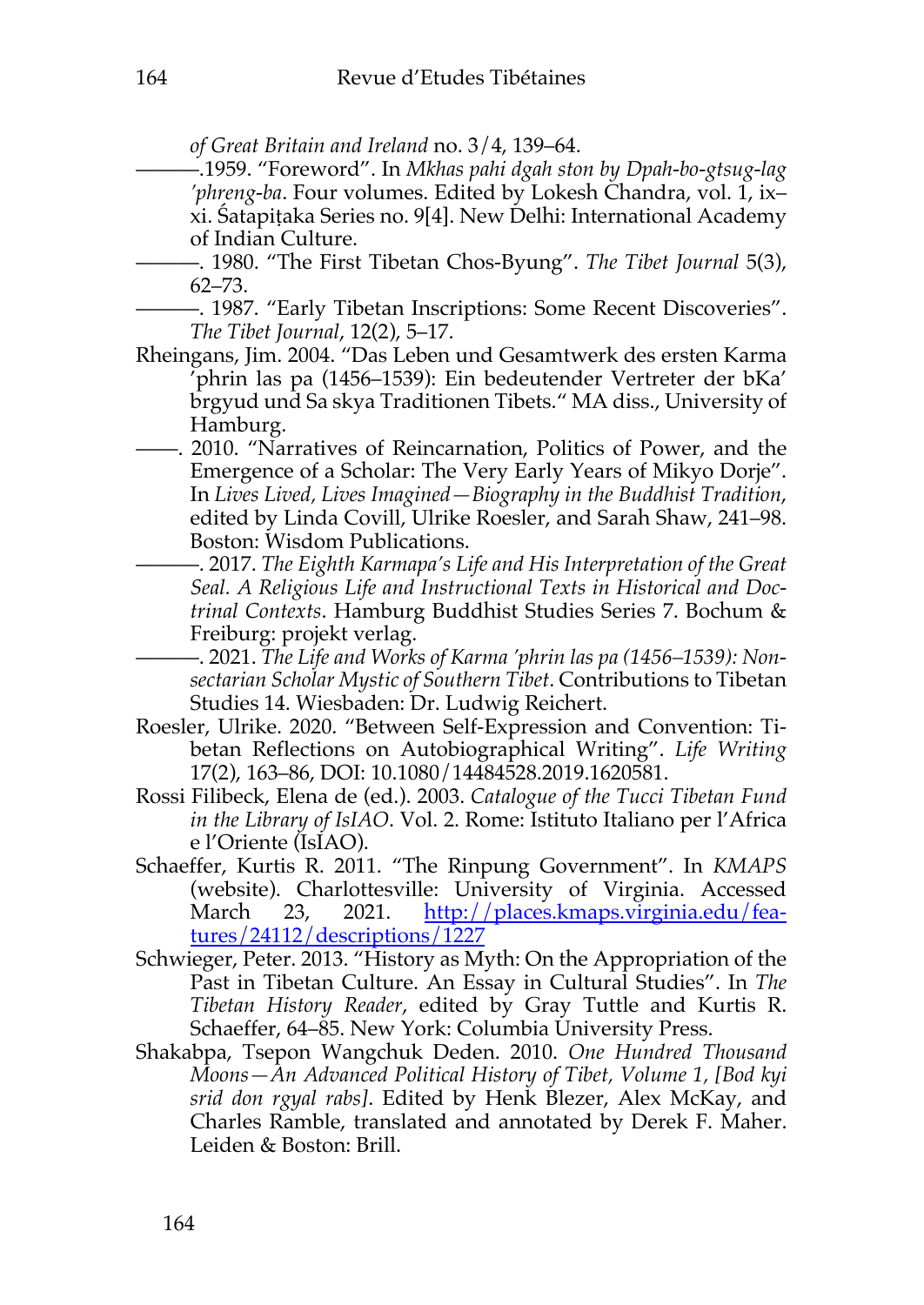*of Great Britain and Ireland* no. 3/4, 139–64.

———.1959. "Foreword". In *Mkhas pahi dgah ston by Dpah-bo-gtsug-lag 'phreng-ba*. Four volumes. Edited by Lokesh Chandra, vol. 1, ix–xi. Śatapiṭaka Series no. 9[4]. New Delhi: International Academy of Indian Culture.

———. 1980. "The First Tibetan Chos-Byung". *The Tibet Journal* 5(3), 62–73.

———. 1987. "Early Tibetan Inscriptions: Some Recent Discoveries". *The Tibet Journal*, 12(2), 5–17.

Rheingans, Jim. 2004. "Das Leben und Gesamtwerk des ersten Karma 'phrin las pa (1456–1539): Ein bedeutender Vertreter der bKa' brgyud und Sa skya Traditionen Tibets." MA diss., University of Hamburg.

——. 2010. "Narratives of Reincarnation, Politics of Power, and the Emergence of a Scholar: The Very Early Years of Mikyo Dorje". In *Lives Lived, Lives Imagined—Biography in the Buddhist Tradition*, edited by Linda Covill, Ulrike Roesler, and Sarah Shaw, 241–98. Boston: Wisdom Publications.

———. 2017. *The Eighth Karmapa's Life and His Interpretation of the Great Seal. A Religious Life and Instructional Texts in Historical and Doctrinal Contexts*. Hamburg Buddhist Studies Series 7. Bochum & Freiburg: projekt verlag.

———. 2021. *The Life and Works of Karma 'phrin las pa (1456–1539): Non-sectarian Scholar Mystic of Southern Tibet*. Contributions to Tibetan Studies 14. Wiesbaden: Dr. Ludwig Reichert.

Roesler, Ulrike. 2020. "Between Self-Expression and Convention: Tibetan Reflections on Autobiographical Writing". *Life Writing* 17(2), 163–86, DOI: 10.1080/14484528.2019.1620581.

Rossi Filibeck, Elena de (ed.). 2003. *Catalogue of the Tucci Tibetan Fund in the Library of IsIAO*. Vol. 2. Rome: Istituto Italiano per l'Africa e l'Oriente (IsIAO).

Schaeffer, Kurtis R. 2011. "The Rinpung Government". In *KMAPS* (website). Charlottesville: University of Virginia. Accessed March 23, 2021. http://places.kmaps.virginia.edu/features/24112/descriptions/1227

Schwieger, Peter. 2013. "History as Myth: On the Appropriation of the Past in Tibetan Culture. An Essay in Cultural Studies". In *The Tibetan History Reader*, edited by Gray Tuttle and Kurtis R. Schaeffer, 64–85. New York: Columbia University Press.

Shakabpa, Tsepon Wangchuk Deden. 2010. *One Hundred Thousand Moons—An Advanced Political History of Tibet, Volume 1, [Bod kyi srid don rgyal rabs]*. Edited by Henk Blezer, Alex McKay, and Charles Ramble, translated and annotated by Derek F. Maher. Leiden & Boston: Brill.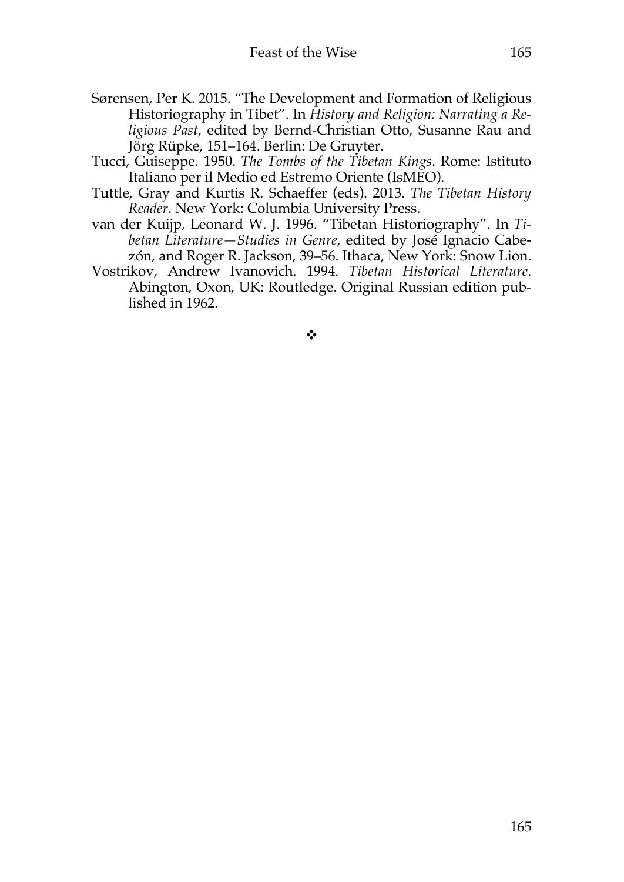Sørensen, Per K. 2015. "The Development and Formation of Religious Historiography in Tibet". In *History and Religion: Narrating a Religious Past*, edited by Bernd-Christian Otto, Susanne Rau and Jörg Rüpke, 151–164. Berlin: De Gruyter.

Tucci, Guiseppe. 1950. *The Tombs of the Tibetan Kings*. Rome: Istituto Italiano per il Medio ed Estremo Oriente (IsMEO).

Tuttle, Gray and Kurtis R. Schaeffer (eds). 2013. *The Tibetan History Reader*. New York: Columbia University Press.

van der Kuijp, Leonard W. J. 1996. "Tibetan Historiography". In *Tibetan Literature—Studies in Genre*, edited by José Ignacio Cabezón, and Roger R. Jackson, 39–56. Ithaca, New York: Snow Lion.

Vostrikov, Andrew Ivanovich. 1994. *Tibetan Historical Literature*. Abington, Oxon, UK: Routledge. Original Russian edition published in 1962.

❖